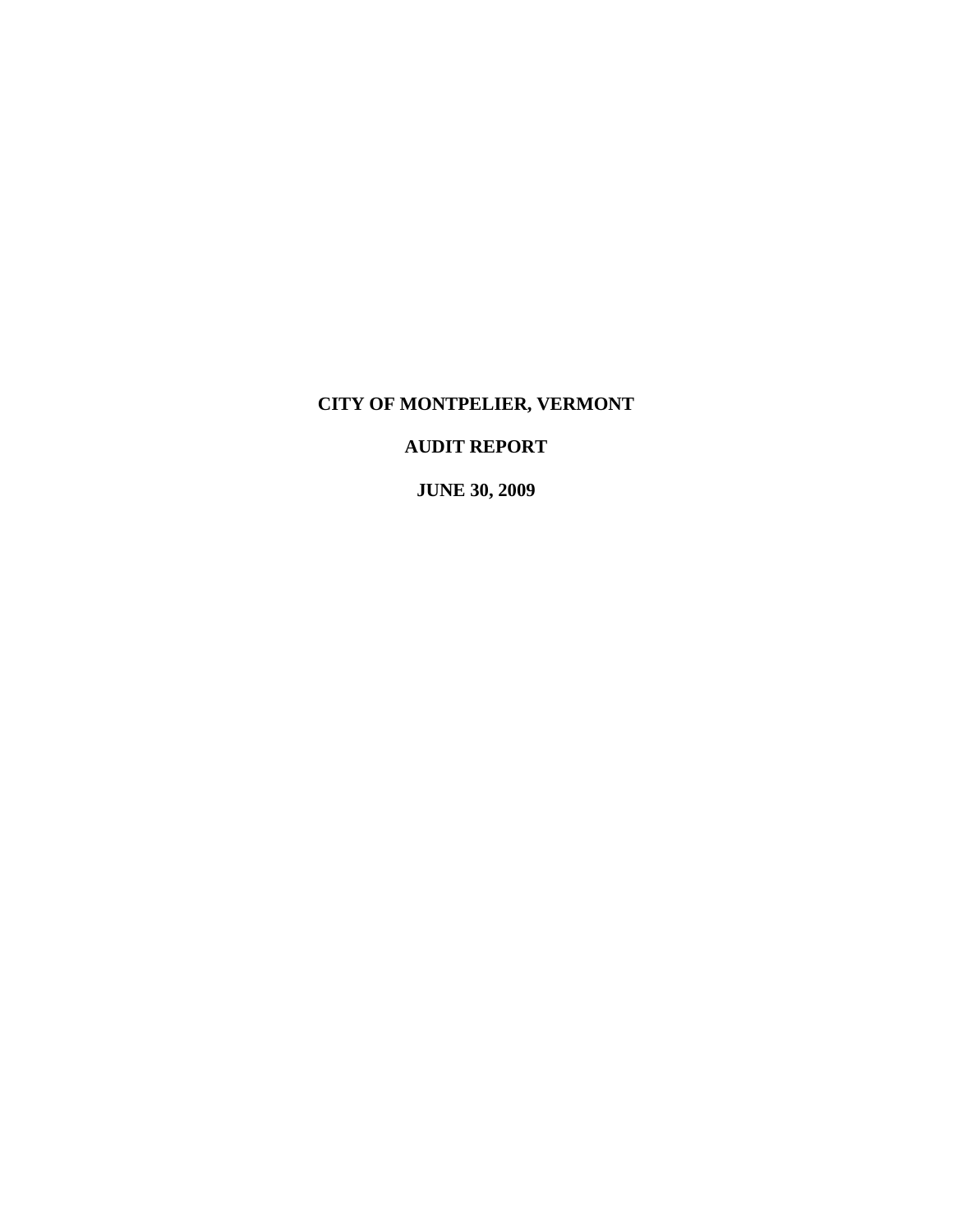# CITY OF MONTPELIER, VERMONT

## AUDIT REPORT

## JUNE 30, 2009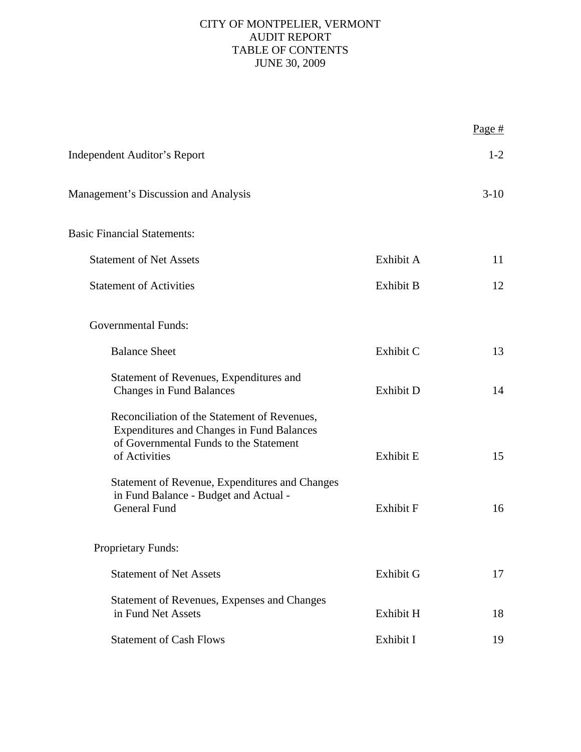# CITY OF MONTPELIER, VERMONT
## AUDIT REPORT
## TABLE OF CONTENTS
## JUNE 30, 2009

| | | Page # |
|---|---|---|
| Independent Auditor's Report | | 1-2 |
| Management's Discussion and Analysis | | 3-10 |
| Basic Financial Statements: | | |
| Statement of Net Assets | Exhibit A | 11 |
| Statement of Activities | Exhibit B | 12 |
| Governmental Funds: | | |
| Balance Sheet | Exhibit C | 13 |
| Statement of Revenues, Expenditures and Changes in Fund Balances | Exhibit D | 14 |
| Reconciliation of the Statement of Revenues, Expenditures and Changes in Fund Balances of Governmental Funds to the Statement of Activities | Exhibit E | 15 |
| Statement of Revenue, Expenditures and Changes in Fund Balance - Budget and Actual - General Fund | Exhibit F | 16 |
| Proprietary Funds: | | |
| Statement of Net Assets | Exhibit G | 17 |
| Statement of Revenues, Expenses and Changes in Fund Net Assets | Exhibit H | 18 |
| Statement of Cash Flows | Exhibit I | 19 |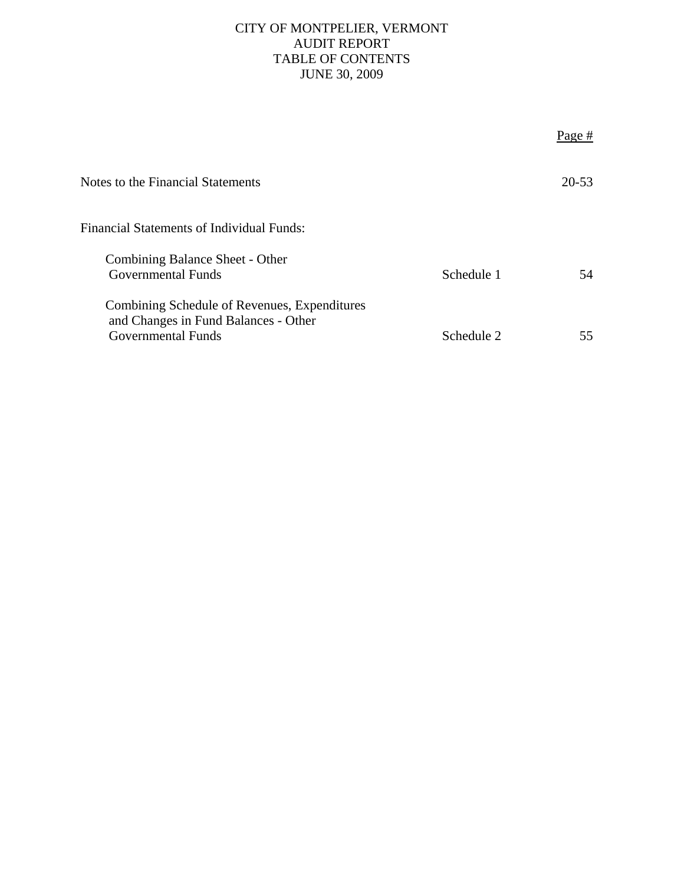# CITY OF MONTPELIER, VERMONT
## AUDIT REPORT
## TABLE OF CONTENTS
## JUNE 30, 2009

| | | Page # |
|---|---|---|
| Notes to the Financial Statements | | 20-53 |
| Financial Statements of Individual Funds: | | |
| Combining Balance Sheet - Other Governmental Funds | Schedule 1 | 54 |
| Combining Schedule of Revenues, Expenditures and Changes in Fund Balances - Other Governmental Funds | Schedule 2 | 55 |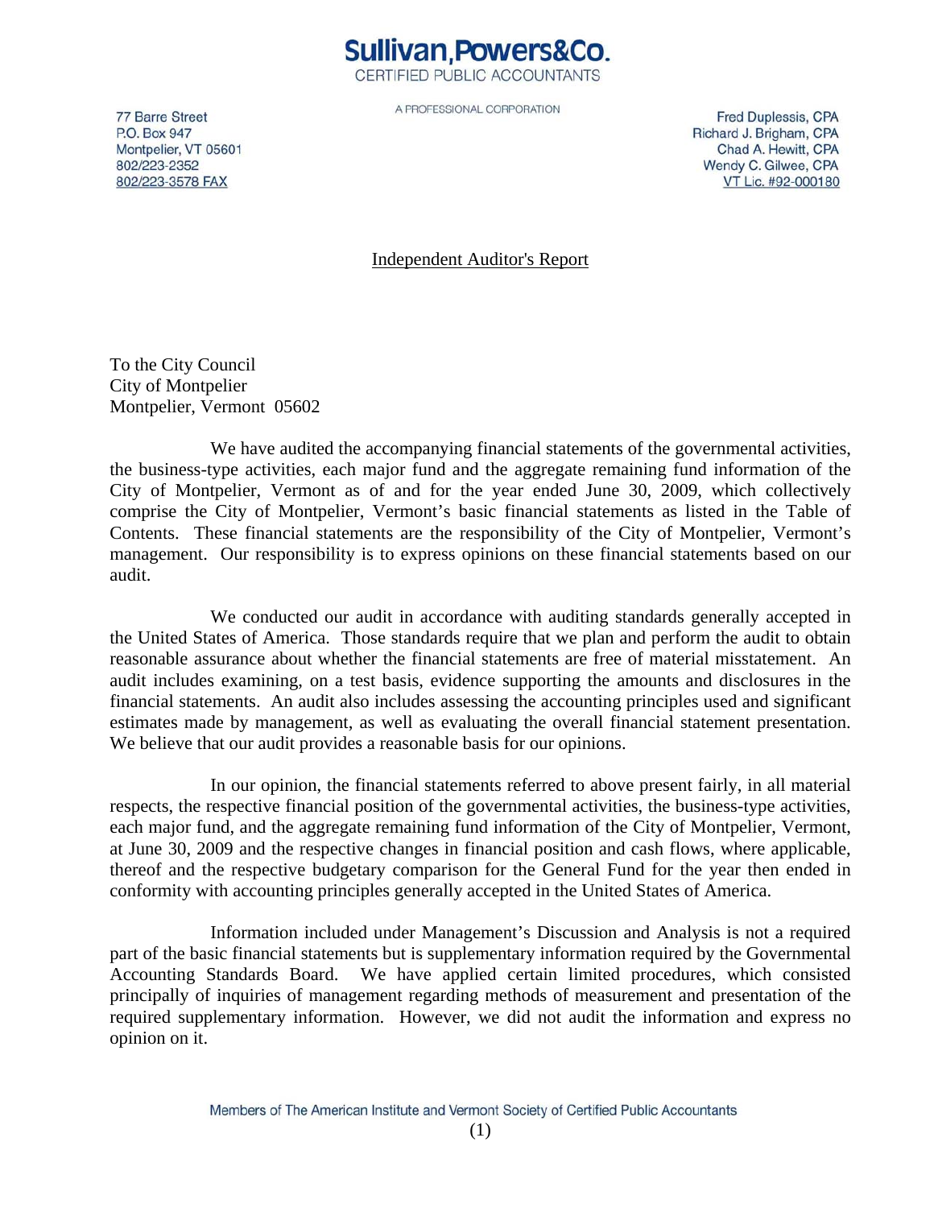**Sullivan,Powers&Co.**
CERTIFIED PUBLIC ACCOUNTANTS

A PROFESSIONAL CORPORATION

77 Barre Street
P.O. Box 947
Montpelier, VT 05601
802/223-2352
802/223-3578 FAX

Fred Duplessis, CPA
Richard J. Brigham, CPA
Chad A. Hewitt, CPA
Wendy C. Gilwee, CPA
VT Lic. #92-000180

## Independent Auditor's Report

To the City Council
City of Montpelier
Montpelier, Vermont 05602

We have audited the accompanying financial statements of the governmental activities, the business-type activities, each major fund and the aggregate remaining fund information of the City of Montpelier, Vermont as of and for the year ended June 30, 2009, which collectively comprise the City of Montpelier, Vermont's basic financial statements as listed in the Table of Contents. These financial statements are the responsibility of the City of Montpelier, Vermont's management. Our responsibility is to express opinions on these financial statements based on our audit.

We conducted our audit in accordance with auditing standards generally accepted in the United States of America. Those standards require that we plan and perform the audit to obtain reasonable assurance about whether the financial statements are free of material misstatement. An audit includes examining, on a test basis, evidence supporting the amounts and disclosures in the financial statements. An audit also includes assessing the accounting principles used and significant estimates made by management, as well as evaluating the overall financial statement presentation. We believe that our audit provides a reasonable basis for our opinions.

In our opinion, the financial statements referred to above present fairly, in all material respects, the respective financial position of the governmental activities, the business-type activities, each major fund, and the aggregate remaining fund information of the City of Montpelier, Vermont, at June 30, 2009 and the respective changes in financial position and cash flows, where applicable, thereof and the respective budgetary comparison for the General Fund for the year then ended in conformity with accounting principles generally accepted in the United States of America.

Information included under Management's Discussion and Analysis is not a required part of the basic financial statements but is supplementary information required by the Governmental Accounting Standards Board. We have applied certain limited procedures, which consisted principally of inquiries of management regarding methods of measurement and presentation of the required supplementary information. However, we did not audit the information and express no opinion on it.

Members of The American Institute and Vermont Society of Certified Public Accountants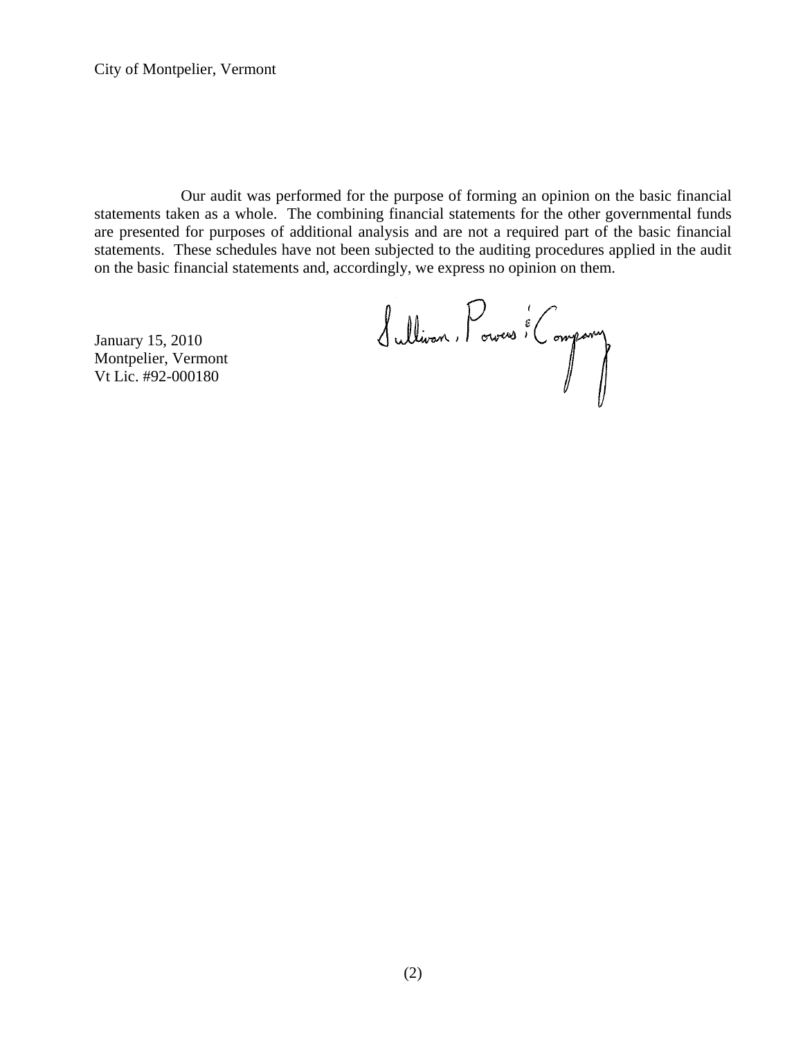City of Montpelier, Vermont

Our audit was performed for the purpose of forming an opinion on the basic financial statements taken as a whole. The combining financial statements for the other governmental funds are presented for purposes of additional analysis and are not a required part of the basic financial statements. These schedules have not been subjected to the auditing procedures applied in the audit on the basic financial statements and, accordingly, we express no opinion on them.

January 15, 2010
Montpelier, Vermont
Vt Lic. #92-000180

Sullivan, Powers & Company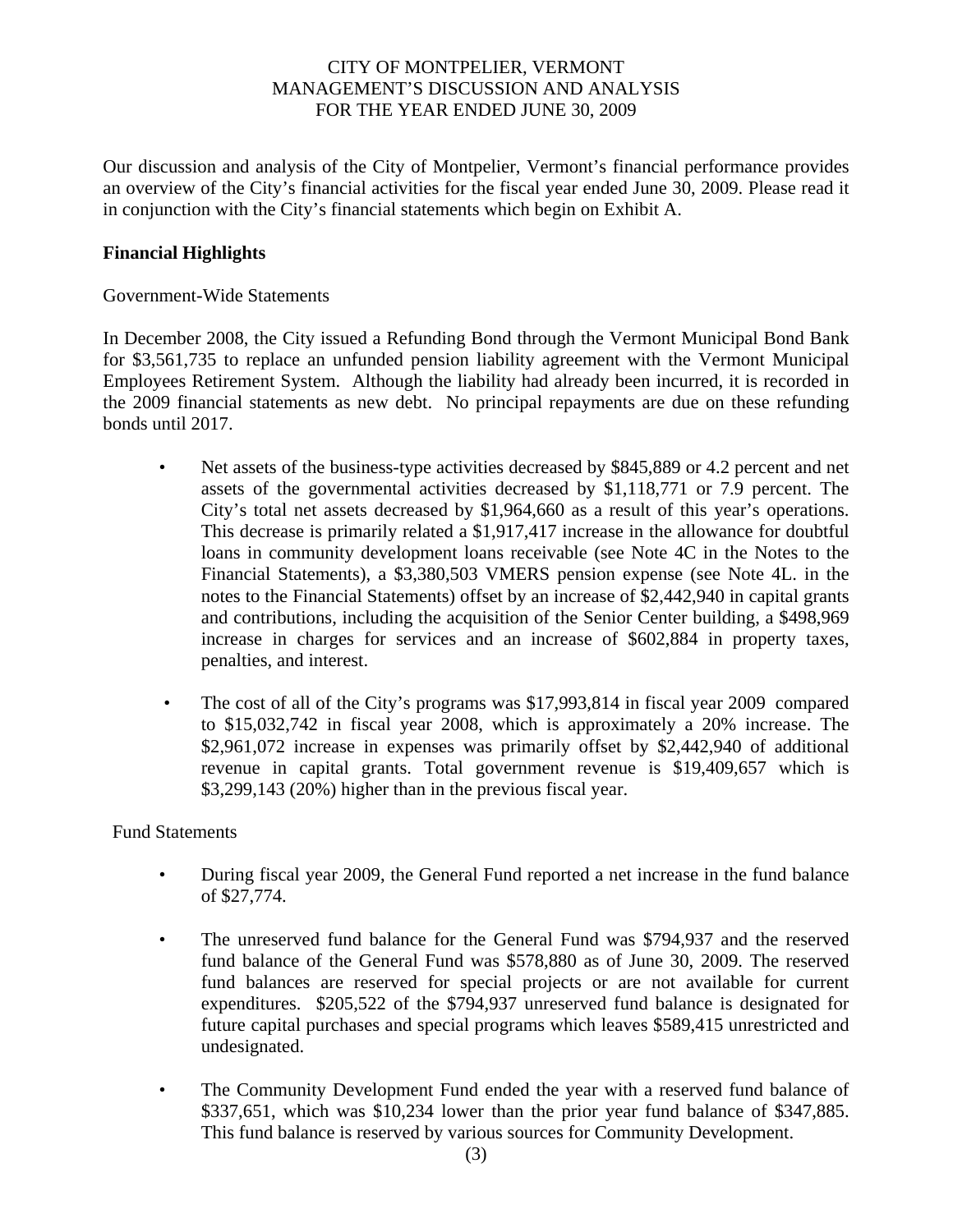# CITY OF MONTPELIER, VERMONT
# MANAGEMENT'S DISCUSSION AND ANALYSIS
# FOR THE YEAR ENDED JUNE 30, 2009

Our discussion and analysis of the City of Montpelier, Vermont's financial performance provides an overview of the City's financial activities for the fiscal year ended June 30, 2009. Please read it in conjunction with the City's financial statements which begin on Exhibit A.

## Financial Highlights

Government-Wide Statements

In December 2008, the City issued a Refunding Bond through the Vermont Municipal Bond Bank for $3,561,735 to replace an unfunded pension liability agreement with the Vermont Municipal Employees Retirement System. Although the liability had already been incurred, it is recorded in the 2009 financial statements as new debt. No principal repayments are due on these refunding bonds until 2017.

- Net assets of the business-type activities decreased by $845,889 or 4.2 percent and net assets of the governmental activities decreased by $1,118,771 or 7.9 percent. The City's total net assets decreased by $1,964,660 as a result of this year's operations. This decrease is primarily related a $1,917,417 increase in the allowance for doubtful loans in community development loans receivable (see Note 4C in the Notes to the Financial Statements), a $3,380,503 VMERS pension expense (see Note 4L. in the notes to the Financial Statements) offset by an increase of $2,442,940 in capital grants and contributions, including the acquisition of the Senior Center building, a $498,969 increase in charges for services and an increase of $602,884 in property taxes, penalties, and interest.

- The cost of all of the City's programs was $17,993,814 in fiscal year 2009 compared to $15,032,742 in fiscal year 2008, which is approximately a 20% increase. The $2,961,072 increase in expenses was primarily offset by $2,442,940 of additional revenue in capital grants. Total government revenue is $19,409,657 which is $3,299,143 (20%) higher than in the previous fiscal year.

Fund Statements

- During fiscal year 2009, the General Fund reported a net increase in the fund balance of $27,774.

- The unreserved fund balance for the General Fund was $794,937 and the reserved fund balance of the General Fund was $578,880 as of June 30, 2009. The reserved fund balances are reserved for special projects or are not available for current expenditures. $205,522 of the $794,937 unreserved fund balance is designated for future capital purchases and special programs which leaves $589,415 unrestricted and undesignated.

- The Community Development Fund ended the year with a reserved fund balance of $337,651, which was $10,234 lower than the prior year fund balance of $347,885. This fund balance is reserved by various sources for Community Development.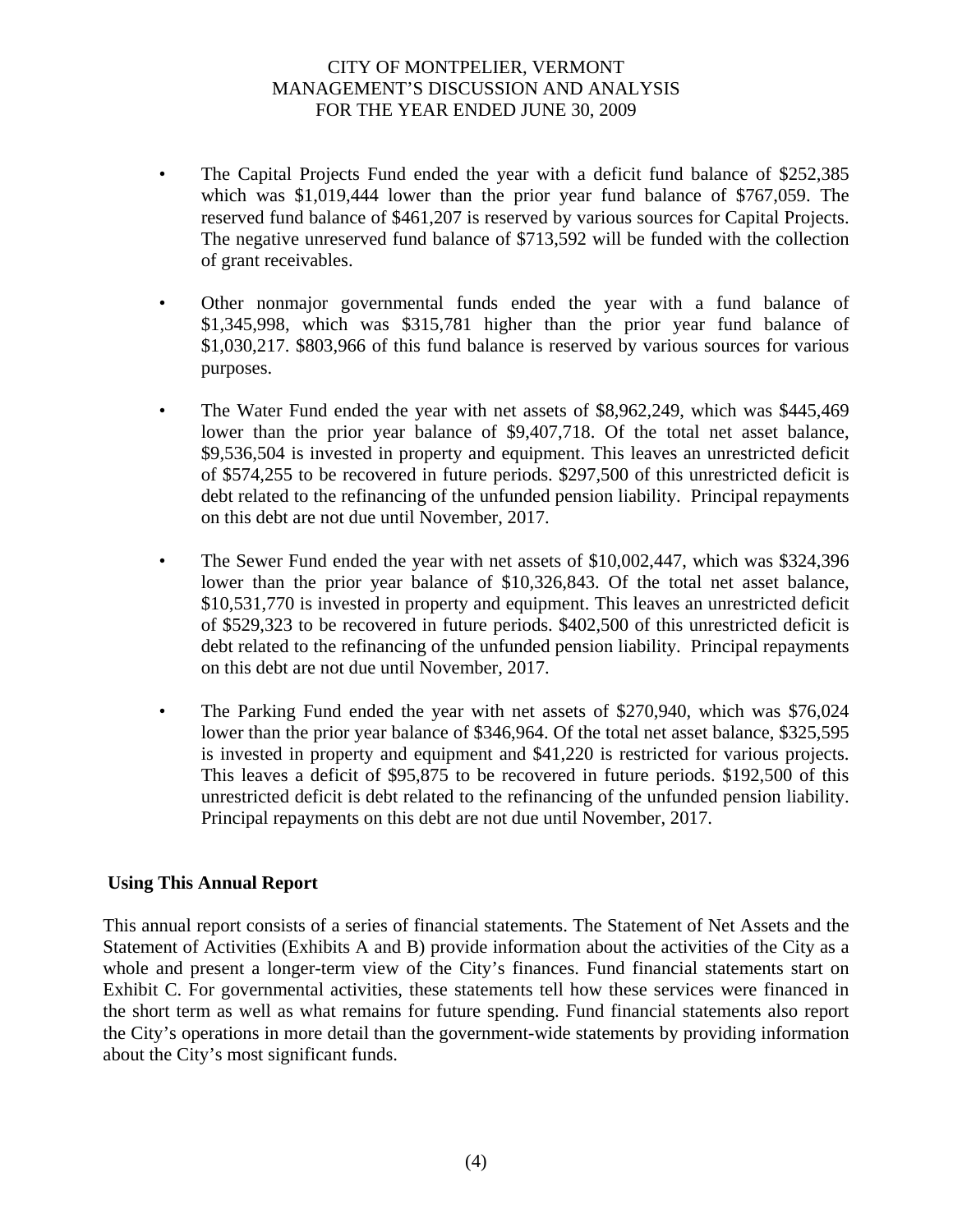- The Capital Projects Fund ended the year with a deficit fund balance of $252,385 which was $1,019,444 lower than the prior year fund balance of $767,059. The reserved fund balance of $461,207 is reserved by various sources for Capital Projects. The negative unreserved fund balance of $713,592 will be funded with the collection of grant receivables.

- Other nonmajor governmental funds ended the year with a fund balance of $1,345,998, which was $315,781 higher than the prior year fund balance of $1,030,217. $803,966 of this fund balance is reserved by various sources for various purposes.

- The Water Fund ended the year with net assets of $8,962,249, which was $445,469 lower than the prior year balance of $9,407,718. Of the total net asset balance, $9,536,504 is invested in property and equipment. This leaves an unrestricted deficit of $574,255 to be recovered in future periods. $297,500 of this unrestricted deficit is debt related to the refinancing of the unfunded pension liability. Principal repayments on this debt are not due until November, 2017.

- The Sewer Fund ended the year with net assets of $10,002,447, which was $324,396 lower than the prior year balance of $10,326,843. Of the total net asset balance, $10,531,770 is invested in property and equipment. This leaves an unrestricted deficit of $529,323 to be recovered in future periods. $402,500 of this unrestricted deficit is debt related to the refinancing of the unfunded pension liability. Principal repayments on this debt are not due until November, 2017.

- The Parking Fund ended the year with net assets of $270,940, which was $76,024 lower than the prior year balance of $346,964. Of the total net asset balance, $325,595 is invested in property and equipment and $41,220 is restricted for various projects. This leaves a deficit of $95,875 to be recovered in future periods. $192,500 of this unrestricted deficit is debt related to the refinancing of the unfunded pension liability. Principal repayments on this debt are not due until November, 2017.

## Using This Annual Report

This annual report consists of a series of financial statements. The Statement of Net Assets and the Statement of Activities (Exhibits A and B) provide information about the activities of the City as a whole and present a longer-term view of the City's finances. Fund financial statements start on Exhibit C. For governmental activities, these statements tell how these services were financed in the short term as well as what remains for future spending. Fund financial statements also report the City's operations in more detail than the government-wide statements by providing information about the City's most significant funds.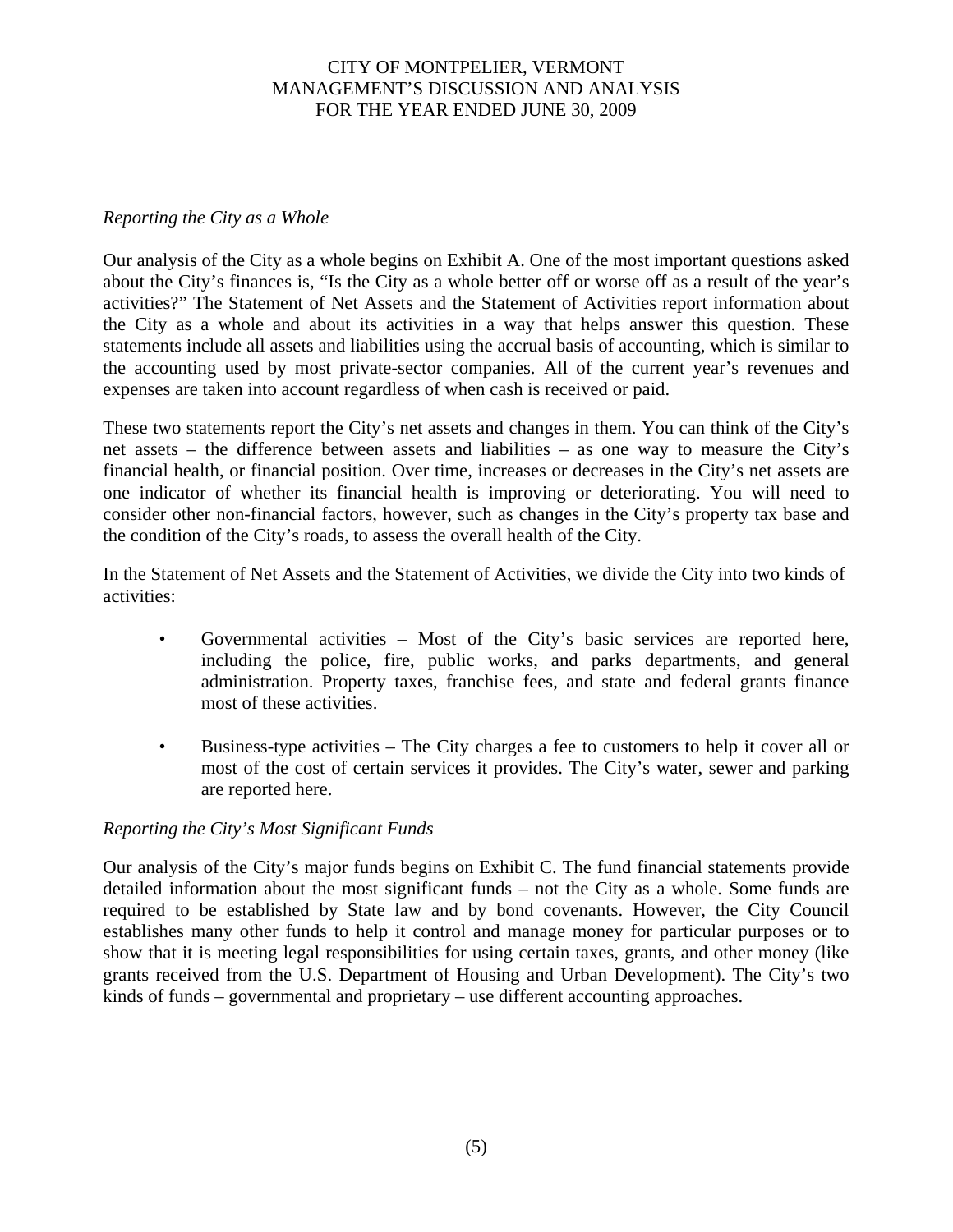*Reporting the City as a Whole*

Our analysis of the City as a whole begins on Exhibit A. One of the most important questions asked about the City's finances is, "Is the City as a whole better off or worse off as a result of the year's activities?" The Statement of Net Assets and the Statement of Activities report information about the City as a whole and about its activities in a way that helps answer this question. These statements include all assets and liabilities using the accrual basis of accounting, which is similar to the accounting used by most private-sector companies. All of the current year's revenues and expenses are taken into account regardless of when cash is received or paid.

These two statements report the City's net assets and changes in them. You can think of the City's net assets – the difference between assets and liabilities – as one way to measure the City's financial health, or financial position. Over time, increases or decreases in the City's net assets are one indicator of whether its financial health is improving or deteriorating. You will need to consider other non-financial factors, however, such as changes in the City's property tax base and the condition of the City's roads, to assess the overall health of the City.

In the Statement of Net Assets and the Statement of Activities, we divide the City into two kinds of activities:

- Governmental activities – Most of the City's basic services are reported here, including the police, fire, public works, and parks departments, and general administration. Property taxes, franchise fees, and state and federal grants finance most of these activities.

- Business-type activities – The City charges a fee to customers to help it cover all or most of the cost of certain services it provides. The City's water, sewer and parking are reported here.

*Reporting the City's Most Significant Funds*

Our analysis of the City's major funds begins on Exhibit C. The fund financial statements provide detailed information about the most significant funds – not the City as a whole. Some funds are required to be established by State law and by bond covenants. However, the City Council establishes many other funds to help it control and manage money for particular purposes or to show that it is meeting legal responsibilities for using certain taxes, grants, and other money (like grants received from the U.S. Department of Housing and Urban Development). The City's two kinds of funds – governmental and proprietary – use different accounting approaches.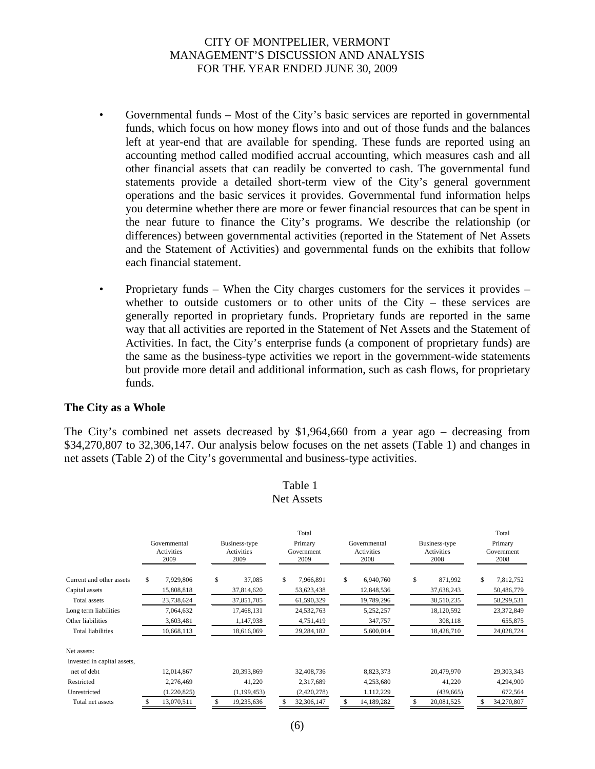- Governmental funds – Most of the City's basic services are reported in governmental funds, which focus on how money flows into and out of those funds and the balances left at year-end that are available for spending. These funds are reported using an accounting method called modified accrual accounting, which measures cash and all other financial assets that can readily be converted to cash. The governmental fund statements provide a detailed short-term view of the City's general government operations and the basic services it provides. Governmental fund information helps you determine whether there are more or fewer financial resources that can be spent in the near future to finance the City's programs. We describe the relationship (or differences) between governmental activities (reported in the Statement of Net Assets and the Statement of Activities) and governmental funds on the exhibits that follow each financial statement.

- Proprietary funds – When the City charges customers for the services it provides – whether to outside customers or to other units of the City – these services are generally reported in proprietary funds. Proprietary funds are reported in the same way that all activities are reported in the Statement of Net Assets and the Statement of Activities. In fact, the City's enterprise funds (a component of proprietary funds) are the same as the business-type activities we report in the government-wide statements but provide more detail and additional information, such as cash flows, for proprietary funds.

## The City as a Whole

The City's combined net assets decreased by $1,964,660 from a year ago – decreasing from $34,270,807 to 32,306,147. Our analysis below focuses on the net assets (Table 1) and changes in net assets (Table 2) of the City's governmental and business-type activities.

Table 1
Net Assets

| | Governmental Activities 2009 | Business-type Activities 2009 | Total Primary Government 2009 | Governmental Activities 2008 | Business-type Activities 2008 | Total Primary Government 2008 |
|---|---|---|---|---|---|---|
| Current and other assets | $ 7,929,806 | $ 37,085 | $ 7,966,891 | $ 6,940,760 | $ 871,992 | $ 7,812,752 |
| Capital assets | 15,808,818 | 37,814,620 | 53,623,438 | 12,848,536 | 37,638,243 | 50,486,779 |
| Total assets | 23,738,624 | 37,851,705 | 61,590,329 | 19,789,296 | 38,510,235 | 58,299,531 |
| Long term liabilities | 7,064,632 | 17,468,131 | 24,532,763 | 5,252,257 | 18,120,592 | 23,372,849 |
| Other liabilities | 3,603,481 | 1,147,938 | 4,751,419 | 347,757 | 308,118 | 655,875 |
| Total liabilities | 10,668,113 | 18,616,069 | 29,284,182 | 5,600,014 | 18,428,710 | 24,028,724 |
| Net assets: | | | | | | |
| Invested in capital assets, net of debt | 12,014,867 | 20,393,869 | 32,408,736 | 8,823,373 | 20,479,970 | 29,303,343 |
| Restricted | 2,276,469 | 41,220 | 2,317,689 | 4,253,680 | 41,220 | 4,294,900 |
| Unrestricted | (1,220,825) | (1,199,453) | (2,420,278) | 1,112,229 | (439,665) | 672,564 |
| Total net assets | $ 13,070,511 | $ 19,235,636 | $ 32,306,147 | $ 14,189,282 | $ 20,081,525 | $ 34,270,807 |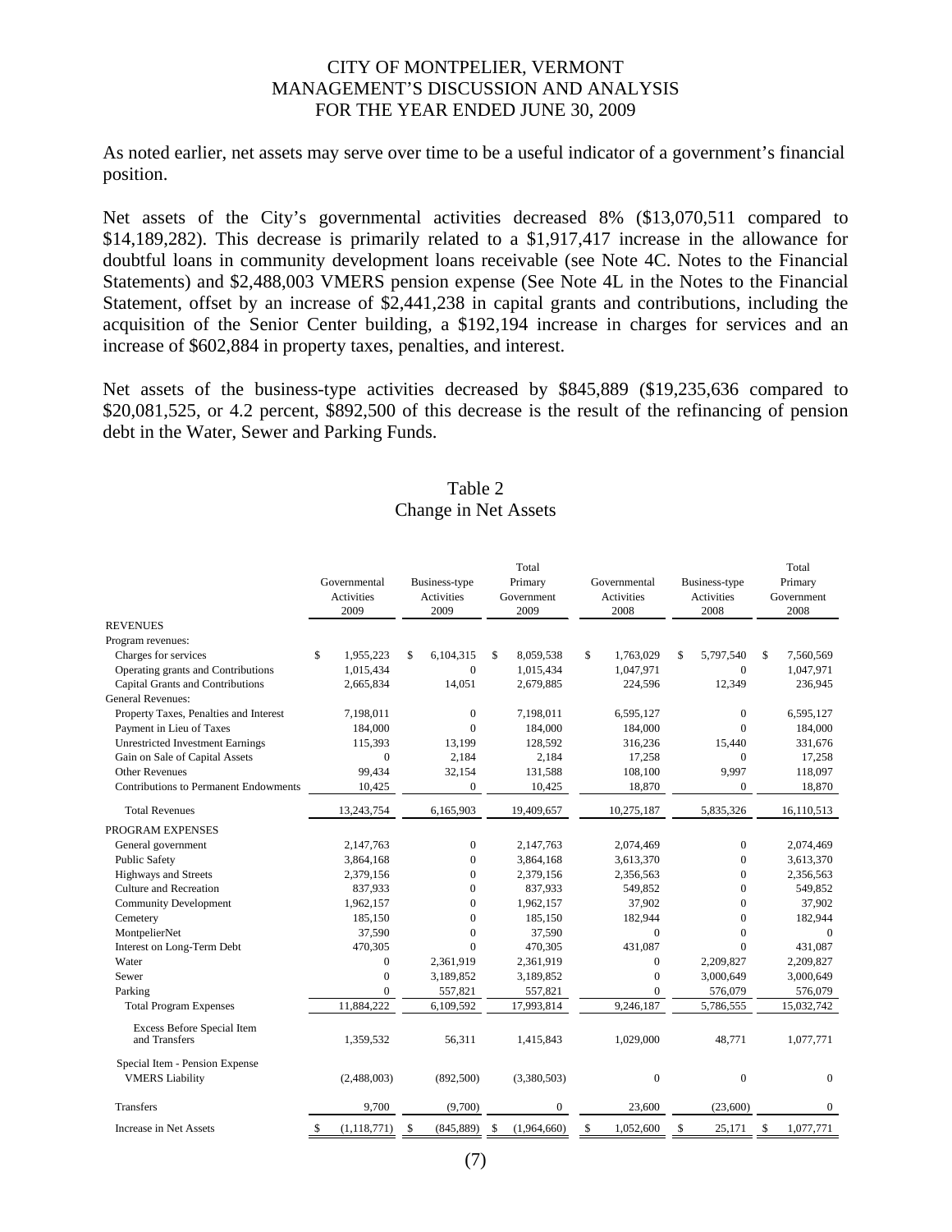CITY OF MONTPELIER, VERMONT
MANAGEMENT'S DISCUSSION AND ANALYSIS
FOR THE YEAR ENDED JUNE 30, 2009

As noted earlier, net assets may serve over time to be a useful indicator of a government's financial position.

Net assets of the City's governmental activities decreased 8% ($13,070,511 compared to $14,189,282). This decrease is primarily related to a $1,917,417 increase in the allowance for doubtful loans in community development loans receivable (see Note 4C. Notes to the Financial Statements) and $2,488,003 VMERS pension expense (See Note 4L in the Notes to the Financial Statement, offset by an increase of $2,441,238 in capital grants and contributions, including the acquisition of the Senior Center building, a $192,194 increase in charges for services and an increase of $602,884 in property taxes, penalties, and interest.

Net assets of the business-type activities decreased by $845,889 ($19,235,636 compared to $20,081,525, or 4.2 percent, $892,500 of this decrease is the result of the refinancing of pension debt in the Water, Sewer and Parking Funds.

Table 2
Change in Net Assets

| | Governmental Activities 2009 | Business-type Activities 2009 | Total Primary Government 2009 | Governmental Activities 2008 | Business-type Activities 2008 | Total Primary Government 2008 |
|---|---|---|---|---|---|---|
| REVENUES | | | | | | |
| Program revenues: | | | | | | |
| Charges for services | $ 1,955,223 | $ 6,104,315 | $ 8,059,538 | $ 1,763,029 | $ 5,797,540 | $ 7,560,569 |
| Operating grants and Contributions | 1,015,434 | 0 | 1,015,434 | 1,047,971 | 0 | 1,047,971 |
| Capital Grants and Contributions | 2,665,834 | 14,051 | 2,679,885 | 224,596 | 12,349 | 236,945 |
| General Revenues: | | | | | | |
| Property Taxes, Penalties and Interest | 7,198,011 | 0 | 7,198,011 | 6,595,127 | 0 | 6,595,127 |
| Payment in Lieu of Taxes | 184,000 | 0 | 184,000 | 184,000 | 0 | 184,000 |
| Unrestricted Investment Earnings | 115,393 | 13,199 | 128,592 | 316,236 | 15,440 | 331,676 |
| Gain on Sale of Capital Assets | 0 | 2,184 | 2,184 | 17,258 | 0 | 17,258 |
| Other Revenues | 99,434 | 32,154 | 131,588 | 108,100 | 9,997 | 118,097 |
| Contributions to Permanent Endowments | 10,425 | 0 | 10,425 | 18,870 | 0 | 18,870 |
| Total Revenues | 13,243,754 | 6,165,903 | 19,409,657 | 10,275,187 | 5,835,326 | 16,110,513 |
| PROGRAM EXPENSES | | | | | | |
| General government | 2,147,763 | 0 | 2,147,763 | 2,074,469 | 0 | 2,074,469 |
| Public Safety | 3,864,168 | 0 | 3,864,168 | 3,613,370 | 0 | 3,613,370 |
| Highways and Streets | 2,379,156 | 0 | 2,379,156 | 2,356,563 | 0 | 2,356,563 |
| Culture and Recreation | 837,933 | 0 | 837,933 | 549,852 | 0 | 549,852 |
| Community Development | 1,962,157 | 0 | 1,962,157 | 37,902 | 0 | 37,902 |
| Cemetery | 185,150 | 0 | 185,150 | 182,944 | 0 | 182,944 |
| MontpelierNet | 37,590 | 0 | 37,590 | 0 | 0 | 0 |
| Interest on Long-Term Debt | 470,305 | 0 | 470,305 | 431,087 | 0 | 431,087 |
| Water | 0 | 2,361,919 | 2,361,919 | 0 | 2,209,827 | 2,209,827 |
| Sewer | 0 | 3,189,852 | 3,189,852 | 0 | 3,000,649 | 3,000,649 |
| Parking | 0 | 557,821 | 557,821 | 0 | 576,079 | 576,079 |
| Total Program Expenses | 11,884,222 | 6,109,592 | 17,993,814 | 9,246,187 | 5,786,555 | 15,032,742 |
| Excess Before Special Item and Transfers | 1,359,532 | 56,311 | 1,415,843 | 1,029,000 | 48,771 | 1,077,771 |
| Special Item - Pension Expense VMERS Liability | (2,488,003) | (892,500) | (3,380,503) | 0 | 0 | 0 |
| Transfers | 9,700 | (9,700) | 0 | 23,600 | (23,600) | 0 |
| Increase in Net Assets | $ (1,118,771) | $ (845,889) | $ (1,964,660) | $ 1,052,600 | $ 25,171 | $ 1,077,771 |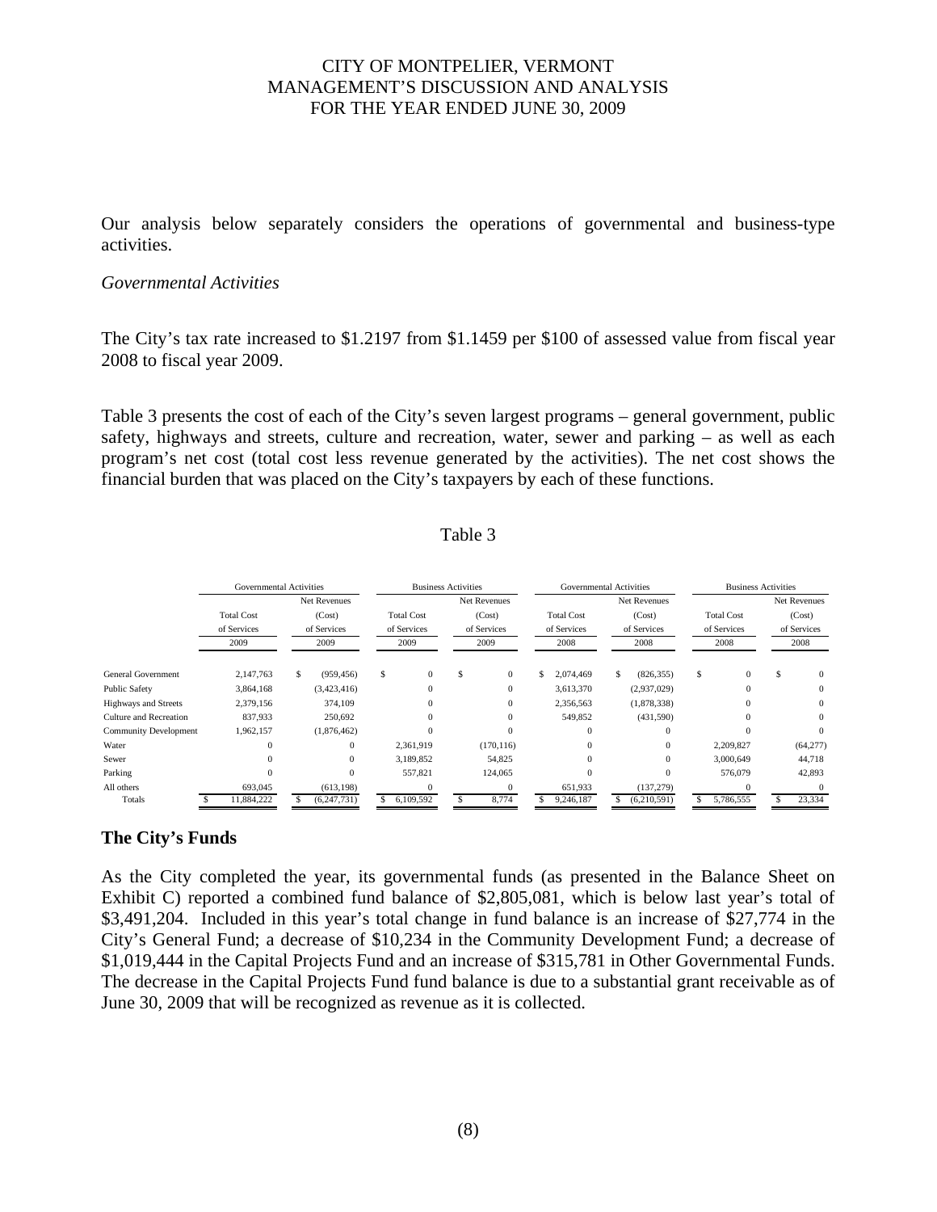Our analysis below separately considers the operations of governmental and business-type activities.

*Governmental Activities*

The City's tax rate increased to \$1.2197 from \$1.1459 per \$100 of assessed value from fiscal year 2008 to fiscal year 2009.

Table 3 presents the cost of each of the City's seven largest programs – general government, public safety, highways and streets, culture and recreation, water, sewer and parking – as well as each program's net cost (total cost less revenue generated by the activities). The net cost shows the financial burden that was placed on the City's taxpayers by each of these functions.

Table 3

| | Governmental Activities | | Business Activities | | Governmental Activities | | Business Activities | |
|---|---|---|---|---|---|---|---|---|
| | Total Cost of Services 2009 | Net Revenues (Cost) of Services 2009 | Total Cost of Services 2009 | Net Revenues (Cost) of Services 2009 | Total Cost of Services 2008 | Net Revenues (Cost) of Services 2008 | Total Cost of Services 2008 | Net Revenues (Cost) of Services 2008 |
| General Government | 2,147,763 | $ (959,456) | $ 0 | $ 0 | $ 2,074,469 | $ (826,355) | $ 0 | $ 0 |
| Public Safety | 3,864,168 | (3,423,416) | 0 | 0 | 3,613,370 | (2,937,029) | 0 | 0 |
| Highways and Streets | 2,379,156 | 374,109 | 0 | 0 | 2,356,563 | (1,878,338) | 0 | 0 |
| Culture and Recreation | 837,933 | 250,692 | 0 | 0 | 549,852 | (431,590) | 0 | 0 |
| Community Development | 1,962,157 | (1,876,462) | 0 | 0 | 0 | 0 | 0 | 0 |
| Water | 0 | 0 | 2,361,919 | (170,116) | 0 | 0 | 2,209,827 | (64,277) |
| Sewer | 0 | 0 | 3,189,852 | 54,825 | 0 | 0 | 3,000,649 | 44,718 |
| Parking | 0 | 0 | 557,821 | 124,065 | 0 | 0 | 576,079 | 42,893 |
| All others | 693,045 | (613,198) | 0 | 0 | 651,933 | (137,279) | 0 | 0 |
| Totals | $ 11,884,222 | $ (6,247,731) | $ 6,109,592 | $ 8,774 | $ 9,246,187 | $ (6,210,591) | $ 5,786,555 | $ 23,334 |

## The City's Funds

As the City completed the year, its governmental funds (as presented in the Balance Sheet on Exhibit C) reported a combined fund balance of \$2,805,081, which is below last year's total of \$3,491,204. Included in this year's total change in fund balance is an increase of \$27,774 in the City's General Fund; a decrease of \$10,234 in the Community Development Fund; a decrease of \$1,019,444 in the Capital Projects Fund and an increase of \$315,781 in Other Governmental Funds. The decrease in the Capital Projects Fund fund balance is due to a substantial grant receivable as of June 30, 2009 that will be recognized as revenue as it is collected.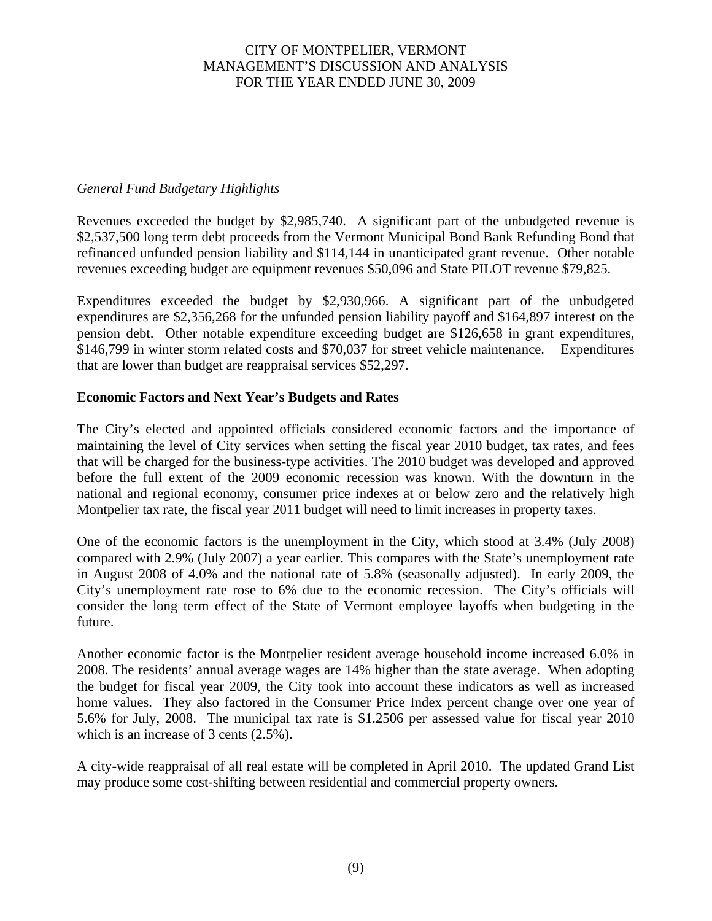*General Fund Budgetary Highlights*

Revenues exceeded the budget by $2,985,740. A significant part of the unbudgeted revenue is $2,537,500 long term debt proceeds from the Vermont Municipal Bond Bank Refunding Bond that refinanced unfunded pension liability and $114,144 in unanticipated grant revenue. Other notable revenues exceeding budget are equipment revenues $50,096 and State PILOT revenue $79,825.

Expenditures exceeded the budget by $2,930,966. A significant part of the unbudgeted expenditures are $2,356,268 for the unfunded pension liability payoff and $164,897 interest on the pension debt. Other notable expenditure exceeding budget are $126,658 in grant expenditures, $146,799 in winter storm related costs and $70,037 for street vehicle maintenance. Expenditures that are lower than budget are reappraisal services $52,297.

**Economic Factors and Next Year's Budgets and Rates**

The City's elected and appointed officials considered economic factors and the importance of maintaining the level of City services when setting the fiscal year 2010 budget, tax rates, and fees that will be charged for the business-type activities. The 2010 budget was developed and approved before the full extent of the 2009 economic recession was known. With the downturn in the national and regional economy, consumer price indexes at or below zero and the relatively high Montpelier tax rate, the fiscal year 2011 budget will need to limit increases in property taxes.

One of the economic factors is the unemployment in the City, which stood at 3.4% (July 2008) compared with 2.9% (July 2007) a year earlier. This compares with the State's unemployment rate in August 2008 of 4.0% and the national rate of 5.8% (seasonally adjusted). In early 2009, the City's unemployment rate rose to 6% due to the economic recession. The City's officials will consider the long term effect of the State of Vermont employee layoffs when budgeting in the future.

Another economic factor is the Montpelier resident average household income increased 6.0% in 2008. The residents' annual average wages are 14% higher than the state average. When adopting the budget for fiscal year 2009, the City took into account these indicators as well as increased home values. They also factored in the Consumer Price Index percent change over one year of 5.6% for July, 2008. The municipal tax rate is $1.2506 per assessed value for fiscal year 2010 which is an increase of 3 cents (2.5%).

A city-wide reappraisal of all real estate will be completed in April 2010. The updated Grand List may produce some cost-shifting between residential and commercial property owners.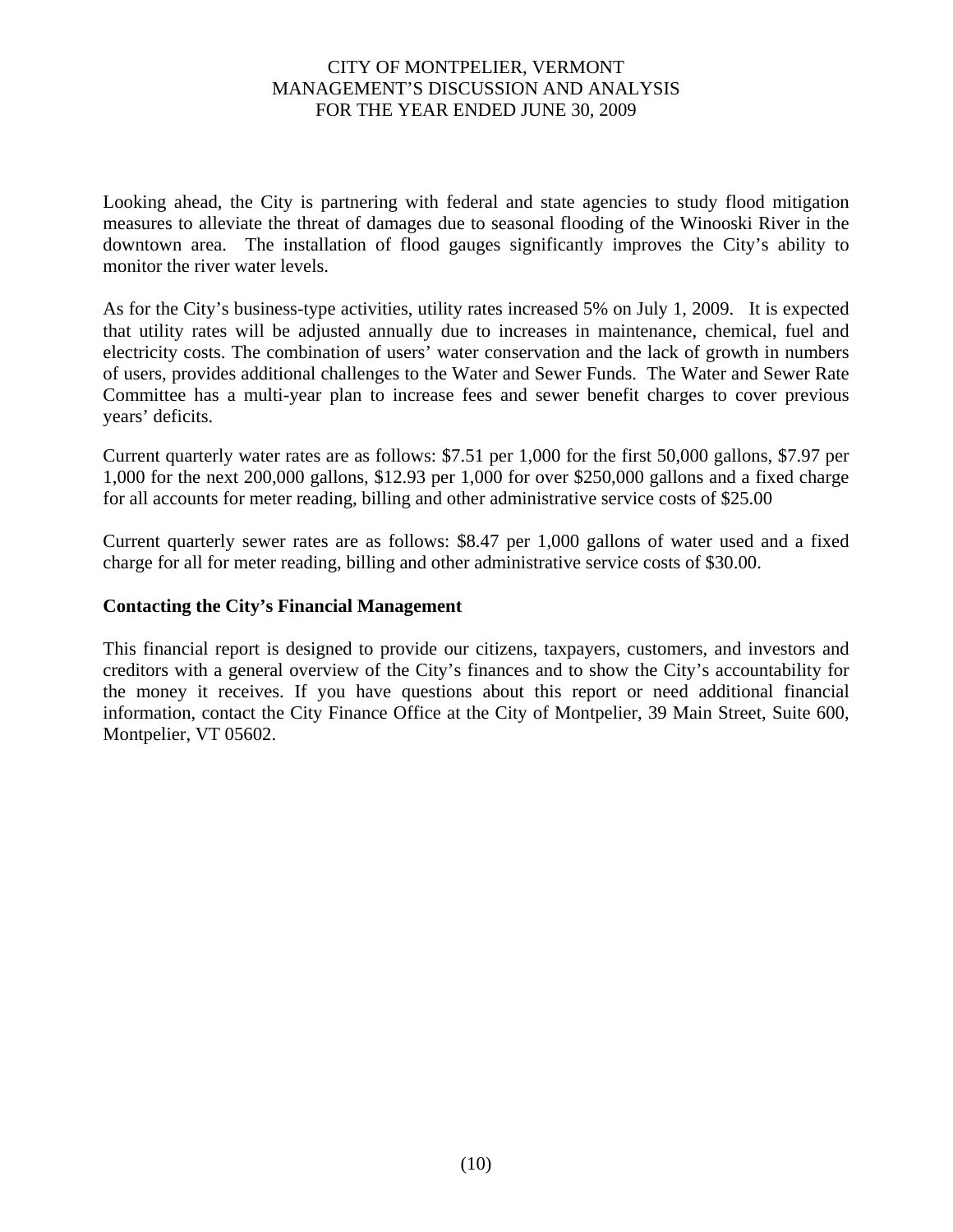Looking ahead, the City is partnering with federal and state agencies to study flood mitigation measures to alleviate the threat of damages due to seasonal flooding of the Winooski River in the downtown area. The installation of flood gauges significantly improves the City's ability to monitor the river water levels.

As for the City's business-type activities, utility rates increased 5% on July 1, 2009. It is expected that utility rates will be adjusted annually due to increases in maintenance, chemical, fuel and electricity costs. The combination of users' water conservation and the lack of growth in numbers of users, provides additional challenges to the Water and Sewer Funds. The Water and Sewer Rate Committee has a multi-year plan to increase fees and sewer benefit charges to cover previous years' deficits.

Current quarterly water rates are as follows: $7.51 per 1,000 for the first 50,000 gallons, $7.97 per 1,000 for the next 200,000 gallons, $12.93 per 1,000 for over $250,000 gallons and a fixed charge for all accounts for meter reading, billing and other administrative service costs of $25.00

Current quarterly sewer rates are as follows: $8.47 per 1,000 gallons of water used and a fixed charge for all for meter reading, billing and other administrative service costs of $30.00.

## Contacting the City's Financial Management

This financial report is designed to provide our citizens, taxpayers, customers, and investors and creditors with a general overview of the City's finances and to show the City's accountability for the money it receives. If you have questions about this report or need additional financial information, contact the City Finance Office at the City of Montpelier, 39 Main Street, Suite 600, Montpelier, VT 05602.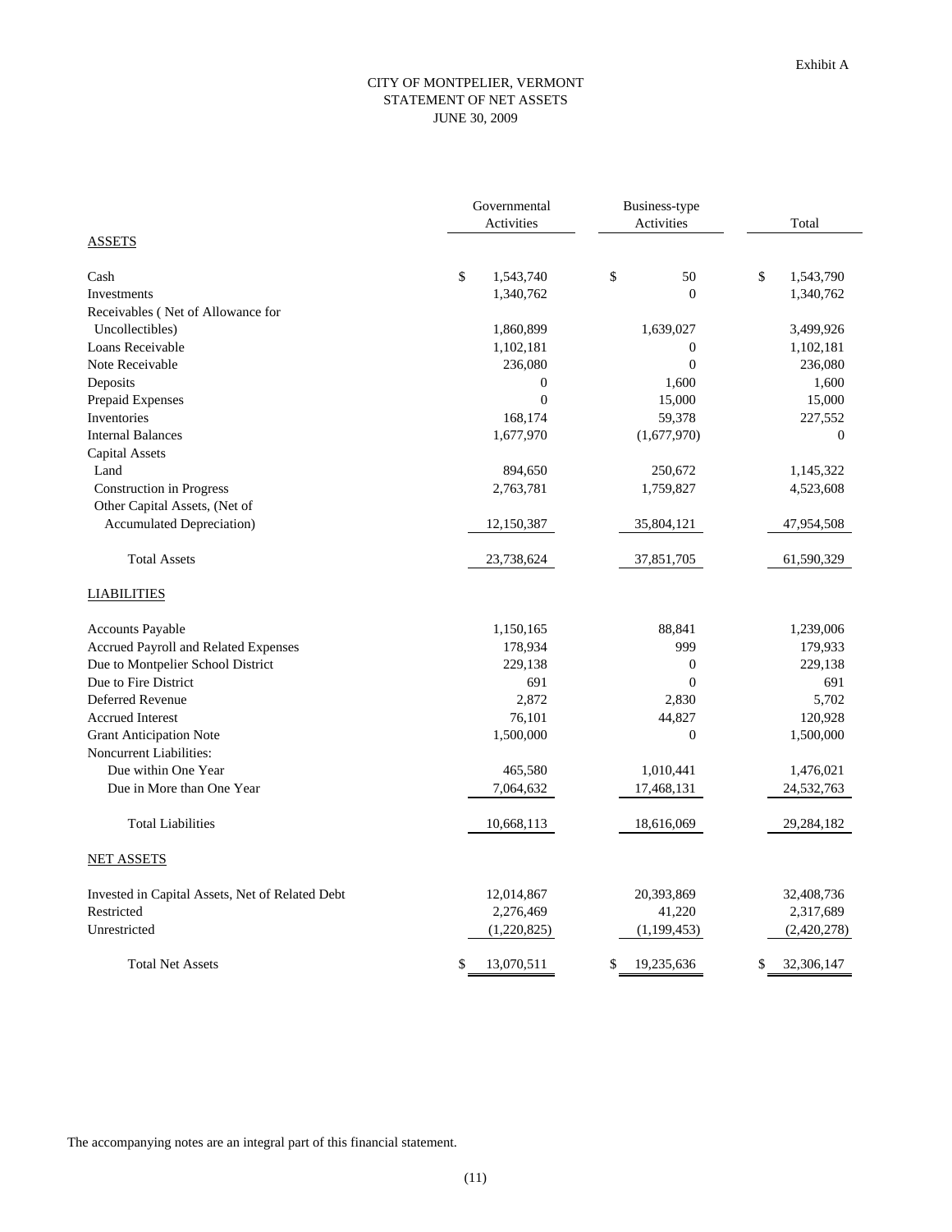Exhibit A

# CITY OF MONTPELIER, VERMONT
## STATEMENT OF NET ASSETS
### JUNE 30, 2009

| | Governmental Activities | Business-type Activities | Total |
|---|---|---|---|
| ASSETS | | | |
| Cash | $ 1,543,740 | $ 50 | $ 1,543,790 |
| Investments | 1,340,762 | 0 | 1,340,762 |
| Receivables ( Net of Allowance for Uncollectibles) | 1,860,899 | 1,639,027 | 3,499,926 |
| Loans Receivable | 1,102,181 | 0 | 1,102,181 |
| Note Receivable | 236,080 | 0 | 236,080 |
| Deposits | 0 | 1,600 | 1,600 |
| Prepaid Expenses | 0 | 15,000 | 15,000 |
| Inventories | 168,174 | 59,378 | 227,552 |
| Internal Balances | 1,677,970 | (1,677,970) | 0 |
| Capital Assets | | | |
| Land | 894,650 | 250,672 | 1,145,322 |
| Construction in Progress | 2,763,781 | 1,759,827 | 4,523,608 |
| Other Capital Assets, (Net of Accumulated Depreciation) | 12,150,387 | 35,804,121 | 47,954,508 |
| Total Assets | 23,738,624 | 37,851,705 | 61,590,329 |
| LIABILITIES | | | |
| Accounts Payable | 1,150,165 | 88,841 | 1,239,006 |
| Accrued Payroll and Related Expenses | 178,934 | 999 | 179,933 |
| Due to Montpelier School District | 229,138 | 0 | 229,138 |
| Due to Fire District | 691 | 0 | 691 |
| Deferred Revenue | 2,872 | 2,830 | 5,702 |
| Accrued Interest | 76,101 | 44,827 | 120,928 |
| Grant Anticipation Note | 1,500,000 | 0 | 1,500,000 |
| Noncurrent Liabilities: | | | |
| Due within One Year | 465,580 | 1,010,441 | 1,476,021 |
| Due in More than One Year | 7,064,632 | 17,468,131 | 24,532,763 |
| Total Liabilities | 10,668,113 | 18,616,069 | 29,284,182 |
| NET ASSETS | | | |
| Invested in Capital Assets, Net of Related Debt | 12,014,867 | 20,393,869 | 32,408,736 |
| Restricted | 2,276,469 | 41,220 | 2,317,689 |
| Unrestricted | (1,220,825) | (1,199,453) | (2,420,278) |
| Total Net Assets | $ 13,070,511 | $ 19,235,636 | $ 32,306,147 |

The accompanying notes are an integral part of this financial statement.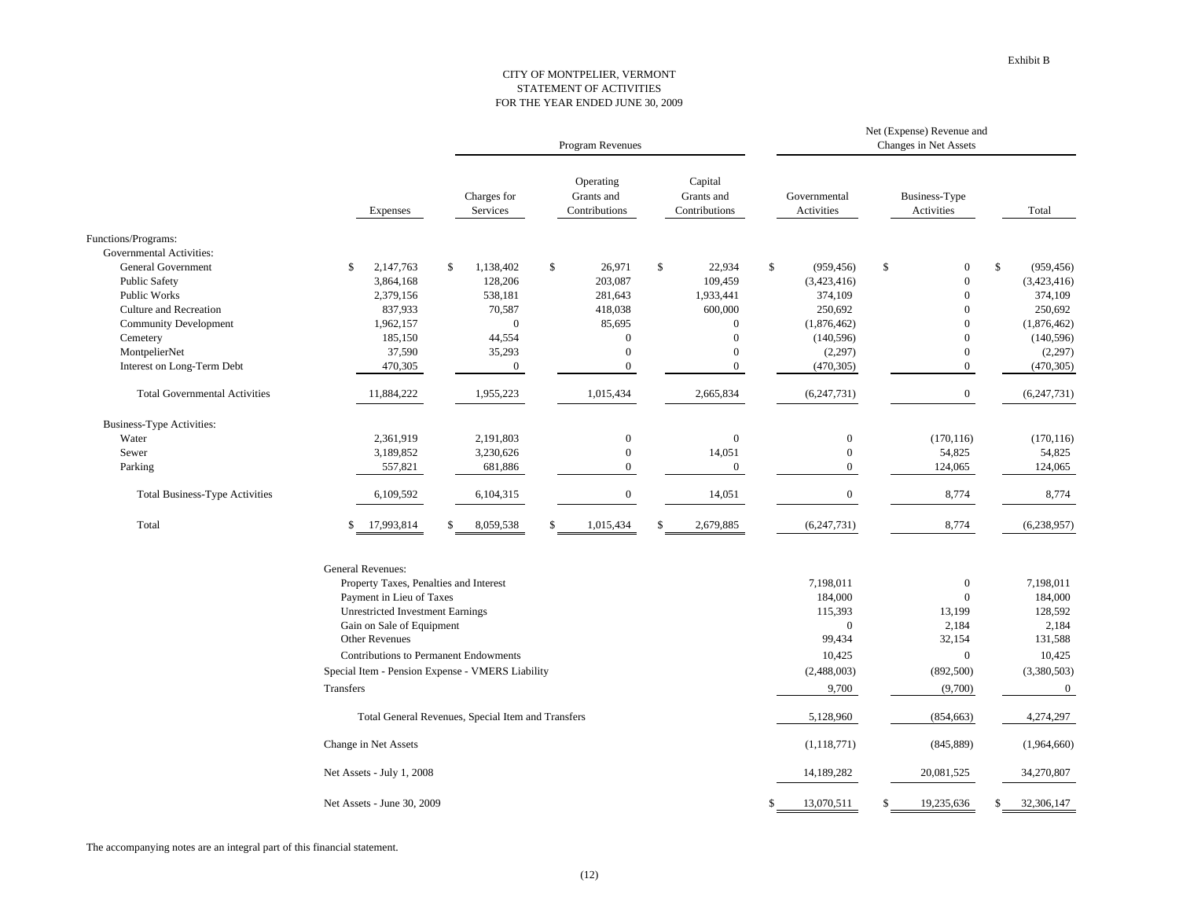Exhibit B

# CITY OF MONTPELIER, VERMONT
## STATEMENT OF ACTIVITIES
### FOR THE YEAR ENDED JUNE 30, 2009

| | | Program Revenues | | | Net (Expense) Revenue and Changes in Net Assets | | |
|---|---|---|---|---|---|---|---|
| | Expenses | Charges for Services | Operating Grants and Contributions | Capital Grants and Contributions | Governmental Activities | Business-Type Activities | Total |
| **Functions/Programs:** | | | | | | | |
| Governmental Activities: | | | | | | | |
| General Government | $ 2,147,763 | $ 1,138,402 | $ 26,971 | $ 22,934 | $ (959,456) | $ 0 | $ (959,456) |
| Public Safety | 3,864,168 | 128,206 | 203,087 | 109,459 | (3,423,416) | 0 | (3,423,416) |
| Public Works | 2,379,156 | 538,181 | 281,643 | 1,933,441 | 374,109 | 0 | 374,109 |
| Culture and Recreation | 837,933 | 70,587 | 418,038 | 600,000 | 250,692 | 0 | 250,692 |
| Community Development | 1,962,157 | 0 | 85,695 | 0 | (1,876,462) | 0 | (1,876,462) |
| Cemetery | 185,150 | 44,554 | 0 | 0 | (140,596) | 0 | (140,596) |
| MontpelierNet | 37,590 | 35,293 | 0 | 0 | (2,297) | 0 | (2,297) |
| Interest on Long-Term Debt | 470,305 | 0 | 0 | 0 | (470,305) | 0 | (470,305) |
| Total Governmental Activities | 11,884,222 | 1,955,223 | 1,015,434 | 2,665,834 | (6,247,731) | 0 | (6,247,731) |
| Business-Type Activities: | | | | | | | |
| Water | 2,361,919 | 2,191,803 | 0 | 0 | 0 | (170,116) | (170,116) |
| Sewer | 3,189,852 | 3,230,626 | 0 | 14,051 | 0 | 54,825 | 54,825 |
| Parking | 557,821 | 681,886 | 0 | 0 | 0 | 124,065 | 124,065 |
| Total Business-Type Activities | 6,109,592 | 6,104,315 | 0 | 14,051 | 0 | 8,774 | 8,774 |
| Total | $ 17,993,814 | $ 8,059,538 | $ 1,015,434 | $ 2,679,885 | (6,247,731) | 8,774 | (6,238,957) |
| General Revenues: | | | | | | | |
| Property Taxes, Penalties and Interest | | | | | 7,198,011 | 0 | 7,198,011 |
| Payment in Lieu of Taxes | | | | | 184,000 | 0 | 184,000 |
| Unrestricted Investment Earnings | | | | | 115,393 | 13,199 | 128,592 |
| Gain on Sale of Equipment | | | | | 0 | 2,184 | 2,184 |
| Other Revenues | | | | | 99,434 | 32,154 | 131,588 |
| Contributions to Permanent Endowments | | | | | 10,425 | 0 | 10,425 |
| Special Item - Pension Expense - VMERS Liability | | | | | (2,488,003) | (892,500) | (3,380,503) |
| Transfers | | | | | 9,700 | (9,700) | 0 |
| Total General Revenues, Special Item and Transfers | | | | | 5,128,960 | (854,663) | 4,274,297 |
| Change in Net Assets | | | | | (1,118,771) | (845,889) | (1,964,660) |
| Net Assets - July 1, 2008 | | | | | 14,189,282 | 20,081,525 | 34,270,807 |
| Net Assets - June 30, 2009 | | | | | $ 13,070,511 | $ 19,235,636 | $ 32,306,147 |

The accompanying notes are an integral part of this financial statement.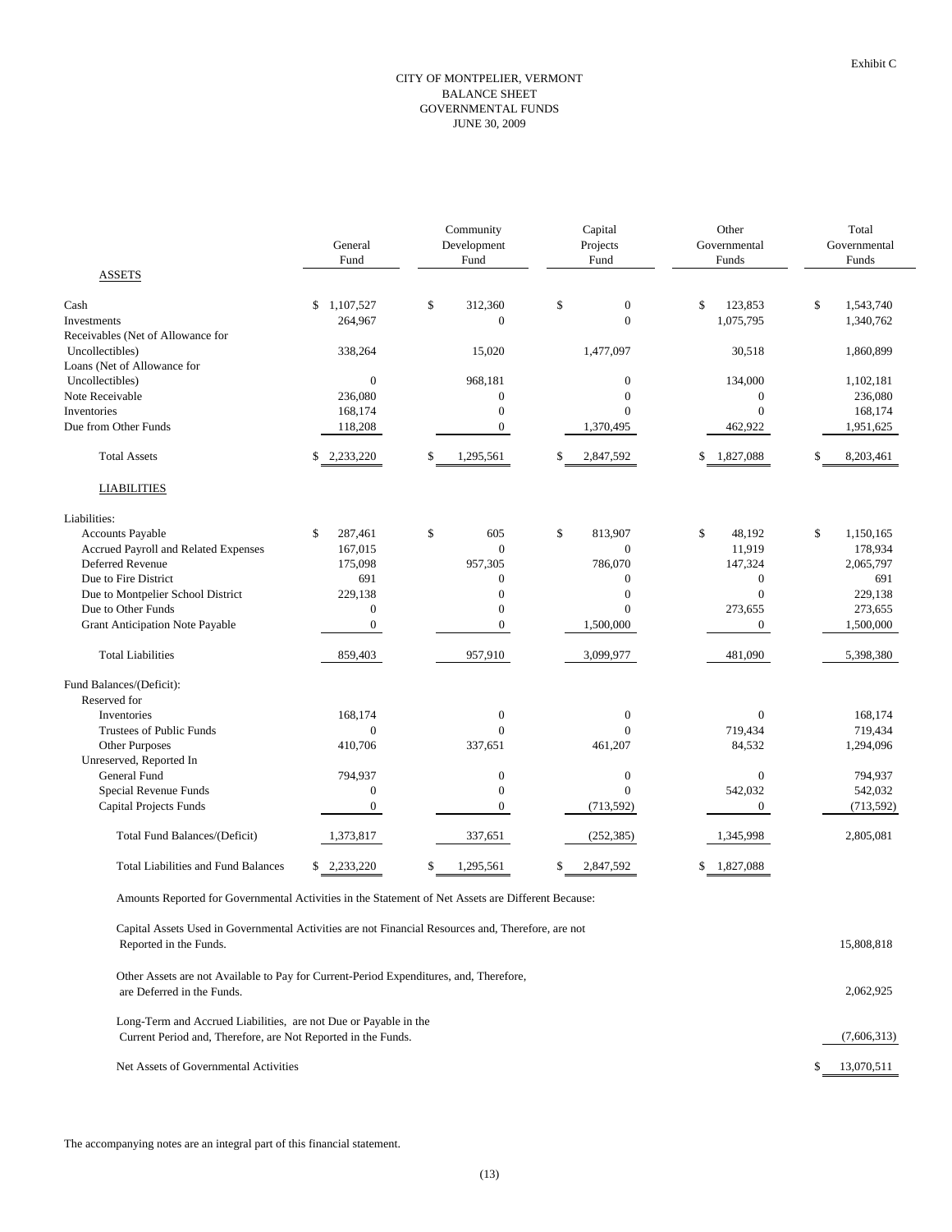Exhibit C

# CITY OF MONTPELIER, VERMONT
## BALANCE SHEET
## GOVERNMENTAL FUNDS
## JUNE 30, 2009

| | General Fund | Community Development Fund | Capital Projects Fund | Other Governmental Funds | Total Governmental Funds |
|---|---|---|---|---|---|
| **ASSETS** | | | | | |
| Cash | $ 1,107,527 | $ 312,360 | $ 0 | $ 123,853 | $ 1,543,740 |
| Investments | 264,967 | 0 | 0 | 1,075,795 | 1,340,762 |
| Receivables (Net of Allowance for Uncollectibles) | 338,264 | 15,020 | 1,477,097 | 30,518 | 1,860,899 |
| Loans (Net of Allowance for Uncollectibles) | 0 | 968,181 | 0 | 134,000 | 1,102,181 |
| Note Receivable | 236,080 | 0 | 0 | 0 | 236,080 |
| Inventories | 168,174 | 0 | 0 | 0 | 168,174 |
| Due from Other Funds | 118,208 | 0 | 1,370,495 | 462,922 | 1,951,625 |
| Total Assets | $ 2,233,220 | $ 1,295,561 | $ 2,847,592 | $ 1,827,088 | $ 8,203,461 |
| **LIABILITIES** | | | | | |
| Liabilities: | | | | | |
| Accounts Payable | $ 287,461 | $ 605 | $ 813,907 | $ 48,192 | $ 1,150,165 |
| Accrued Payroll and Related Expenses | 167,015 | 0 | 0 | 11,919 | 178,934 |
| Deferred Revenue | 175,098 | 957,305 | 786,070 | 147,324 | 2,065,797 |
| Due to Fire District | 691 | 0 | 0 | 0 | 691 |
| Due to Montpelier School District | 229,138 | 0 | 0 | 0 | 229,138 |
| Due to Other Funds | 0 | 0 | 0 | 273,655 | 273,655 |
| Grant Anticipation Note Payable | 0 | 0 | 1,500,000 | 0 | 1,500,000 |
| Total Liabilities | 859,403 | 957,910 | 3,099,977 | 481,090 | 5,398,380 |
| Fund Balances/(Deficit): | | | | | |
| Reserved for | | | | | |
| Inventories | 168,174 | 0 | 0 | 0 | 168,174 |
| Trustees of Public Funds | 0 | 0 | 0 | 719,434 | 719,434 |
| Other Purposes | 410,706 | 337,651 | 461,207 | 84,532 | 1,294,096 |
| Unreserved, Reported In | | | | | |
| General Fund | 794,937 | 0 | 0 | 0 | 794,937 |
| Special Revenue Funds | 0 | 0 | 0 | 542,032 | 542,032 |
| Capital Projects Funds | 0 | 0 | (713,592) | 0 | (713,592) |
| Total Fund Balances/(Deficit) | 1,373,817 | 337,651 | (252,385) | 1,345,998 | 2,805,081 |
| Total Liabilities and Fund Balances | $ 2,233,220 | $ 1,295,561 | $ 2,847,592 | $ 1,827,088 | |

| Amounts Reported for Governmental Activities in the Statement of Net Assets are Different Because: | |
|---|---|
| Capital Assets Used in Governmental Activities are not Financial Resources and, Therefore, are not Reported in the Funds. | 15,808,818 |
| Other Assets are not Available to Pay for Current-Period Expenditures, and, Therefore, are Deferred in the Funds. | 2,062,925 |
| Long-Term and Accrued Liabilities, are not Due or Payable in the Current Period and, Therefore, are Not Reported in the Funds. | (7,606,313) |
| Net Assets of Governmental Activities | $ 13,070,511 |

The accompanying notes are an integral part of this financial statement.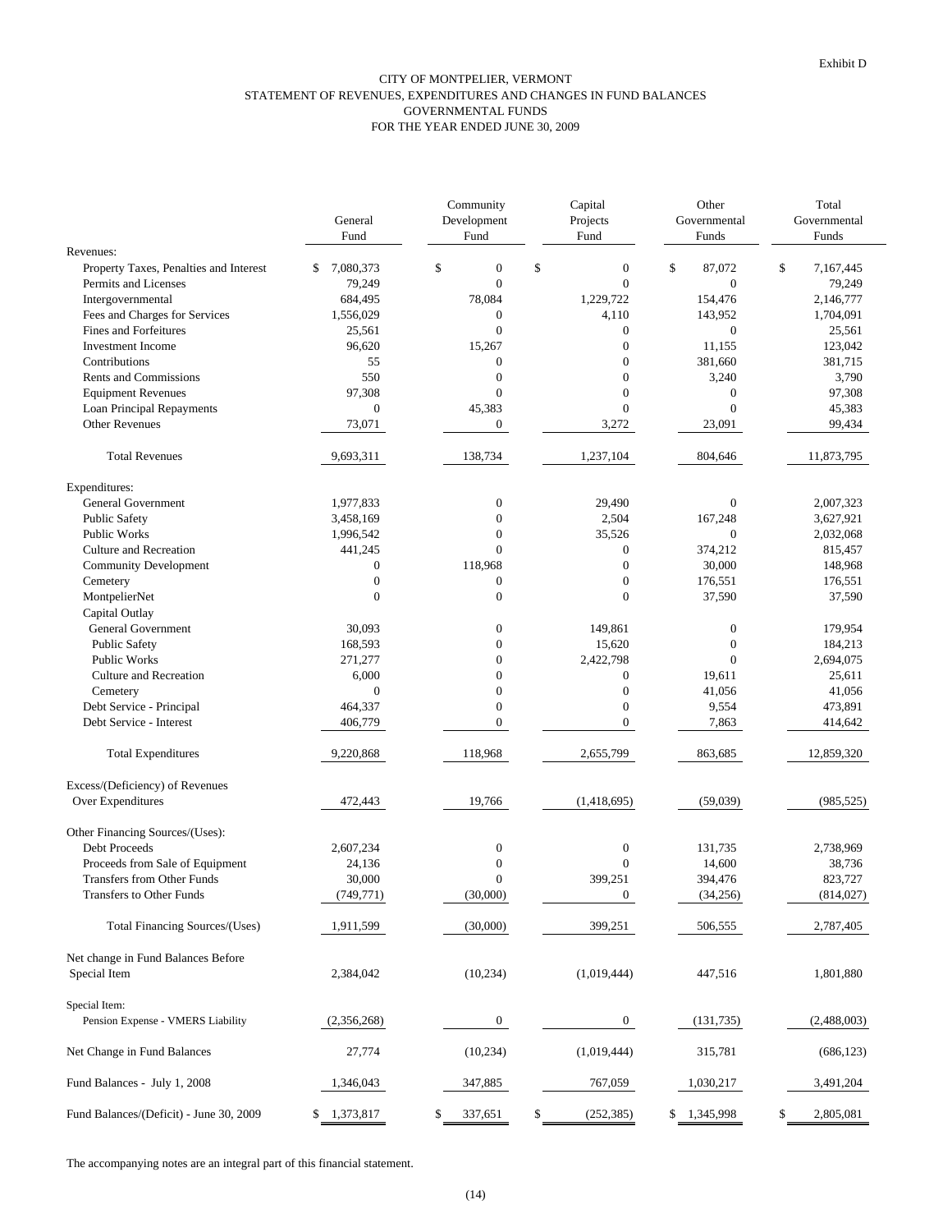Exhibit D

# CITY OF MONTPELIER, VERMONT
## STATEMENT OF REVENUES, EXPENDITURES AND CHANGES IN FUND BALANCES
## GOVERNMENTAL FUNDS
## FOR THE YEAR ENDED JUNE 30, 2009

| | General Fund | Community Development Fund | Capital Projects Fund | Other Governmental Funds | Total Governmental Funds |
|---|---|---|---|---|---|
| Revenues: | | | | | |
| Property Taxes, Penalties and Interest | $ 7,080,373 | $ 0 | $ 0 | $ 87,072 | $ 7,167,445 |
| Permits and Licenses | 79,249 | 0 | 0 | 0 | 79,249 |
| Intergovernmental | 684,495 | 78,084 | 1,229,722 | 154,476 | 2,146,777 |
| Fees and Charges for Services | 1,556,029 | 0 | 4,110 | 143,952 | 1,704,091 |
| Fines and Forfeitures | 25,561 | 0 | 0 | 0 | 25,561 |
| Investment Income | 96,620 | 15,267 | 0 | 11,155 | 123,042 |
| Contributions | 55 | 0 | 0 | 381,660 | 381,715 |
| Rents and Commissions | 550 | 0 | 0 | 3,240 | 3,790 |
| Equipment Revenues | 97,308 | 0 | 0 | 0 | 97,308 |
| Loan Principal Repayments | 0 | 45,383 | 0 | 0 | 45,383 |
| Other Revenues | 73,071 | 0 | 3,272 | 23,091 | 99,434 |
| Total Revenues | 9,693,311 | 138,734 | 1,237,104 | 804,646 | 11,873,795 |
| Expenditures: | | | | | |
| General Government | 1,977,833 | 0 | 29,490 | 0 | 2,007,323 |
| Public Safety | 3,458,169 | 0 | 2,504 | 167,248 | 3,627,921 |
| Public Works | 1,996,542 | 0 | 35,526 | 0 | 2,032,068 |
| Culture and Recreation | 441,245 | 0 | 0 | 374,212 | 815,457 |
| Community Development | 0 | 118,968 | 0 | 30,000 | 148,968 |
| Cemetery | 0 | 0 | 0 | 176,551 | 176,551 |
| MontpelierNet | 0 | 0 | 0 | 37,590 | 37,590 |
| Capital Outlay | | | | | |
| General Government | 30,093 | 0 | 149,861 | 0 | 179,954 |
| Public Safety | 168,593 | 0 | 15,620 | 0 | 184,213 |
| Public Works | 271,277 | 0 | 2,422,798 | 0 | 2,694,075 |
| Culture and Recreation | 6,000 | 0 | 0 | 19,611 | 25,611 |
| Cemetery | 0 | 0 | 0 | 41,056 | 41,056 |
| Debt Service - Principal | 464,337 | 0 | 0 | 9,554 | 473,891 |
| Debt Service - Interest | 406,779 | 0 | 0 | 7,863 | 414,642 |
| Total Expenditures | 9,220,868 | 118,968 | 2,655,799 | 863,685 | 12,859,320 |
| Excess/(Deficiency) of Revenues Over Expenditures | 472,443 | 19,766 | (1,418,695) | (59,039) | (985,525) |
| Other Financing Sources/(Uses): | | | | | |
| Debt Proceeds | 2,607,234 | 0 | 0 | 131,735 | 2,738,969 |
| Proceeds from Sale of Equipment | 24,136 | 0 | 0 | 14,600 | 38,736 |
| Transfers from Other Funds | 30,000 | 0 | 399,251 | 394,476 | 823,727 |
| Transfers to Other Funds | (749,771) | (30,000) | 0 | (34,256) | (814,027) |
| Total Financing Sources/(Uses) | 1,911,599 | (30,000) | 399,251 | 506,555 | 2,787,405 |
| Net change in Fund Balances Before Special Item | 2,384,042 | (10,234) | (1,019,444) | 447,516 | 1,801,880 |
| Special Item: | | | | | |
| Pension Expense - VMERS Liability | (2,356,268) | 0 | 0 | (131,735) | (2,488,003) |
| Net Change in Fund Balances | 27,774 | (10,234) | (1,019,444) | 315,781 | (686,123) |
| Fund Balances - July 1, 2008 | 1,346,043 | 347,885 | 767,059 | 1,030,217 | 3,491,204 |
| Fund Balances/(Deficit) - June 30, 2009 | $ 1,373,817 | $ 337,651 | $ (252,385) | $ 1,345,998 | $ 2,805,081 |

The accompanying notes are an integral part of this financial statement.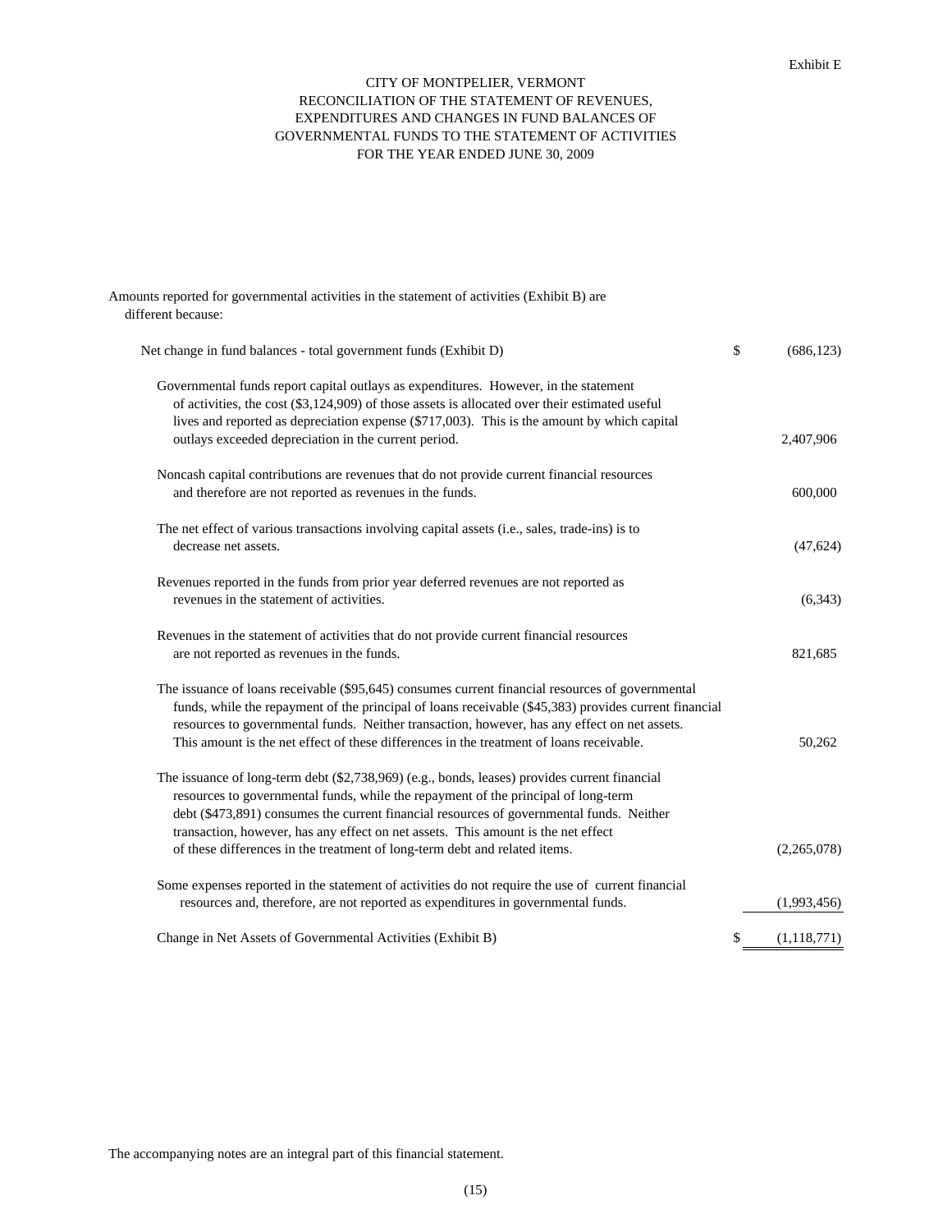Exhibit E

# CITY OF MONTPELIER, VERMONT
## RECONCILIATION OF THE STATEMENT OF REVENUES, EXPENDITURES AND CHANGES IN FUND BALANCES OF GOVERNMENTAL FUNDS TO THE STATEMENT OF ACTIVITIES
### FOR THE YEAR ENDED JUNE 30, 2009

Amounts reported for governmental activities in the statement of activities (Exhibit B) are different because:

| | | |
|---|---|---|
| Net change in fund balances - total government funds (Exhibit D) | $ | (686,123) |
| Governmental funds report capital outlays as expenditures. However, in the statement of activities, the cost ($3,124,909) of those assets is allocated over their estimated useful lives and reported as depreciation expense ($717,003). This is the amount by which capital outlays exceeded depreciation in the current period. | | 2,407,906 |
| Noncash capital contributions are revenues that do not provide current financial resources and therefore are not reported as revenues in the funds. | | 600,000 |
| The net effect of various transactions involving capital assets (i.e., sales, trade-ins) is to decrease net assets. | | (47,624) |
| Revenues reported in the funds from prior year deferred revenues are not reported as revenues in the statement of activities. | | (6,343) |
| Revenues in the statement of activities that do not provide current financial resources are not reported as revenues in the funds. | | 821,685 |
| The issuance of loans receivable ($95,645) consumes current financial resources of governmental funds, while the repayment of the principal of loans receivable ($45,383) provides current financial resources to governmental funds. Neither transaction, however, has any effect on net assets. This amount is the net effect of these differences in the treatment of loans receivable. | | 50,262 |
| The issuance of long-term debt ($2,738,969) (e.g., bonds, leases) provides current financial resources to governmental funds, while the repayment of the principal of long-term debt ($473,891) consumes the current financial resources of governmental funds. Neither transaction, however, has any effect on net assets. This amount is the net effect of these differences in the treatment of long-term debt and related items. | | (2,265,078) |
| Some expenses reported in the statement of activities do not require the use of current financial resources and, therefore, are not reported as expenditures in governmental funds. | | (1,993,456) |
| Change in Net Assets of Governmental Activities (Exhibit B) | $ | (1,118,771) |

The accompanying notes are an integral part of this financial statement.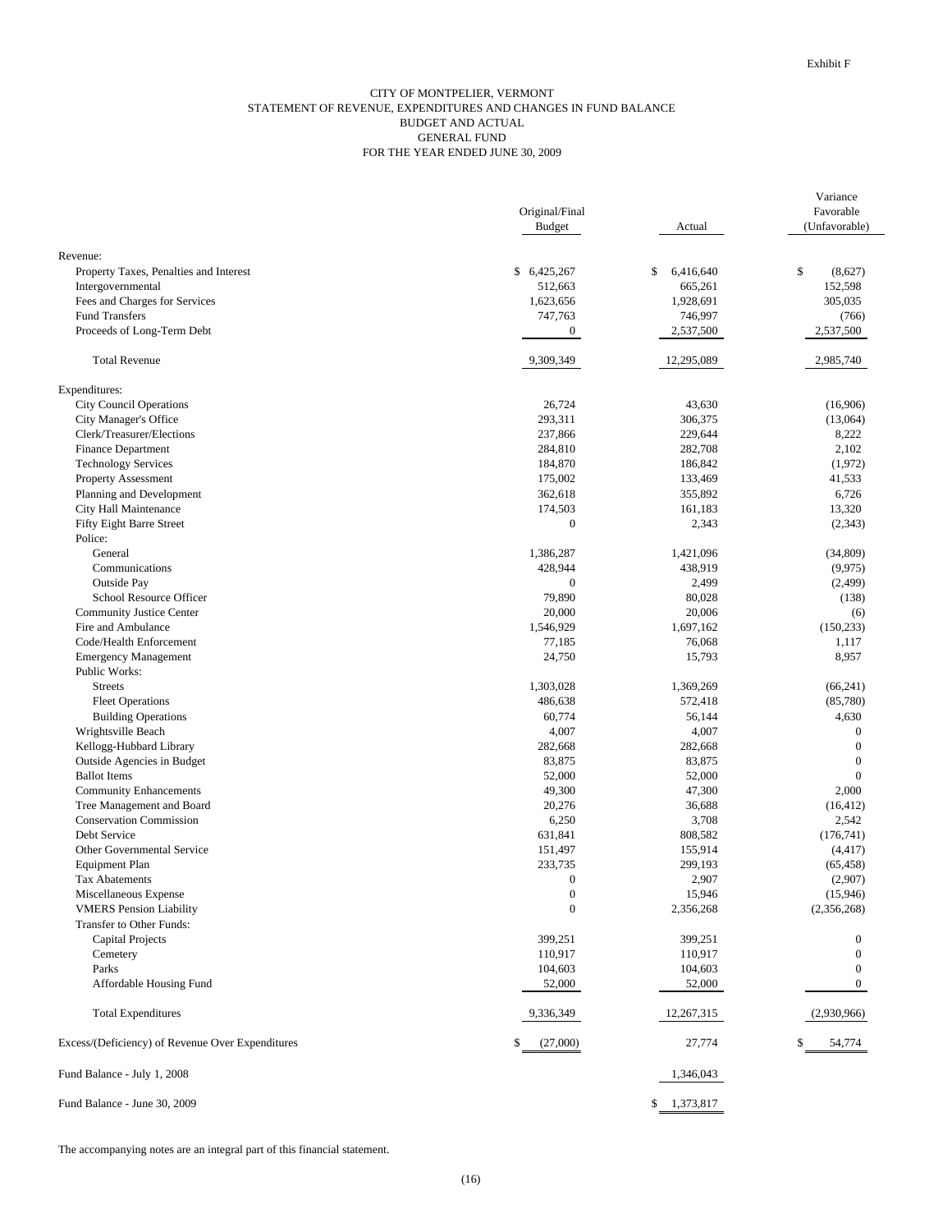Exhibit F

# CITY OF MONTPELIER, VERMONT
## STATEMENT OF REVENUE, EXPENDITURES AND CHANGES IN FUND BALANCE
## BUDGET AND ACTUAL
## GENERAL FUND
## FOR THE YEAR ENDED JUNE 30, 2009

| | Original/Final Budget | Actual | Variance Favorable (Unfavorable) |
|---|---|---|---|
| Revenue: | | | |
| Property Taxes, Penalties and Interest | $ 6,425,267 | $ 6,416,640 | $ (8,627) |
| Intergovernmental | 512,663 | 665,261 | 152,598 |
| Fees and Charges for Services | 1,623,656 | 1,928,691 | 305,035 |
| Fund Transfers | 747,763 | 746,997 | (766) |
| Proceeds of Long-Term Debt | 0 | 2,537,500 | 2,537,500 |
| Total Revenue | 9,309,349 | 12,295,089 | 2,985,740 |
| Expenditures: | | | |
| City Council Operations | 26,724 | 43,630 | (16,906) |
| City Manager's Office | 293,311 | 306,375 | (13,064) |
| Clerk/Treasurer/Elections | 237,866 | 229,644 | 8,222 |
| Finance Department | 284,810 | 282,708 | 2,102 |
| Technology Services | 184,870 | 186,842 | (1,972) |
| Property Assessment | 175,002 | 133,469 | 41,533 |
| Planning and Development | 362,618 | 355,892 | 6,726 |
| City Hall Maintenance | 174,503 | 161,183 | 13,320 |
| Fifty Eight Barre Street | 0 | 2,343 | (2,343) |
| Police: | | | |
| General | 1,386,287 | 1,421,096 | (34,809) |
| Communications | 428,944 | 438,919 | (9,975) |
| Outside Pay | 0 | 2,499 | (2,499) |
| School Resource Officer | 79,890 | 80,028 | (138) |
| Community Justice Center | 20,000 | 20,006 | (6) |
| Fire and Ambulance | 1,546,929 | 1,697,162 | (150,233) |
| Code/Health Enforcement | 77,185 | 76,068 | 1,117 |
| Emergency Management | 24,750 | 15,793 | 8,957 |
| Public Works: | | | |
| Streets | 1,303,028 | 1,369,269 | (66,241) |
| Fleet Operations | 486,638 | 572,418 | (85,780) |
| Building Operations | 60,774 | 56,144 | 4,630 |
| Wrightsville Beach | 4,007 | 4,007 | 0 |
| Kellogg-Hubbard Library | 282,668 | 282,668 | 0 |
| Outside Agencies in Budget | 83,875 | 83,875 | 0 |
| Ballot Items | 52,000 | 52,000 | 0 |
| Community Enhancements | 49,300 | 47,300 | 2,000 |
| Tree Management and Board | 20,276 | 36,688 | (16,412) |
| Conservation Commission | 6,250 | 3,708 | 2,542 |
| Debt Service | 631,841 | 808,582 | (176,741) |
| Other Governmental Service | 151,497 | 155,914 | (4,417) |
| Equipment Plan | 233,735 | 299,193 | (65,458) |
| Tax Abatements | 0 | 2,907 | (2,907) |
| Miscellaneous Expense | 0 | 15,946 | (15,946) |
| VMERS Pension Liability | 0 | 2,356,268 | (2,356,268) |
| Transfer to Other Funds: | | | |
| Capital Projects | 399,251 | 399,251 | 0 |
| Cemetery | 110,917 | 110,917 | 0 |
| Parks | 104,603 | 104,603 | 0 |
| Affordable Housing Fund | 52,000 | 52,000 | 0 |
| Total Expenditures | 9,336,349 | 12,267,315 | (2,930,966) |
| Excess/(Deficiency) of Revenue Over Expenditures | $ (27,000) | 27,774 | $ 54,774 |
| Fund Balance - July 1, 2008 | | 1,346,043 | |
| Fund Balance - June 30, 2009 | | $ 1,373,817 | |

The accompanying notes are an integral part of this financial statement.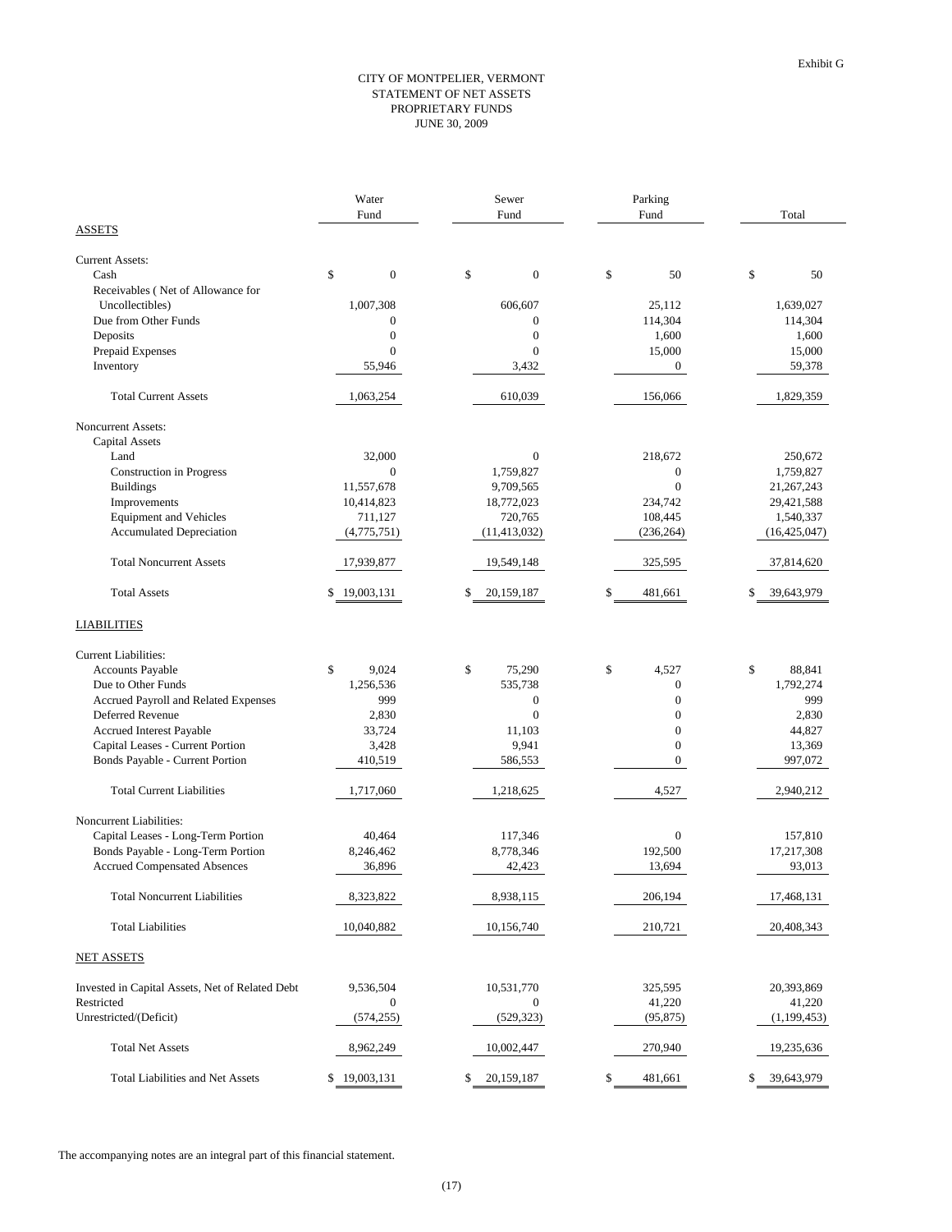Exhibit G

# CITY OF MONTPELIER, VERMONT
## STATEMENT OF NET ASSETS
## PROPRIETARY FUNDS
## JUNE 30, 2009

| | Water Fund | Sewer Fund | Parking Fund | Total |
|---|---|---|---|---|
| **ASSETS** | | | | |
| Current Assets: | | | | |
| Cash | $ 0 | $ 0 | $ 50 | $ 50 |
| Receivables ( Net of Allowance for Uncollectibles) | 1,007,308 | 606,607 | 25,112 | 1,639,027 |
| Due from Other Funds | 0 | 0 | 114,304 | 114,304 |
| Deposits | 0 | 0 | 1,600 | 1,600 |
| Prepaid Expenses | 0 | 0 | 15,000 | 15,000 |
| Inventory | 55,946 | 3,432 | 0 | 59,378 |
| Total Current Assets | 1,063,254 | 610,039 | 156,066 | 1,829,359 |
| Noncurrent Assets: | | | | |
| Capital Assets | | | | |
| Land | 32,000 | 0 | 218,672 | 250,672 |
| Construction in Progress | 0 | 1,759,827 | 0 | 1,759,827 |
| Buildings | 11,557,678 | 9,709,565 | 0 | 21,267,243 |
| Improvements | 10,414,823 | 18,772,023 | 234,742 | 29,421,588 |
| Equipment and Vehicles | 711,127 | 720,765 | 108,445 | 1,540,337 |
| Accumulated Depreciation | (4,775,751) | (11,413,032) | (236,264) | (16,425,047) |
| Total Noncurrent Assets | 17,939,877 | 19,549,148 | 325,595 | 37,814,620 |
| Total Assets | $ 19,003,131 | $ 20,159,187 | $ 481,661 | $ 39,643,979 |
| **LIABILITIES** | | | | |
| Current Liabilities: | | | | |
| Accounts Payable | $ 9,024 | $ 75,290 | $ 4,527 | $ 88,841 |
| Due to Other Funds | 1,256,536 | 535,738 | 0 | 1,792,274 |
| Accrued Payroll and Related Expenses | 999 | 0 | 0 | 999 |
| Deferred Revenue | 2,830 | 0 | 0 | 2,830 |
| Accrued Interest Payable | 33,724 | 11,103 | 0 | 44,827 |
| Capital Leases - Current Portion | 3,428 | 9,941 | 0 | 13,369 |
| Bonds Payable - Current Portion | 410,519 | 586,553 | 0 | 997,072 |
| Total Current Liabilities | 1,717,060 | 1,218,625 | 4,527 | 2,940,212 |
| Noncurrent Liabilities: | | | | |
| Capital Leases - Long-Term Portion | 40,464 | 117,346 | 0 | 157,810 |
| Bonds Payable - Long-Term Portion | 8,246,462 | 8,778,346 | 192,500 | 17,217,308 |
| Accrued Compensated Absences | 36,896 | 42,423 | 13,694 | 93,013 |
| Total Noncurrent Liabilities | 8,323,822 | 8,938,115 | 206,194 | 17,468,131 |
| Total Liabilities | 10,040,882 | 10,156,740 | 210,721 | 20,408,343 |
| **NET ASSETS** | | | | |
| Invested in Capital Assets, Net of Related Debt | 9,536,504 | 10,531,770 | 325,595 | 20,393,869 |
| Restricted | 0 | 0 | 41,220 | 41,220 |
| Unrestricted/(Deficit) | (574,255) | (529,323) | (95,875) | (1,199,453) |
| Total Net Assets | 8,962,249 | 10,002,447 | 270,940 | 19,235,636 |
| Total Liabilities and Net Assets | $ 19,003,131 | $ 20,159,187 | $ 481,661 | $ 39,643,979 |

The accompanying notes are an integral part of this financial statement.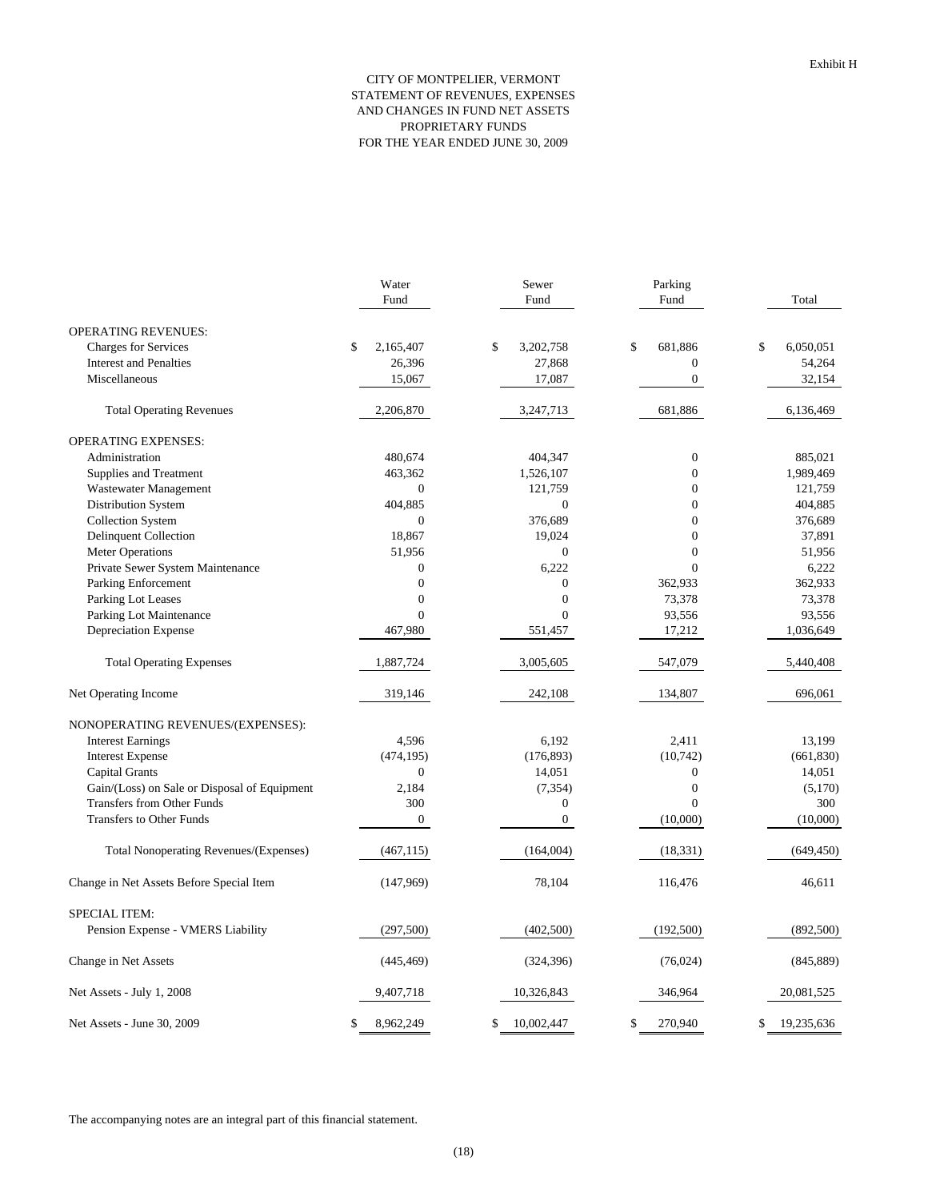Exhibit H

# CITY OF MONTPELIER, VERMONT
## STATEMENT OF REVENUES, EXPENSES AND CHANGES IN FUND NET ASSETS
## PROPRIETARY FUNDS
## FOR THE YEAR ENDED JUNE 30, 2009

| | Water Fund | Sewer Fund | Parking Fund | Total |
|---|---|---|---|---|
| OPERATING REVENUES: | | | | |
| Charges for Services | $ 2,165,407 | $ 3,202,758 | $ 681,886 | $ 6,050,051 |
| Interest and Penalties | 26,396 | 27,868 | 0 | 54,264 |
| Miscellaneous | 15,067 | 17,087 | 0 | 32,154 |
| Total Operating Revenues | 2,206,870 | 3,247,713 | 681,886 | 6,136,469 |
| OPERATING EXPENSES: | | | | |
| Administration | 480,674 | 404,347 | 0 | 885,021 |
| Supplies and Treatment | 463,362 | 1,526,107 | 0 | 1,989,469 |
| Wastewater Management | 0 | 121,759 | 0 | 121,759 |
| Distribution System | 404,885 | 0 | 0 | 404,885 |
| Collection System | 0 | 376,689 | 0 | 376,689 |
| Delinquent Collection | 18,867 | 19,024 | 0 | 37,891 |
| Meter Operations | 51,956 | 0 | 0 | 51,956 |
| Private Sewer System Maintenance | 0 | 6,222 | 0 | 6,222 |
| Parking Enforcement | 0 | 0 | 362,933 | 362,933 |
| Parking Lot Leases | 0 | 0 | 73,378 | 73,378 |
| Parking Lot Maintenance | 0 | 0 | 93,556 | 93,556 |
| Depreciation Expense | 467,980 | 551,457 | 17,212 | 1,036,649 |
| Total Operating Expenses | 1,887,724 | 3,005,605 | 547,079 | 5,440,408 |
| Net Operating Income | 319,146 | 242,108 | 134,807 | 696,061 |
| NONOPERATING REVENUES/(EXPENSES): | | | | |
| Interest Earnings | 4,596 | 6,192 | 2,411 | 13,199 |
| Interest Expense | (474,195) | (176,893) | (10,742) | (661,830) |
| Capital Grants | 0 | 14,051 | 0 | 14,051 |
| Gain/(Loss) on Sale or Disposal of Equipment | 2,184 | (7,354) | 0 | (5,170) |
| Transfers from Other Funds | 300 | 0 | 0 | 300 |
| Transfers to Other Funds | 0 | 0 | (10,000) | (10,000) |
| Total Nonoperating Revenues/(Expenses) | (467,115) | (164,004) | (18,331) | (649,450) |
| Change in Net Assets Before Special Item | (147,969) | 78,104 | 116,476 | 46,611 |
| SPECIAL ITEM: | | | | |
| Pension Expense - VMERS Liability | (297,500) | (402,500) | (192,500) | (892,500) |
| Change in Net Assets | (445,469) | (324,396) | (76,024) | (845,889) |
| Net Assets - July 1, 2008 | 9,407,718 | 10,326,843 | 346,964 | 20,081,525 |
| Net Assets - June 30, 2009 | $ 8,962,249 | $ 10,002,447 | $ 270,940 | $ 19,235,636 |

The accompanying notes are an integral part of this financial statement.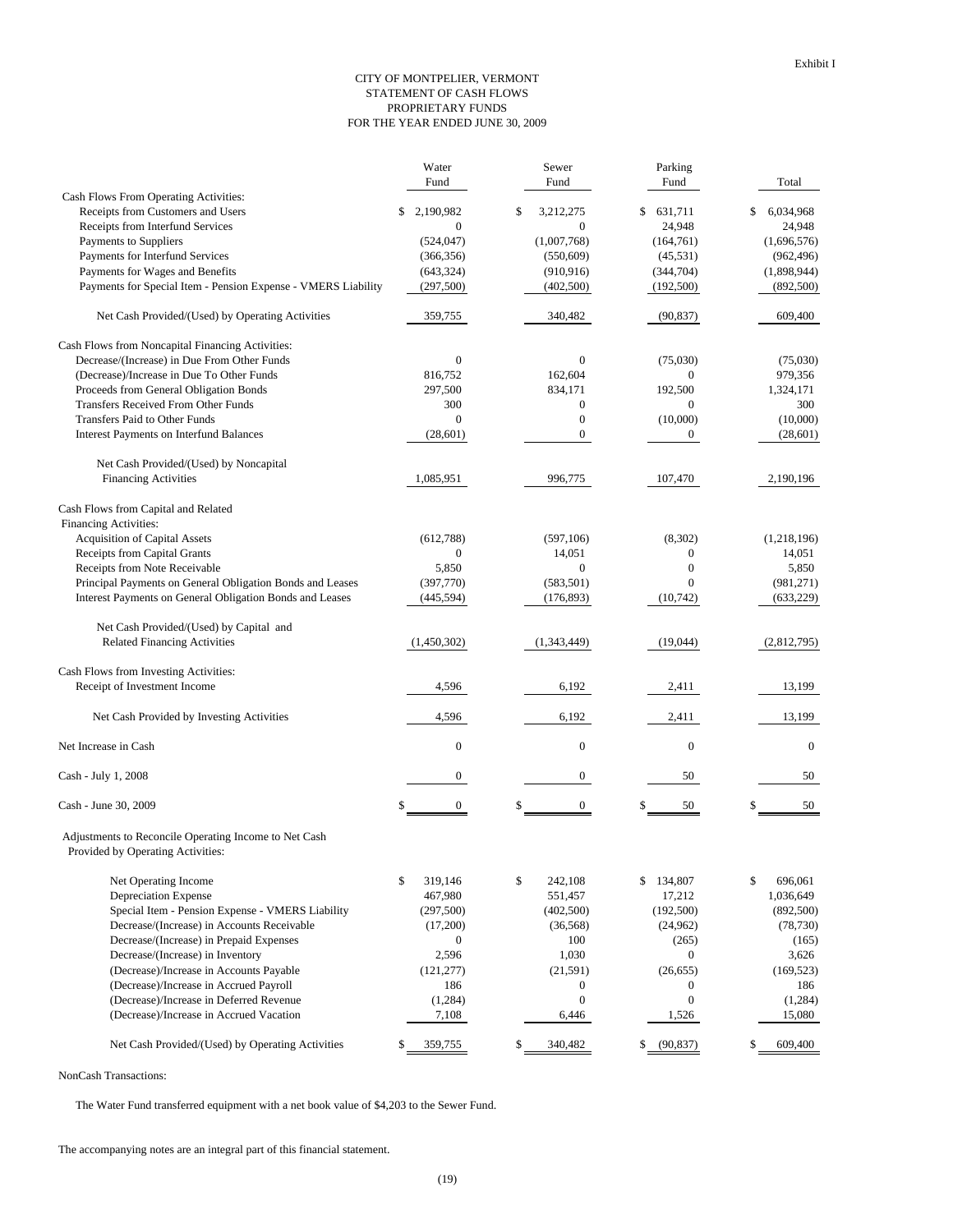Exhibit I

# CITY OF MONTPELIER, VERMONT
## STATEMENT OF CASH FLOWS
## PROPRIETARY FUNDS
## FOR THE YEAR ENDED JUNE 30, 2009

| | Water Fund | Sewer Fund | Parking Fund | Total |
|---|---|---|---|---|
| Cash Flows From Operating Activities: | | | | |
| Receipts from Customers and Users | $ 2,190,982 | $ 3,212,275 | $ 631,711 | $ 6,034,968 |
| Receipts from Interfund Services | 0 | 0 | 24,948 | 24,948 |
| Payments to Suppliers | (524,047) | (1,007,768) | (164,761) | (1,696,576) |
| Payments for Interfund Services | (366,356) | (550,609) | (45,531) | (962,496) |
| Payments for Wages and Benefits | (643,324) | (910,916) | (344,704) | (1,898,944) |
| Payments for Special Item - Pension Expense - VMERS Liability | (297,500) | (402,500) | (192,500) | (892,500) |
| Net Cash Provided/(Used) by Operating Activities | 359,755 | 340,482 | (90,837) | 609,400 |
| Cash Flows from Noncapital Financing Activities: | | | | |
| Decrease/(Increase) in Due From Other Funds | 0 | 0 | (75,030) | (75,030) |
| (Decrease)/Increase in Due To Other Funds | 816,752 | 162,604 | 0 | 979,356 |
| Proceeds from General Obligation Bonds | 297,500 | 834,171 | 192,500 | 1,324,171 |
| Transfers Received From Other Funds | 300 | 0 | 0 | 300 |
| Transfers Paid to Other Funds | 0 | 0 | (10,000) | (10,000) |
| Interest Payments on Interfund Balances | (28,601) | 0 | 0 | (28,601) |
| Net Cash Provided/(Used) by Noncapital Financing Activities | 1,085,951 | 996,775 | 107,470 | 2,190,196 |
| Cash Flows from Capital and Related Financing Activities: | | | | |
| Acquisition of Capital Assets | (612,788) | (597,106) | (8,302) | (1,218,196) |
| Receipts from Capital Grants | 0 | 14,051 | 0 | 14,051 |
| Receipts from Note Receivable | 5,850 | 0 | 0 | 5,850 |
| Principal Payments on General Obligation Bonds and Leases | (397,770) | (583,501) | 0 | (981,271) |
| Interest Payments on General Obligation Bonds and Leases | (445,594) | (176,893) | (10,742) | (633,229) |
| Net Cash Provided/(Used) by Capital and Related Financing Activities | (1,450,302) | (1,343,449) | (19,044) | (2,812,795) |
| Cash Flows from Investing Activities: | | | | |
| Receipt of Investment Income | 4,596 | 6,192 | 2,411 | 13,199 |
| Net Cash Provided by Investing Activities | 4,596 | 6,192 | 2,411 | 13,199 |
| Net Increase in Cash | 0 | 0 | 0 | 0 |
| Cash - July 1, 2008 | 0 | 0 | 50 | 50 |
| Cash - June 30, 2009 | $ 0 | $ 0 | $ 50 | $ 50 |
| Adjustments to Reconcile Operating Income to Net Cash Provided by Operating Activities: | | | | |
| Net Operating Income | $ 319,146 | $ 242,108 | $ 134,807 | $ 696,061 |
| Depreciation Expense | 467,980 | 551,457 | 17,212 | 1,036,649 |
| Special Item - Pension Expense - VMERS Liability | (297,500) | (402,500) | (192,500) | (892,500) |
| Decrease/(Increase) in Accounts Receivable | (17,200) | (36,568) | (24,962) | (78,730) |
| Decrease/(Increase) in Prepaid Expenses | 0 | 100 | (265) | (165) |
| Decrease/(Increase) in Inventory | 2,596 | 1,030 | 0 | 3,626 |
| (Decrease)/Increase in Accounts Payable | (121,277) | (21,591) | (26,655) | (169,523) |
| (Decrease)/Increase in Accrued Payroll | 186 | 0 | 0 | 186 |
| (Decrease)/Increase in Deferred Revenue | (1,284) | 0 | 0 | (1,284) |
| (Decrease)/Increase in Accrued Vacation | 7,108 | 6,446 | 1,526 | 15,080 |
| Net Cash Provided/(Used) by Operating Activities | $ 359,755 | $ 340,482 | $ (90,837) | $ 609,400 |

NonCash Transactions:

The Water Fund transferred equipment with a net book value of $4,203 to the Sewer Fund.

The accompanying notes are an integral part of this financial statement.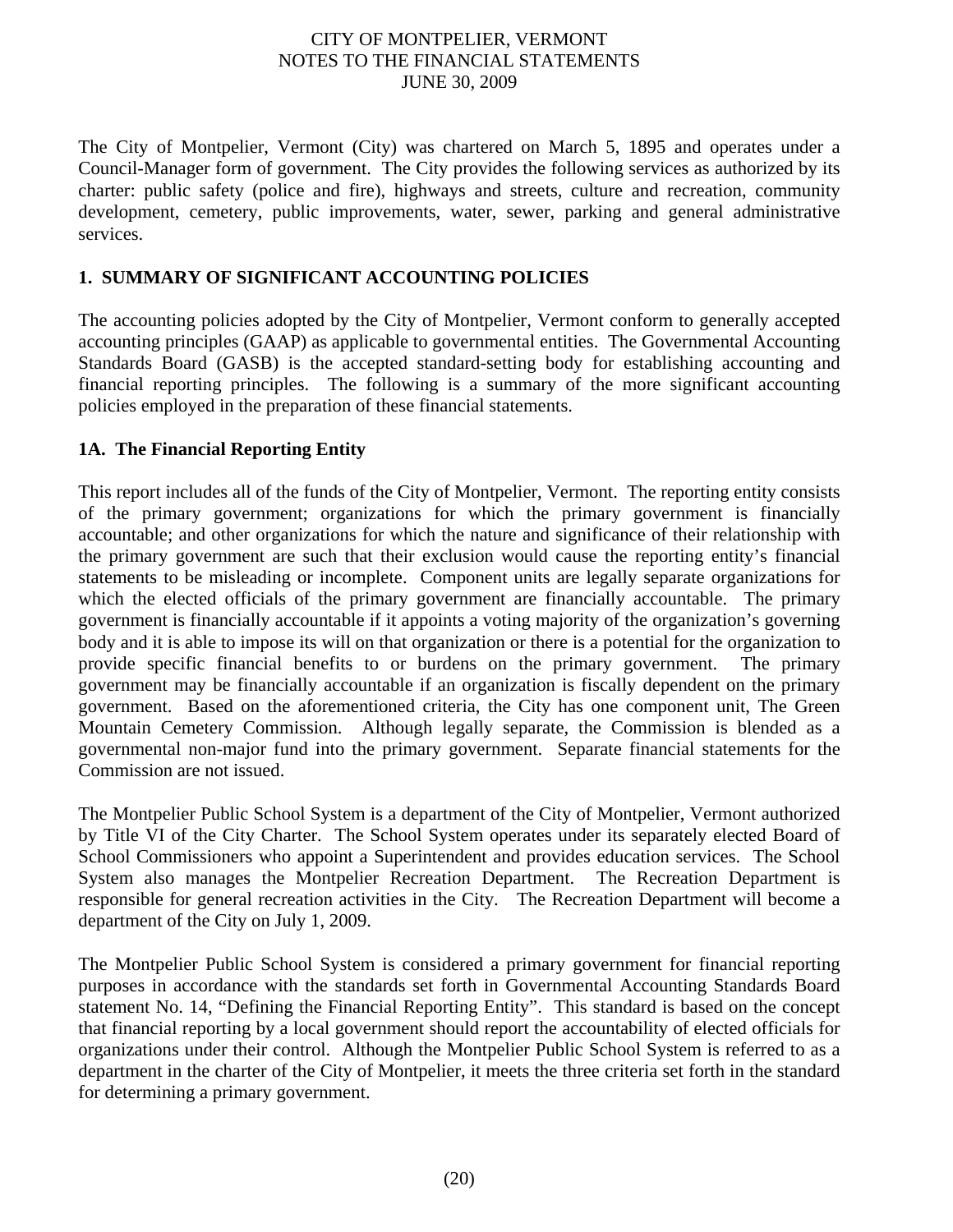The City of Montpelier, Vermont (City) was chartered on March 5, 1895 and operates under a Council-Manager form of government. The City provides the following services as authorized by its charter: public safety (police and fire), highways and streets, culture and recreation, community development, cemetery, public improvements, water, sewer, parking and general administrative services.

## 1. SUMMARY OF SIGNIFICANT ACCOUNTING POLICIES

The accounting policies adopted by the City of Montpelier, Vermont conform to generally accepted accounting principles (GAAP) as applicable to governmental entities. The Governmental Accounting Standards Board (GASB) is the accepted standard-setting body for establishing accounting and financial reporting principles. The following is a summary of the more significant accounting policies employed in the preparation of these financial statements.

### 1A. The Financial Reporting Entity

This report includes all of the funds of the City of Montpelier, Vermont. The reporting entity consists of the primary government; organizations for which the primary government is financially accountable; and other organizations for which the nature and significance of their relationship with the primary government are such that their exclusion would cause the reporting entity's financial statements to be misleading or incomplete. Component units are legally separate organizations for which the elected officials of the primary government are financially accountable. The primary government is financially accountable if it appoints a voting majority of the organization's governing body and it is able to impose its will on that organization or there is a potential for the organization to provide specific financial benefits to or burdens on the primary government. The primary government may be financially accountable if an organization is fiscally dependent on the primary government. Based on the aforementioned criteria, the City has one component unit, The Green Mountain Cemetery Commission. Although legally separate, the Commission is blended as a governmental non-major fund into the primary government. Separate financial statements for the Commission are not issued.

The Montpelier Public School System is a department of the City of Montpelier, Vermont authorized by Title VI of the City Charter. The School System operates under its separately elected Board of School Commissioners who appoint a Superintendent and provides education services. The School System also manages the Montpelier Recreation Department. The Recreation Department is responsible for general recreation activities in the City. The Recreation Department will become a department of the City on July 1, 2009.

The Montpelier Public School System is considered a primary government for financial reporting purposes in accordance with the standards set forth in Governmental Accounting Standards Board statement No. 14, "Defining the Financial Reporting Entity". This standard is based on the concept that financial reporting by a local government should report the accountability of elected officials for organizations under their control. Although the Montpelier Public School System is referred to as a department in the charter of the City of Montpelier, it meets the three criteria set forth in the standard for determining a primary government.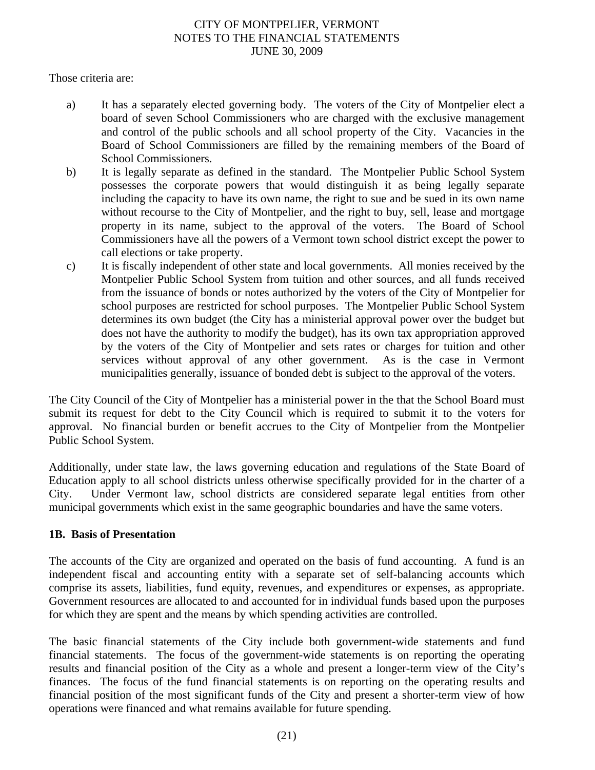Those criteria are:

a) It has a separately elected governing body. The voters of the City of Montpelier elect a board of seven School Commissioners who are charged with the exclusive management and control of the public schools and all school property of the City. Vacancies in the Board of School Commissioners are filled by the remaining members of the Board of School Commissioners.

b) It is legally separate as defined in the standard. The Montpelier Public School System possesses the corporate powers that would distinguish it as being legally separate including the capacity to have its own name, the right to sue and be sued in its own name without recourse to the City of Montpelier, and the right to buy, sell, lease and mortgage property in its name, subject to the approval of the voters. The Board of School Commissioners have all the powers of a Vermont town school district except the power to call elections or take property.

c) It is fiscally independent of other state and local governments. All monies received by the Montpelier Public School System from tuition and other sources, and all funds received from the issuance of bonds or notes authorized by the voters of the City of Montpelier for school purposes are restricted for school purposes. The Montpelier Public School System determines its own budget (the City has a ministerial approval power over the budget but does not have the authority to modify the budget), has its own tax appropriation approved by the voters of the City of Montpelier and sets rates or charges for tuition and other services without approval of any other government. As is the case in Vermont municipalities generally, issuance of bonded debt is subject to the approval of the voters.

The City Council of the City of Montpelier has a ministerial power in the that the School Board must submit its request for debt to the City Council which is required to submit it to the voters for approval. No financial burden or benefit accrues to the City of Montpelier from the Montpelier Public School System.

Additionally, under state law, the laws governing education and regulations of the State Board of Education apply to all school districts unless otherwise specifically provided for in the charter of a City. Under Vermont law, school districts are considered separate legal entities from other municipal governments which exist in the same geographic boundaries and have the same voters.

**1B. Basis of Presentation**

The accounts of the City are organized and operated on the basis of fund accounting. A fund is an independent fiscal and accounting entity with a separate set of self-balancing accounts which comprise its assets, liabilities, fund equity, revenues, and expenditures or expenses, as appropriate. Government resources are allocated to and accounted for in individual funds based upon the purposes for which they are spent and the means by which spending activities are controlled.

The basic financial statements of the City include both government-wide statements and fund financial statements. The focus of the government-wide statements is on reporting the operating results and financial position of the City as a whole and present a longer-term view of the City's finances. The focus of the fund financial statements is on reporting on the operating results and financial position of the most significant funds of the City and present a shorter-term view of how operations were financed and what remains available for future spending.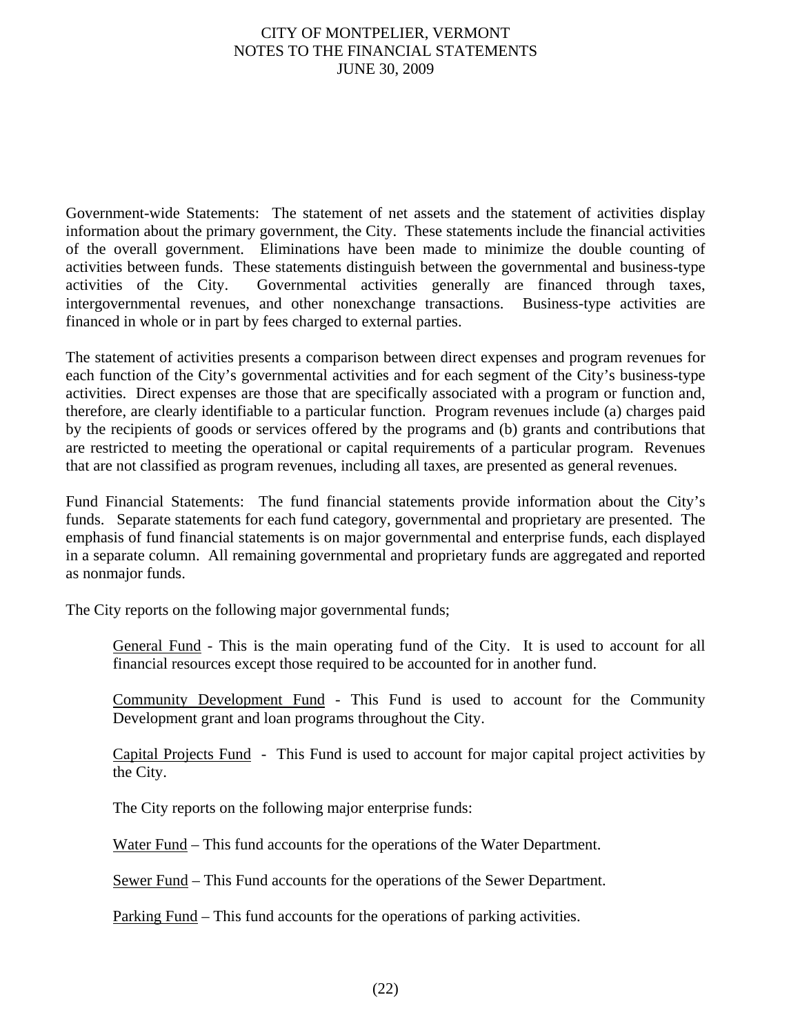Government-wide Statements: The statement of net assets and the statement of activities display information about the primary government, the City. These statements include the financial activities of the overall government. Eliminations have been made to minimize the double counting of activities between funds. These statements distinguish between the governmental and business-type activities of the City. Governmental activities generally are financed through taxes, intergovernmental revenues, and other nonexchange transactions. Business-type activities are financed in whole or in part by fees charged to external parties.

The statement of activities presents a comparison between direct expenses and program revenues for each function of the City's governmental activities and for each segment of the City's business-type activities. Direct expenses are those that are specifically associated with a program or function and, therefore, are clearly identifiable to a particular function. Program revenues include (a) charges paid by the recipients of goods or services offered by the programs and (b) grants and contributions that are restricted to meeting the operational or capital requirements of a particular program. Revenues that are not classified as program revenues, including all taxes, are presented as general revenues.

Fund Financial Statements: The fund financial statements provide information about the City's funds. Separate statements for each fund category, governmental and proprietary are presented. The emphasis of fund financial statements is on major governmental and enterprise funds, each displayed in a separate column. All remaining governmental and proprietary funds are aggregated and reported as nonmajor funds.

The City reports on the following major governmental funds;

General Fund - This is the main operating fund of the City. It is used to account for all financial resources except those required to be accounted for in another fund.

Community Development Fund - This Fund is used to account for the Community Development grant and loan programs throughout the City.

Capital Projects Fund - This Fund is used to account for major capital project activities by the City.

The City reports on the following major enterprise funds:

Water Fund – This fund accounts for the operations of the Water Department.

Sewer Fund – This Fund accounts for the operations of the Sewer Department.

Parking Fund – This fund accounts for the operations of parking activities.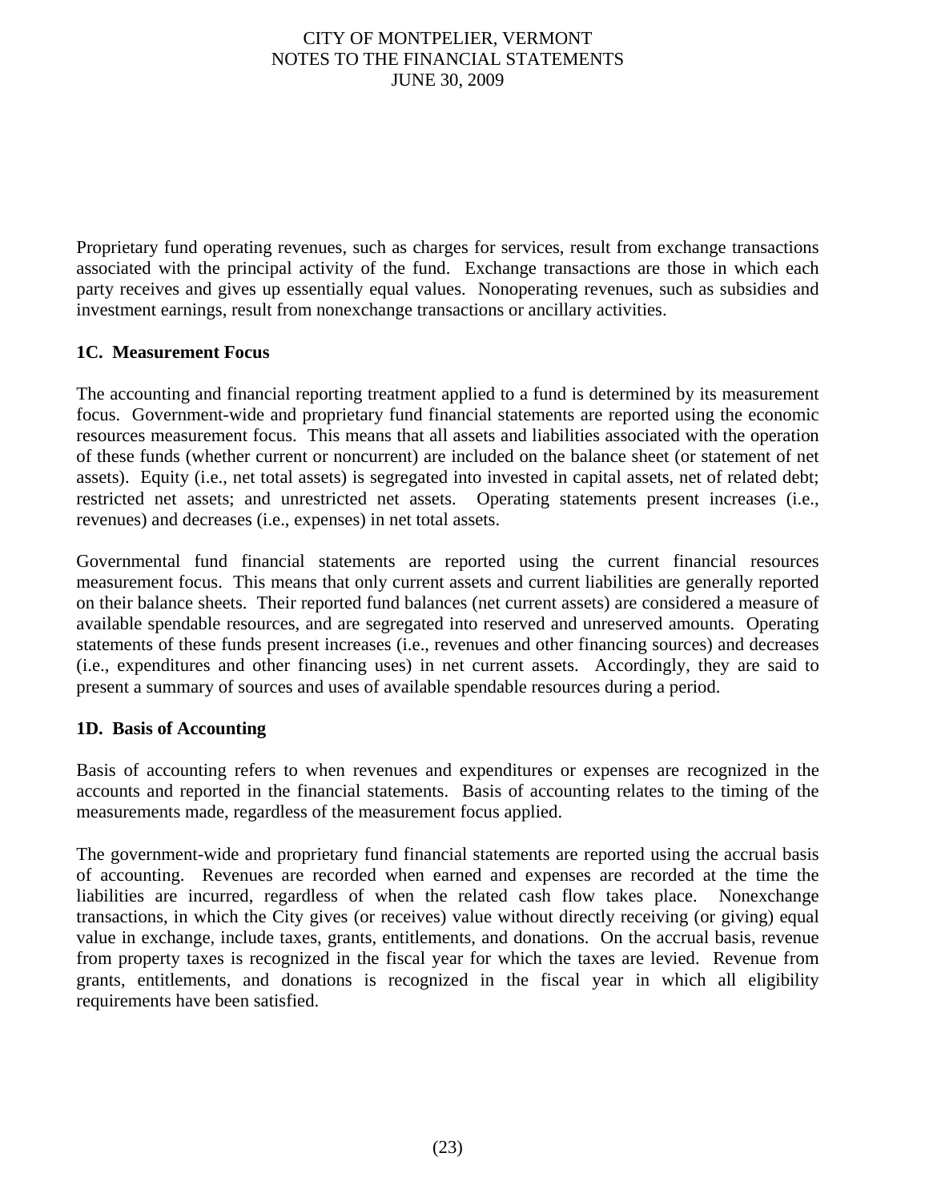Proprietary fund operating revenues, such as charges for services, result from exchange transactions associated with the principal activity of the fund. Exchange transactions are those in which each party receives and gives up essentially equal values. Nonoperating revenues, such as subsidies and investment earnings, result from nonexchange transactions or ancillary activities.

### 1C. Measurement Focus

The accounting and financial reporting treatment applied to a fund is determined by its measurement focus. Government-wide and proprietary fund financial statements are reported using the economic resources measurement focus. This means that all assets and liabilities associated with the operation of these funds (whether current or noncurrent) are included on the balance sheet (or statement of net assets). Equity (i.e., net total assets) is segregated into invested in capital assets, net of related debt; restricted net assets; and unrestricted net assets. Operating statements present increases (i.e., revenues) and decreases (i.e., expenses) in net total assets.

Governmental fund financial statements are reported using the current financial resources measurement focus. This means that only current assets and current liabilities are generally reported on their balance sheets. Their reported fund balances (net current assets) are considered a measure of available spendable resources, and are segregated into reserved and unreserved amounts. Operating statements of these funds present increases (i.e., revenues and other financing sources) and decreases (i.e., expenditures and other financing uses) in net current assets. Accordingly, they are said to present a summary of sources and uses of available spendable resources during a period.

### 1D. Basis of Accounting

Basis of accounting refers to when revenues and expenditures or expenses are recognized in the accounts and reported in the financial statements. Basis of accounting relates to the timing of the measurements made, regardless of the measurement focus applied.

The government-wide and proprietary fund financial statements are reported using the accrual basis of accounting. Revenues are recorded when earned and expenses are recorded at the time the liabilities are incurred, regardless of when the related cash flow takes place. Nonexchange transactions, in which the City gives (or receives) value without directly receiving (or giving) equal value in exchange, include taxes, grants, entitlements, and donations. On the accrual basis, revenue from property taxes is recognized in the fiscal year for which the taxes are levied. Revenue from grants, entitlements, and donations is recognized in the fiscal year in which all eligibility requirements have been satisfied.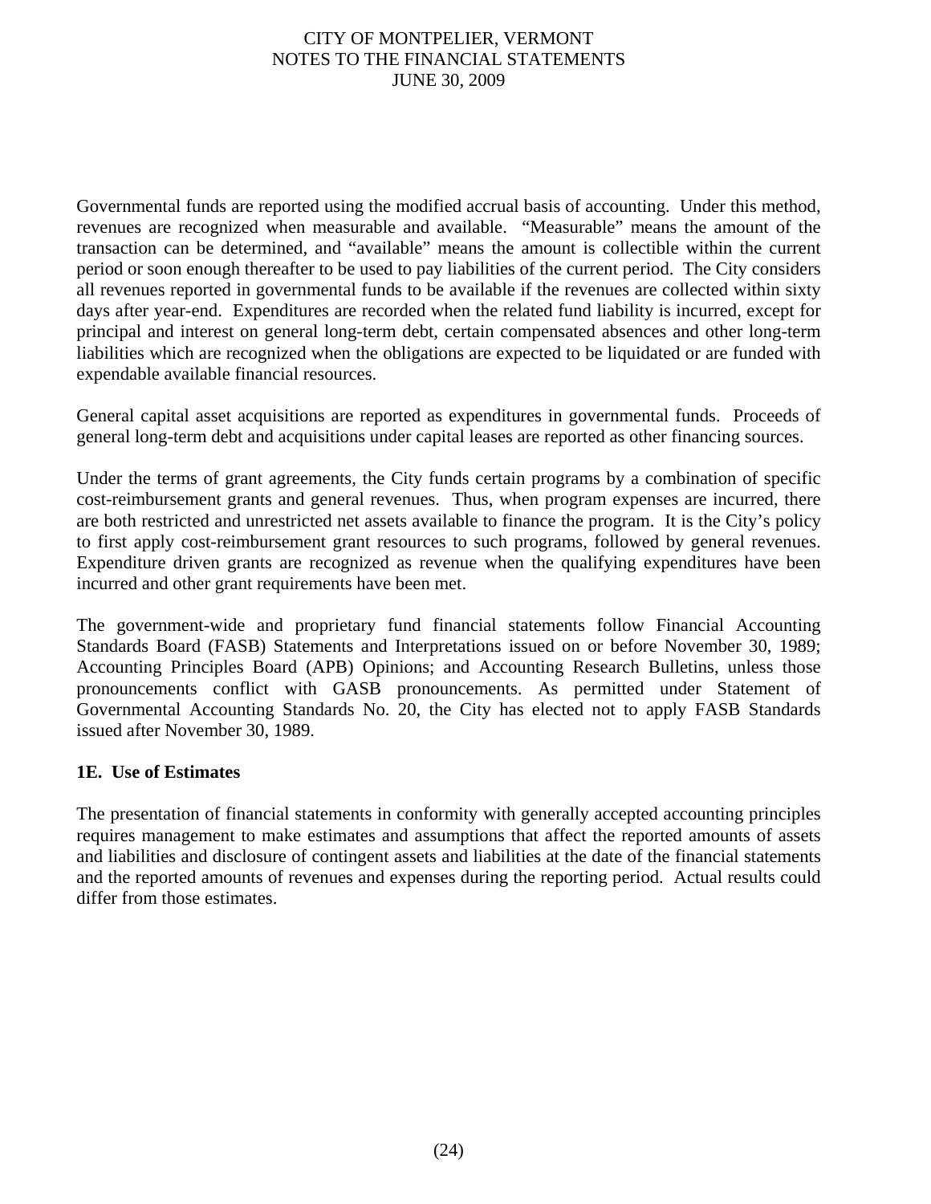Governmental funds are reported using the modified accrual basis of accounting. Under this method, revenues are recognized when measurable and available. "Measurable" means the amount of the transaction can be determined, and "available" means the amount is collectible within the current period or soon enough thereafter to be used to pay liabilities of the current period. The City considers all revenues reported in governmental funds to be available if the revenues are collected within sixty days after year-end. Expenditures are recorded when the related fund liability is incurred, except for principal and interest on general long-term debt, certain compensated absences and other long-term liabilities which are recognized when the obligations are expected to be liquidated or are funded with expendable available financial resources.

General capital asset acquisitions are reported as expenditures in governmental funds. Proceeds of general long-term debt and acquisitions under capital leases are reported as other financing sources.

Under the terms of grant agreements, the City funds certain programs by a combination of specific cost-reimbursement grants and general revenues. Thus, when program expenses are incurred, there are both restricted and unrestricted net assets available to finance the program. It is the City's policy to first apply cost-reimbursement grant resources to such programs, followed by general revenues. Expenditure driven grants are recognized as revenue when the qualifying expenditures have been incurred and other grant requirements have been met.

The government-wide and proprietary fund financial statements follow Financial Accounting Standards Board (FASB) Statements and Interpretations issued on or before November 30, 1989; Accounting Principles Board (APB) Opinions; and Accounting Research Bulletins, unless those pronouncements conflict with GASB pronouncements. As permitted under Statement of Governmental Accounting Standards No. 20, the City has elected not to apply FASB Standards issued after November 30, 1989.

### 1E. Use of Estimates

The presentation of financial statements in conformity with generally accepted accounting principles requires management to make estimates and assumptions that affect the reported amounts of assets and liabilities and disclosure of contingent assets and liabilities at the date of the financial statements and the reported amounts of revenues and expenses during the reporting period. Actual results could differ from those estimates.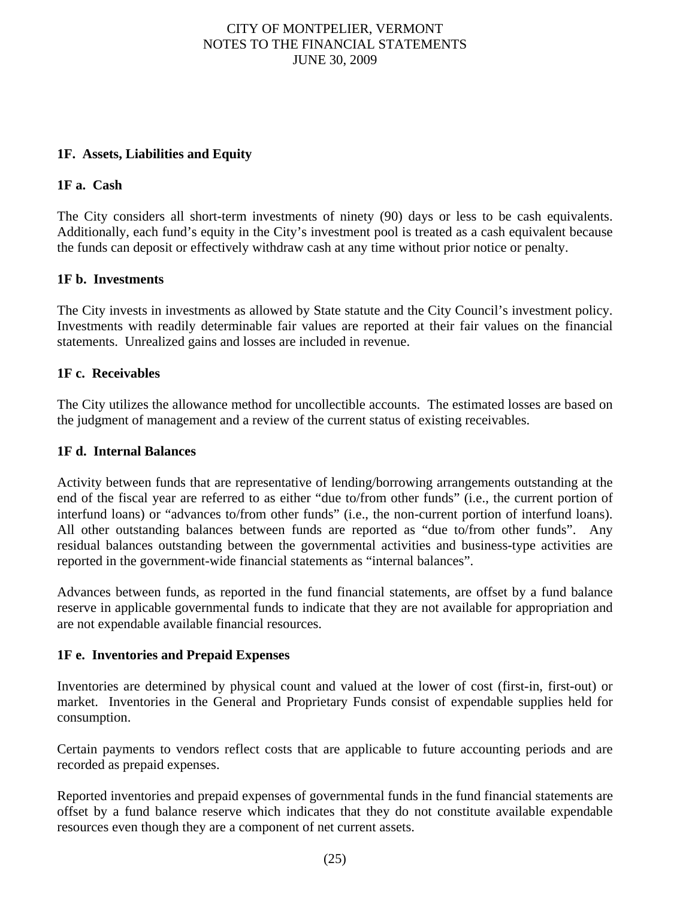### 1F. Assets, Liabilities and Equity

#### 1F a. Cash

The City considers all short-term investments of ninety (90) days or less to be cash equivalents. Additionally, each fund's equity in the City's investment pool is treated as a cash equivalent because the funds can deposit or effectively withdraw cash at any time without prior notice or penalty.

#### 1F b. Investments

The City invests in investments as allowed by State statute and the City Council's investment policy. Investments with readily determinable fair values are reported at their fair values on the financial statements. Unrealized gains and losses are included in revenue.

#### 1F c. Receivables

The City utilizes the allowance method for uncollectible accounts. The estimated losses are based on the judgment of management and a review of the current status of existing receivables.

#### 1F d. Internal Balances

Activity between funds that are representative of lending/borrowing arrangements outstanding at the end of the fiscal year are referred to as either "due to/from other funds" (i.e., the current portion of interfund loans) or "advances to/from other funds" (i.e., the non-current portion of interfund loans). All other outstanding balances between funds are reported as "due to/from other funds". Any residual balances outstanding between the governmental activities and business-type activities are reported in the government-wide financial statements as "internal balances".

Advances between funds, as reported in the fund financial statements, are offset by a fund balance reserve in applicable governmental funds to indicate that they are not available for appropriation and are not expendable available financial resources.

#### 1F e. Inventories and Prepaid Expenses

Inventories are determined by physical count and valued at the lower of cost (first-in, first-out) or market. Inventories in the General and Proprietary Funds consist of expendable supplies held for consumption.

Certain payments to vendors reflect costs that are applicable to future accounting periods and are recorded as prepaid expenses.

Reported inventories and prepaid expenses of governmental funds in the fund financial statements are offset by a fund balance reserve which indicates that they do not constitute available expendable resources even though they are a component of net current assets.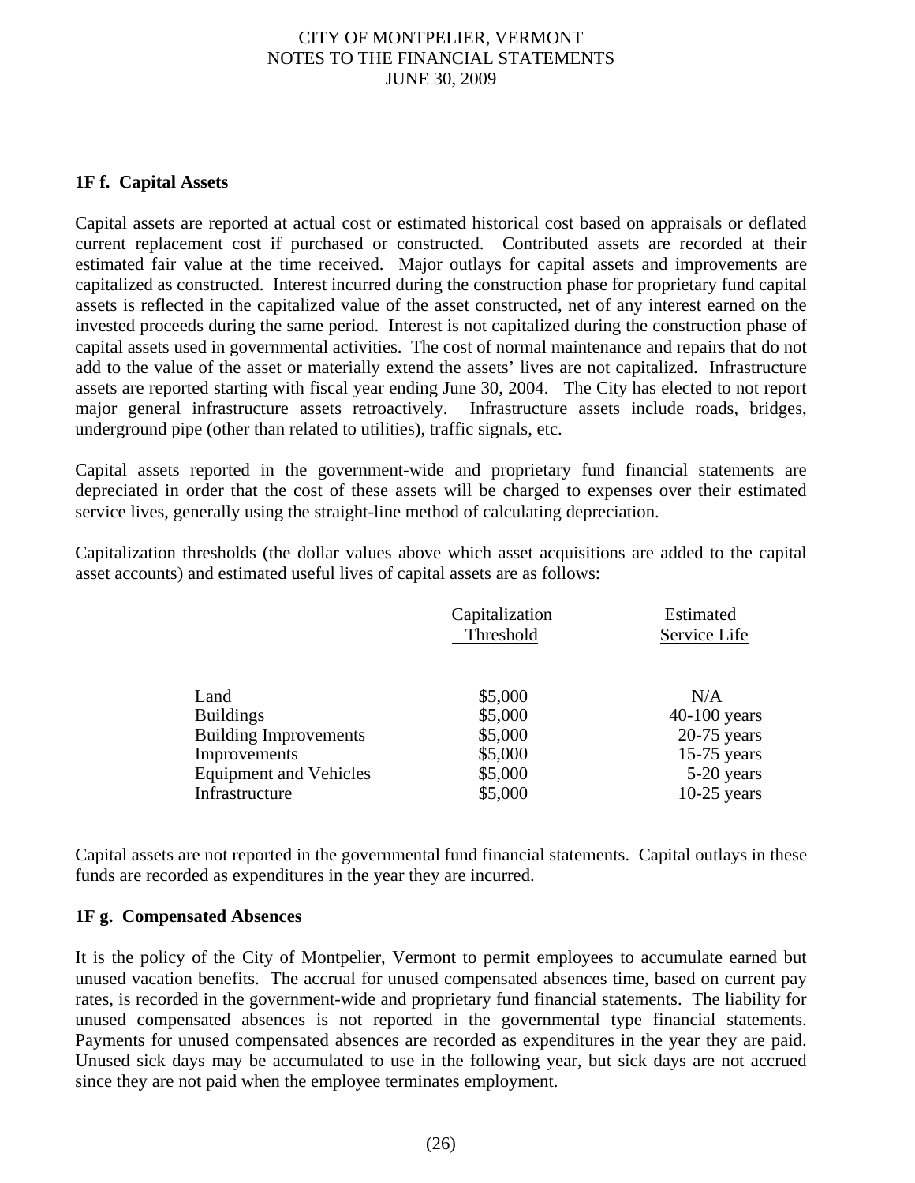### 1F f. Capital Assets

Capital assets are reported at actual cost or estimated historical cost based on appraisals or deflated current replacement cost if purchased or constructed. Contributed assets are recorded at their estimated fair value at the time received. Major outlays for capital assets and improvements are capitalized as constructed. Interest incurred during the construction phase for proprietary fund capital assets is reflected in the capitalized value of the asset constructed, net of any interest earned on the invested proceeds during the same period. Interest is not capitalized during the construction phase of capital assets used in governmental activities. The cost of normal maintenance and repairs that do not add to the value of the asset or materially extend the assets' lives are not capitalized. Infrastructure assets are reported starting with fiscal year ending June 30, 2004. The City has elected to not report major general infrastructure assets retroactively. Infrastructure assets include roads, bridges, underground pipe (other than related to utilities), traffic signals, etc.

Capital assets reported in the government-wide and proprietary fund financial statements are depreciated in order that the cost of these assets will be charged to expenses over their estimated service lives, generally using the straight-line method of calculating depreciation.

Capitalization thresholds (the dollar values above which asset acquisitions are added to the capital asset accounts) and estimated useful lives of capital assets are as follows:

| | Capitalization Threshold | Estimated Service Life |
|---|---|---|
| Land | $5,000 | N/A |
| Buildings | $5,000 | 40-100 years |
| Building Improvements | $5,000 | 20-75 years |
| Improvements | $5,000 | 15-75 years |
| Equipment and Vehicles | $5,000 | 5-20 years |
| Infrastructure | $5,000 | 10-25 years |

Capital assets are not reported in the governmental fund financial statements. Capital outlays in these funds are recorded as expenditures in the year they are incurred.

### 1F g. Compensated Absences

It is the policy of the City of Montpelier, Vermont to permit employees to accumulate earned but unused vacation benefits. The accrual for unused compensated absences time, based on current pay rates, is recorded in the government-wide and proprietary fund financial statements. The liability for unused compensated absences is not reported in the governmental type financial statements. Payments for unused compensated absences are recorded as expenditures in the year they are paid. Unused sick days may be accumulated to use in the following year, but sick days are not accrued since they are not paid when the employee terminates employment.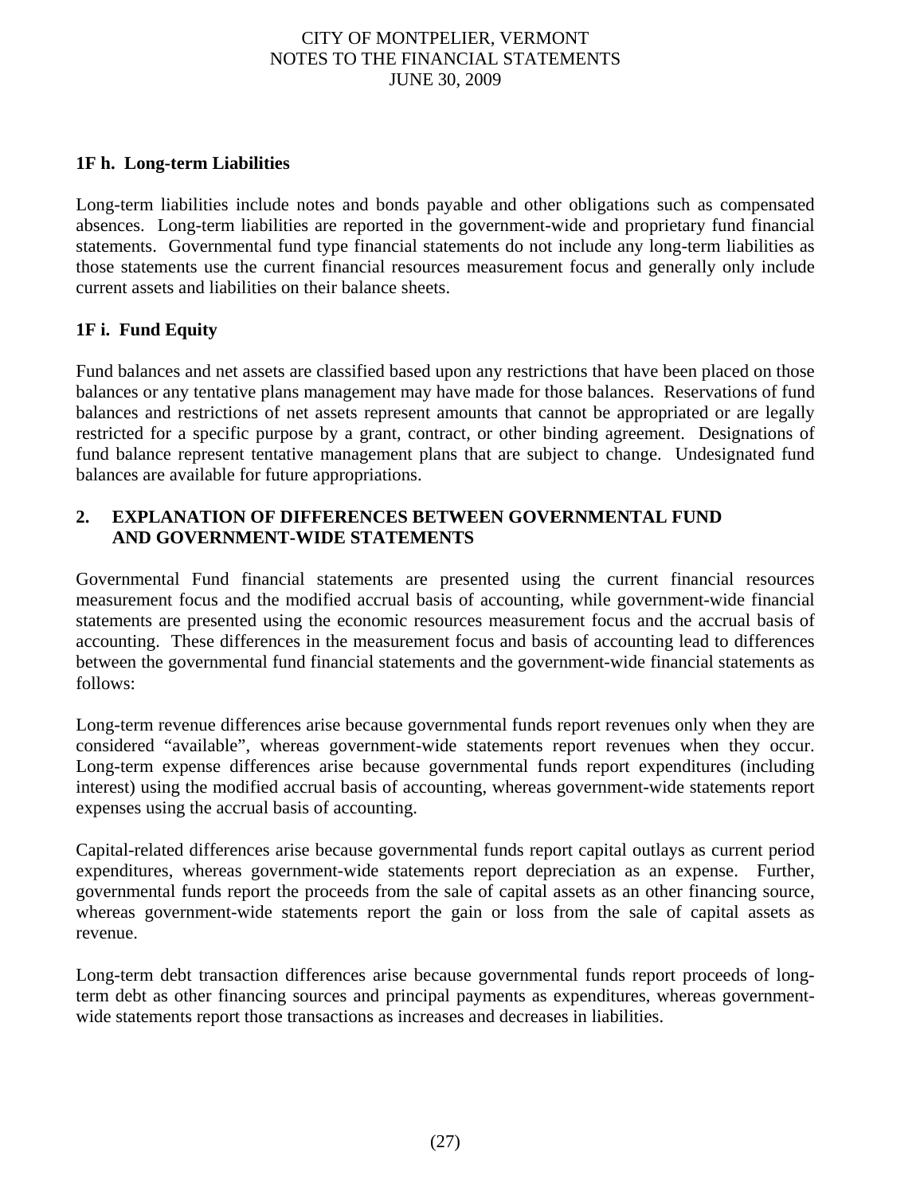### 1F h. Long-term Liabilities

Long-term liabilities include notes and bonds payable and other obligations such as compensated absences. Long-term liabilities are reported in the government-wide and proprietary fund financial statements. Governmental fund type financial statements do not include any long-term liabilities as those statements use the current financial resources measurement focus and generally only include current assets and liabilities on their balance sheets.

### 1F i. Fund Equity

Fund balances and net assets are classified based upon any restrictions that have been placed on those balances or any tentative plans management may have made for those balances. Reservations of fund balances and restrictions of net assets represent amounts that cannot be appropriated or are legally restricted for a specific purpose by a grant, contract, or other binding agreement. Designations of fund balance represent tentative management plans that are subject to change. Undesignated fund balances are available for future appropriations.

## 2. EXPLANATION OF DIFFERENCES BETWEEN GOVERNMENTAL FUND AND GOVERNMENT-WIDE STATEMENTS

Governmental Fund financial statements are presented using the current financial resources measurement focus and the modified accrual basis of accounting, while government-wide financial statements are presented using the economic resources measurement focus and the accrual basis of accounting. These differences in the measurement focus and basis of accounting lead to differences between the governmental fund financial statements and the government-wide financial statements as follows:

Long-term revenue differences arise because governmental funds report revenues only when they are considered "available", whereas government-wide statements report revenues when they occur. Long-term expense differences arise because governmental funds report expenditures (including interest) using the modified accrual basis of accounting, whereas government-wide statements report expenses using the accrual basis of accounting.

Capital-related differences arise because governmental funds report capital outlays as current period expenditures, whereas government-wide statements report depreciation as an expense. Further, governmental funds report the proceeds from the sale of capital assets as an other financing source, whereas government-wide statements report the gain or loss from the sale of capital assets as revenue.

Long-term debt transaction differences arise because governmental funds report proceeds of long-term debt as other financing sources and principal payments as expenditures, whereas government-wide statements report those transactions as increases and decreases in liabilities.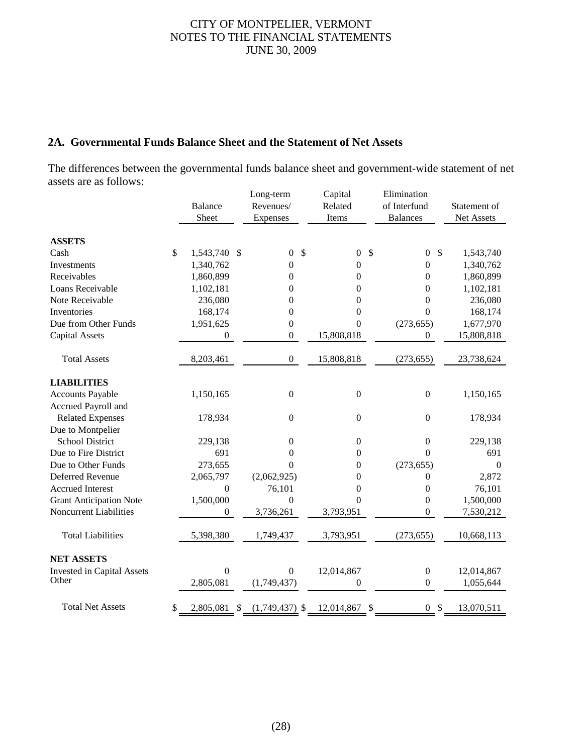## 2A. Governmental Funds Balance Sheet and the Statement of Net Assets

The differences between the governmental funds balance sheet and government-wide statement of net assets are as follows:

| | Balance Sheet | Long-term Revenues/ Expenses | Capital Related Items | Elimination of Interfund Balances | Statement of Net Assets |
|---|---|---|---|---|---|
| **ASSETS** | | | | | |
| Cash | $ 1,543,740 | $ 0 | $ 0 | $ 0 | $ 1,543,740 |
| Investments | 1,340,762 | 0 | 0 | 0 | 1,340,762 |
| Receivables | 1,860,899 | 0 | 0 | 0 | 1,860,899 |
| Loans Receivable | 1,102,181 | 0 | 0 | 0 | 1,102,181 |
| Note Receivable | 236,080 | 0 | 0 | 0 | 236,080 |
| Inventories | 168,174 | 0 | 0 | 0 | 168,174 |
| Due from Other Funds | 1,951,625 | 0 | 0 | (273,655) | 1,677,970 |
| Capital Assets | 0 | 0 | 15,808,818 | 0 | 15,808,818 |
| Total Assets | 8,203,461 | 0 | 15,808,818 | (273,655) | 23,738,624 |
| **LIABILITIES** | | | | | |
| Accounts Payable | 1,150,165 | 0 | 0 | 0 | 1,150,165 |
| Accrued Payroll and Related Expenses | 178,934 | 0 | 0 | 0 | 178,934 |
| Due to Montpelier School District | 229,138 | 0 | 0 | 0 | 229,138 |
| Due to Fire District | 691 | 0 | 0 | 0 | 691 |
| Due to Other Funds | 273,655 | 0 | 0 | (273,655) | 0 |
| Deferred Revenue | 2,065,797 | (2,062,925) | 0 | 0 | 2,872 |
| Accrued Interest | 0 | 76,101 | 0 | 0 | 76,101 |
| Grant Anticipation Note | 1,500,000 | 0 | 0 | 0 | 1,500,000 |
| Noncurrent Liabilities | 0 | 3,736,261 | 3,793,951 | 0 | 7,530,212 |
| Total Liabilities | 5,398,380 | 1,749,437 | 3,793,951 | (273,655) | 10,668,113 |
| **NET ASSETS** | | | | | |
| Invested in Capital Assets | 0 | 0 | 12,014,867 | 0 | 12,014,867 |
| Other | 2,805,081 | (1,749,437) | 0 | 0 | 1,055,644 |
| Total Net Assets | $ 2,805,081 | $ (1,749,437) | $ 12,014,867 | $ 0 | $ 13,070,511 |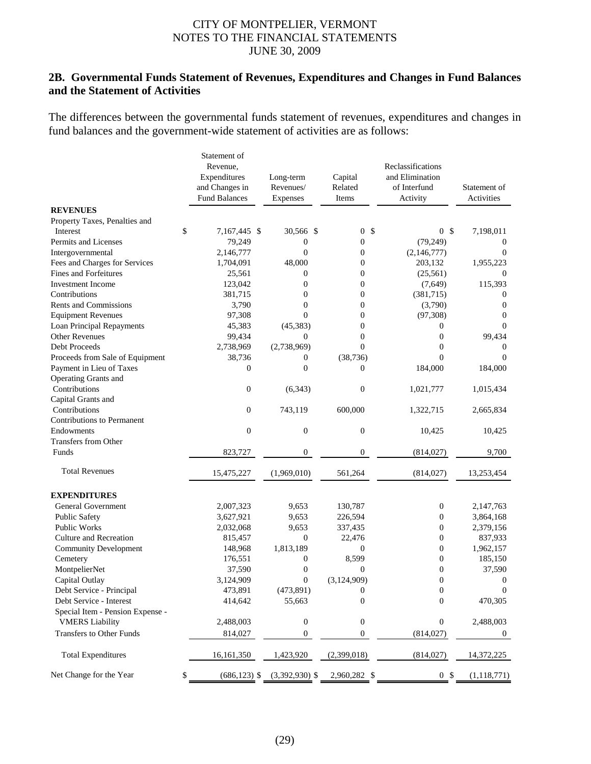## 2B. Governmental Funds Statement of Revenues, Expenditures and Changes in Fund Balances and the Statement of Activities

The differences between the governmental funds statement of revenues, expenditures and changes in fund balances and the government-wide statement of activities are as follows:

| | Statement of Revenue, Expenditures and Changes in Fund Balances | Long-term Revenues/ Expenses | Capital Related Items | Reclassifications and Elimination of Interfund Activity | Statement of Activities |
|---|---|---|---|---|---|
| **REVENUES** | | | | | |
| Property Taxes, Penalties and Interest | $ 7,167,445 | $ 30,566 | $ 0 | $ 0 | $ 7,198,011 |
| Permits and Licenses | 79,249 | 0 | 0 | (79,249) | 0 |
| Intergovernmental | 2,146,777 | 0 | 0 | (2,146,777) | 0 |
| Fees and Charges for Services | 1,704,091 | 48,000 | 0 | 203,132 | 1,955,223 |
| Fines and Forfeitures | 25,561 | 0 | 0 | (25,561) | 0 |
| Investment Income | 123,042 | 0 | 0 | (7,649) | 115,393 |
| Contributions | 381,715 | 0 | 0 | (381,715) | 0 |
| Rents and Commissions | 3,790 | 0 | 0 | (3,790) | 0 |
| Equipment Revenues | 97,308 | 0 | 0 | (97,308) | 0 |
| Loan Principal Repayments | 45,383 | (45,383) | 0 | 0 | 0 |
| Other Revenues | 99,434 | 0 | 0 | 0 | 99,434 |
| Debt Proceeds | 2,738,969 | (2,738,969) | 0 | 0 | 0 |
| Proceeds from Sale of Equipment | 38,736 | 0 | (38,736) | 0 | 0 |
| Payment in Lieu of Taxes | 0 | 0 | 0 | 184,000 | 184,000 |
| Operating Grants and Contributions | 0 | (6,343) | 0 | 1,021,777 | 1,015,434 |
| Capital Grants and Contributions | 0 | 743,119 | 600,000 | 1,322,715 | 2,665,834 |
| Contributions to Permanent Endowments | 0 | 0 | 0 | 10,425 | 10,425 |
| Transfers from Other Funds | 823,727 | 0 | 0 | (814,027) | 9,700 |
| Total Revenues | 15,475,227 | (1,969,010) | 561,264 | (814,027) | 13,253,454 |
| **EXPENDITURES** | | | | | |
| General Government | 2,007,323 | 9,653 | 130,787 | 0 | 2,147,763 |
| Public Safety | 3,627,921 | 9,653 | 226,594 | 0 | 3,864,168 |
| Public Works | 2,032,068 | 9,653 | 337,435 | 0 | 2,379,156 |
| Culture and Recreation | 815,457 | 0 | 22,476 | 0 | 837,933 |
| Community Development | 148,968 | 1,813,189 | 0 | 0 | 1,962,157 |
| Cemetery | 176,551 | 0 | 8,599 | 0 | 185,150 |
| MontpelierNet | 37,590 | 0 | 0 | 0 | 37,590 |
| Capital Outlay | 3,124,909 | 0 | (3,124,909) | 0 | 0 |
| Debt Service - Principal | 473,891 | (473,891) | 0 | 0 | 0 |
| Debt Service - Interest | 414,642 | 55,663 | 0 | 0 | 470,305 |
| Special Item - Pension Expense - VMERS Liability | 2,488,003 | 0 | 0 | 0 | 2,488,003 |
| Transfers to Other Funds | 814,027 | 0 | 0 | (814,027) | 0 |
| Total Expenditures | 16,161,350 | 1,423,920 | (2,399,018) | (814,027) | 14,372,225 |
| Net Change for the Year | $ (686,123) | $ (3,392,930) | $ 2,960,282 | $ 0 | $ (1,118,771) |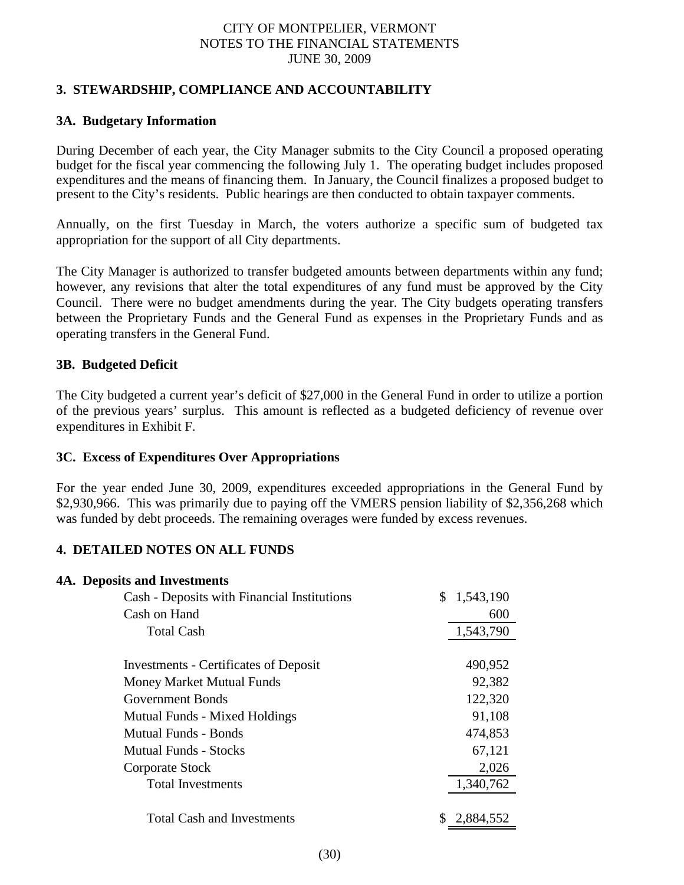CITY OF MONTPELIER, VERMONT
NOTES TO THE FINANCIAL STATEMENTS
JUNE 30, 2009

## 3. STEWARDSHIP, COMPLIANCE AND ACCOUNTABILITY

### 3A. Budgetary Information

During December of each year, the City Manager submits to the City Council a proposed operating budget for the fiscal year commencing the following July 1. The operating budget includes proposed expenditures and the means of financing them. In January, the Council finalizes a proposed budget to present to the City's residents. Public hearings are then conducted to obtain taxpayer comments.

Annually, on the first Tuesday in March, the voters authorize a specific sum of budgeted tax appropriation for the support of all City departments.

The City Manager is authorized to transfer budgeted amounts between departments within any fund; however, any revisions that alter the total expenditures of any fund must be approved by the City Council. There were no budget amendments during the year. The City budgets operating transfers between the Proprietary Funds and the General Fund as expenses in the Proprietary Funds and as operating transfers in the General Fund.

### 3B. Budgeted Deficit

The City budgeted a current year's deficit of $27,000 in the General Fund in order to utilize a portion of the previous years' surplus. This amount is reflected as a budgeted deficiency of revenue over expenditures in Exhibit F.

### 3C. Excess of Expenditures Over Appropriations

For the year ended June 30, 2009, expenditures exceeded appropriations in the General Fund by $2,930,966. This was primarily due to paying off the VMERS pension liability of $2,356,268 which was funded by debt proceeds. The remaining overages were funded by excess revenues.

## 4. DETAILED NOTES ON ALL FUNDS

### 4A. Deposits and Investments

| | |
|---|---|
| Cash - Deposits with Financial Institutions | $ 1,543,190 |
| Cash on Hand | 600 |
| Total Cash | 1,543,790 |
| | |
| Investments - Certificates of Deposit | 490,952 |
| Money Market Mutual Funds | 92,382 |
| Government Bonds | 122,320 |
| Mutual Funds - Mixed Holdings | 91,108 |
| Mutual Funds - Bonds | 474,853 |
| Mutual Funds - Stocks | 67,121 |
| Corporate Stock | 2,026 |
| Total Investments | 1,340,762 |
| | |
| Total Cash and Investments | $ 2,884,552 |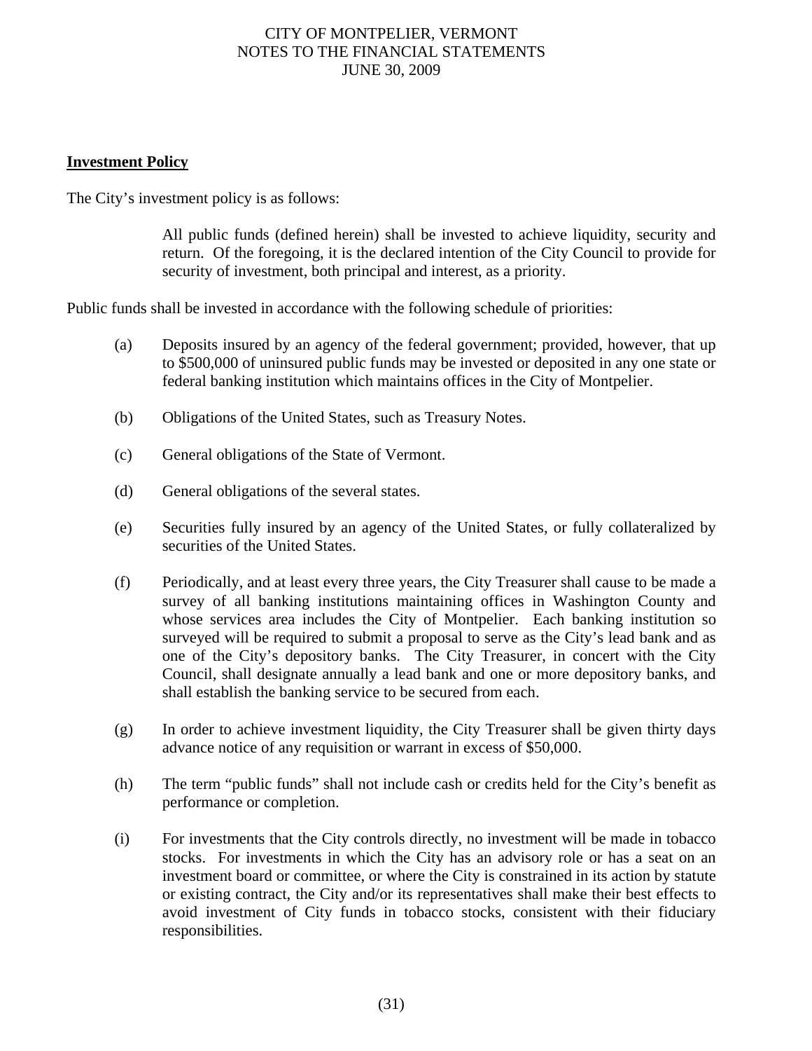**Investment Policy**

The City's investment policy is as follows:

> All public funds (defined herein) shall be invested to achieve liquidity, security and return. Of the foregoing, it is the declared intention of the City Council to provide for security of investment, both principal and interest, as a priority.

Public funds shall be invested in accordance with the following schedule of priorities:

(a) Deposits insured by an agency of the federal government; provided, however, that up to $500,000 of uninsured public funds may be invested or deposited in any one state or federal banking institution which maintains offices in the City of Montpelier.

(b) Obligations of the United States, such as Treasury Notes.

(c) General obligations of the State of Vermont.

(d) General obligations of the several states.

(e) Securities fully insured by an agency of the United States, or fully collateralized by securities of the United States.

(f) Periodically, and at least every three years, the City Treasurer shall cause to be made a survey of all banking institutions maintaining offices in Washington County and whose services area includes the City of Montpelier. Each banking institution so surveyed will be required to submit a proposal to serve as the City's lead bank and as one of the City's depository banks. The City Treasurer, in concert with the City Council, shall designate annually a lead bank and one or more depository banks, and shall establish the banking service to be secured from each.

(g) In order to achieve investment liquidity, the City Treasurer shall be given thirty days advance notice of any requisition or warrant in excess of $50,000.

(h) The term "public funds" shall not include cash or credits held for the City's benefit as performance or completion.

(i) For investments that the City controls directly, no investment will be made in tobacco stocks. For investments in which the City has an advisory role or has a seat on an investment board or committee, or where the City is constrained in its action by statute or existing contract, the City and/or its representatives shall make their best effects to avoid investment of City funds in tobacco stocks, consistent with their fiduciary responsibilities.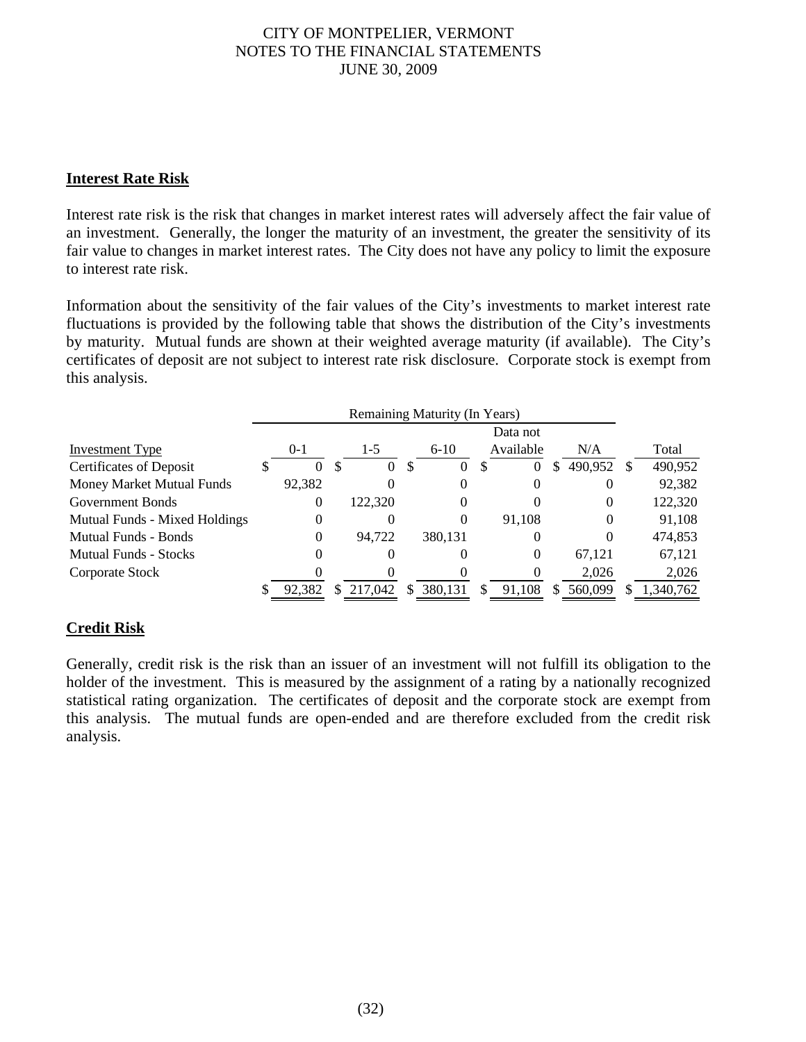## Interest Rate Risk

Interest rate risk is the risk that changes in market interest rates will adversely affect the fair value of an investment. Generally, the longer the maturity of an investment, the greater the sensitivity of its fair value to changes in market interest rates. The City does not have any policy to limit the exposure to interest rate risk.

Information about the sensitivity of the fair values of the City's investments to market interest rate fluctuations is provided by the following table that shows the distribution of the City's investments by maturity. Mutual funds are shown at their weighted average maturity (if available). The City's certificates of deposit are not subject to interest rate risk disclosure. Corporate stock is exempt from this analysis.

| | Remaining Maturity (In Years) | | | | | |
|---|---|---|---|---|---|---|
| Investment Type | 0-1 | 1-5 | 6-10 | Data not Available | N/A | Total |
| Certificates of Deposit | $ 0 | $ 0 | $ 0 | $ 0 | $ 490,952 | $ 490,952 |
| Money Market Mutual Funds | 92,382 | 0 | 0 | 0 | 0 | 92,382 |
| Government Bonds | 0 | 122,320 | 0 | 0 | 0 | 122,320 |
| Mutual Funds - Mixed Holdings | 0 | 0 | 0 | 91,108 | 0 | 91,108 |
| Mutual Funds - Bonds | 0 | 94,722 | 380,131 | 0 | 0 | 474,853 |
| Mutual Funds - Stocks | 0 | 0 | 0 | 0 | 67,121 | 67,121 |
| Corporate Stock | 0 | 0 | 0 | 0 | 2,026 | 2,026 |
| | $ 92,382 | $ 217,042 | $ 380,131 | $ 91,108 | $ 560,099 | $ 1,340,762 |

## Credit Risk

Generally, credit risk is the risk than an issuer of an investment will not fulfill its obligation to the holder of the investment. This is measured by the assignment of a rating by a nationally recognized statistical rating organization. The certificates of deposit and the corporate stock are exempt from this analysis. The mutual funds are open-ended and are therefore excluded from the credit risk analysis.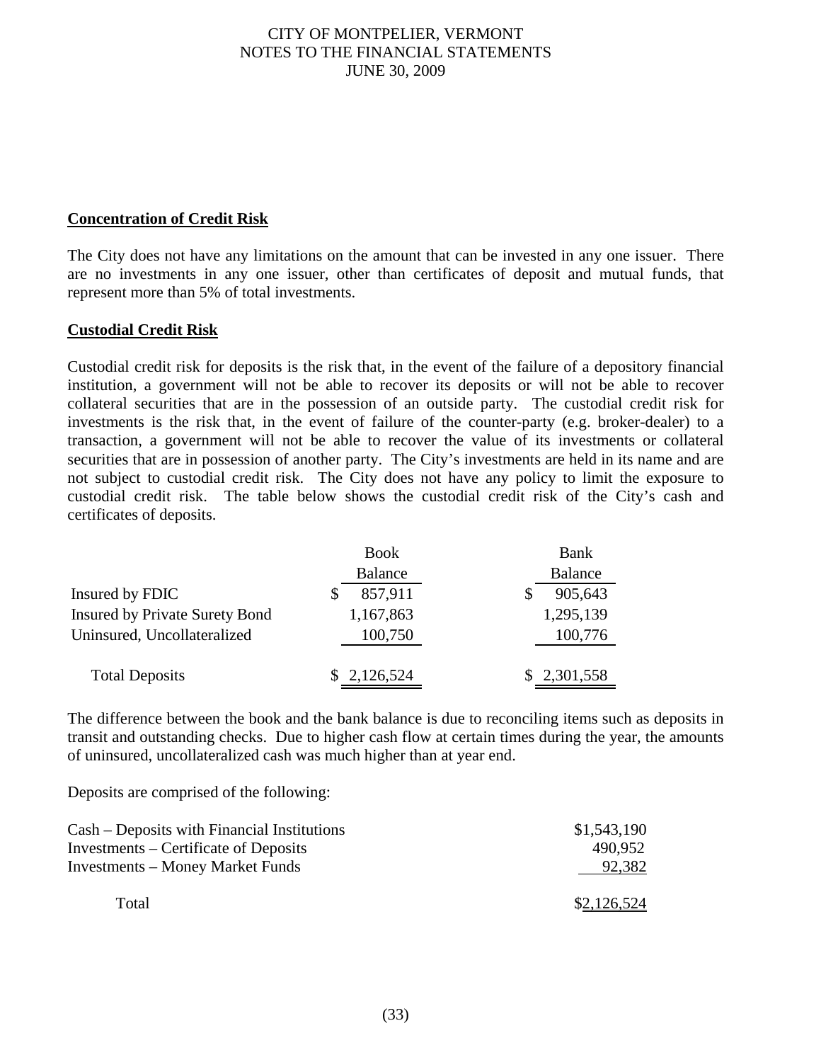**Concentration of Credit Risk**

The City does not have any limitations on the amount that can be invested in any one issuer. There are no investments in any one issuer, other than certificates of deposit and mutual funds, that represent more than 5% of total investments.

**Custodial Credit Risk**

Custodial credit risk for deposits is the risk that, in the event of the failure of a depository financial institution, a government will not be able to recover its deposits or will not be able to recover collateral securities that are in the possession of an outside party. The custodial credit risk for investments is the risk that, in the event of failure of the counter-party (e.g. broker-dealer) to a transaction, a government will not be able to recover the value of its investments or collateral securities that are in possession of another party. The City's investments are held in its name and are not subject to custodial credit risk. The City does not have any policy to limit the exposure to custodial credit risk. The table below shows the custodial credit risk of the City's cash and certificates of deposits.

| | Book Balance | Bank Balance |
|---|---|---|
| Insured by FDIC | $ 857,911 | $ 905,643 |
| Insured by Private Surety Bond | 1,167,863 | 1,295,139 |
| Uninsured, Uncollateralized | 100,750 | 100,776 |
| Total Deposits | $ 2,126,524 | $ 2,301,558 |

The difference between the book and the bank balance is due to reconciling items such as deposits in transit and outstanding checks. Due to higher cash flow at certain times during the year, the amounts of uninsured, uncollateralized cash was much higher than at year end.

Deposits are comprised of the following:

| | |
|---|---|
| Cash – Deposits with Financial Institutions | $1,543,190 |
| Investments – Certificate of Deposits | 490,952 |
| Investments – Money Market Funds | 92,382 |
| Total | $2,126,524 |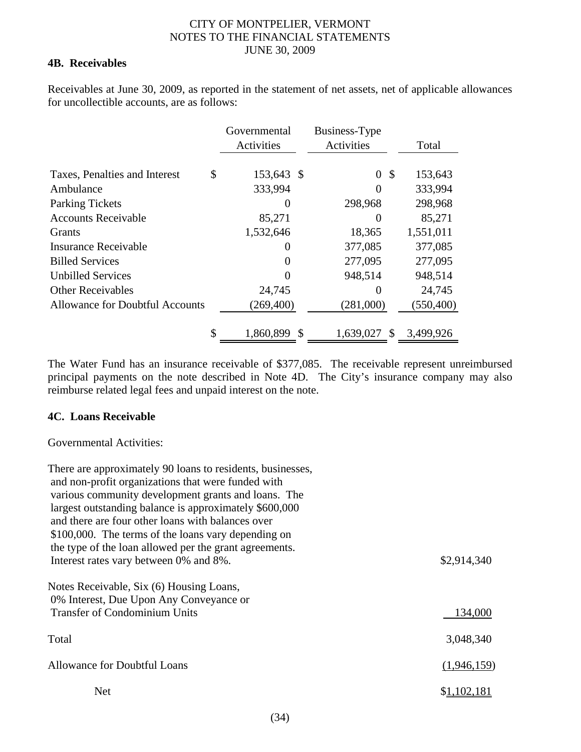### 4B. Receivables

Receivables at June 30, 2009, as reported in the statement of net assets, net of applicable allowances for uncollectible accounts, are as follows:

| | Governmental Activities | Business-Type Activities | Total |
|---|---|---|---|
| Taxes, Penalties and Interest | $ 153,643 | $ 0 | $ 153,643 |
| Ambulance | 333,994 | 0 | 333,994 |
| Parking Tickets | 0 | 298,968 | 298,968 |
| Accounts Receivable | 85,271 | 0 | 85,271 |
| Grants | 1,532,646 | 18,365 | 1,551,011 |
| Insurance Receivable | 0 | 377,085 | 377,085 |
| Billed Services | 0 | 277,095 | 277,095 |
| Unbilled Services | 0 | 948,514 | 948,514 |
| Other Receivables | 24,745 | 0 | 24,745 |
| Allowance for Doubtful Accounts | (269,400) | (281,000) | (550,400) |
| | $ 1,860,899 | $ 1,639,027 | $ 3,499,926 |

The Water Fund has an insurance receivable of $377,085. The receivable represent unreimbursed principal payments on the note described in Note 4D. The City's insurance company may also reimburse related legal fees and unpaid interest on the note.

### 4C. Loans Receivable

Governmental Activities:

| | |
|---|---|
| There are approximately 90 loans to residents, businesses, and non-profit organizations that were funded with various community development grants and loans. The largest outstanding balance is approximately $600,000 and there are four other loans with balances over $100,000. The terms of the loans vary depending on the type of the loan allowed per the grant agreements. Interest rates vary between 0% and 8%. | $2,914,340 |
| Notes Receivable, Six (6) Housing Loans, 0% Interest, Due Upon Any Conveyance or Transfer of Condominium Units | 134,000 |
| Total | 3,048,340 |
| Allowance for Doubtful Loans | (1,946,159) |
| Net | $1,102,181 |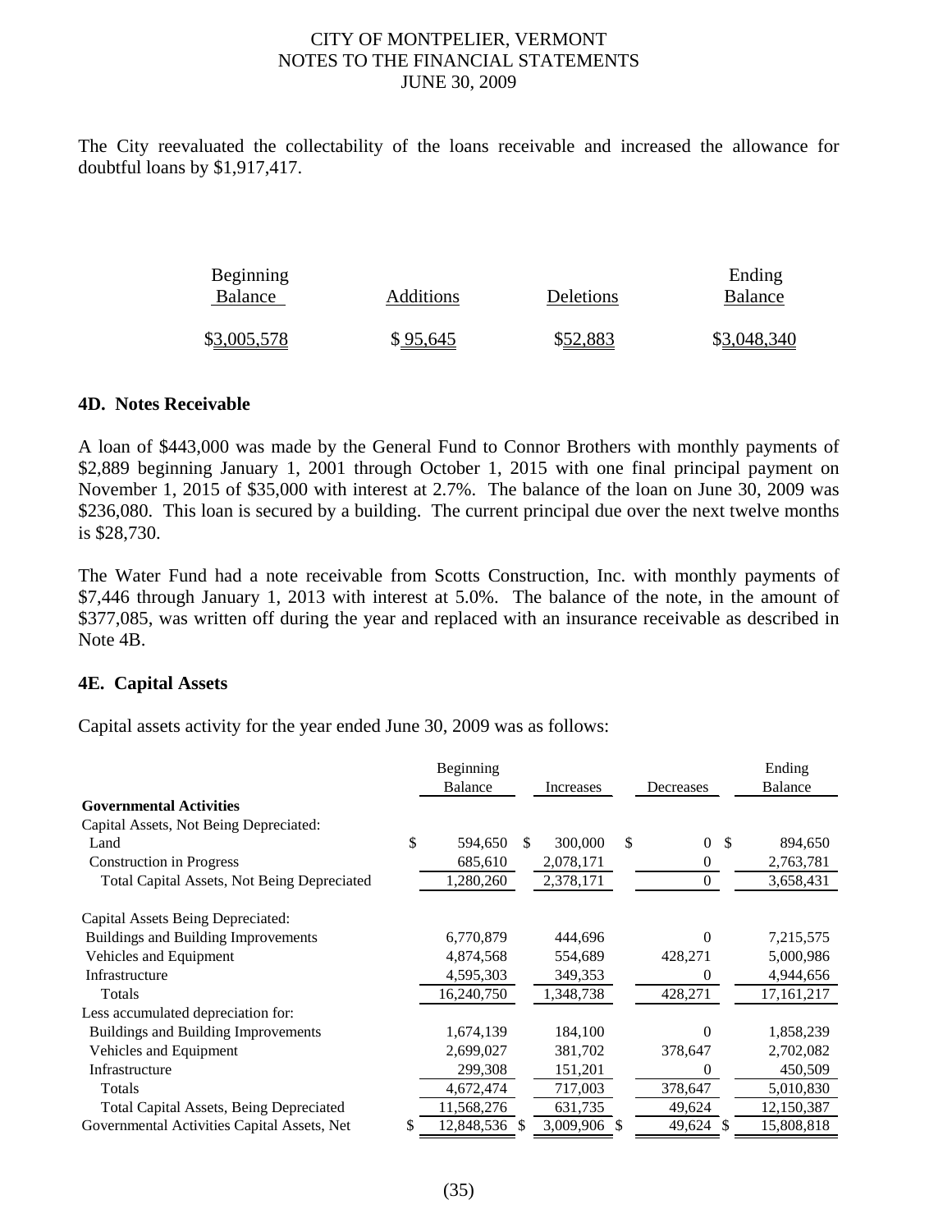The City reevaluated the collectability of the loans receivable and increased the allowance for doubtful loans by $1,917,417.

| Beginning Balance | Additions | Deletions | Ending Balance |
|---|---|---|---|
| $3,005,578 | $ 95,645 | $52,883 | $3,048,340 |

### 4D. Notes Receivable

A loan of $443,000 was made by the General Fund to Connor Brothers with monthly payments of $2,889 beginning January 1, 2001 through October 1, 2015 with one final principal payment on November 1, 2015 of $35,000 with interest at 2.7%. The balance of the loan on June 30, 2009 was $236,080. This loan is secured by a building. The current principal due over the next twelve months is $28,730.

The Water Fund had a note receivable from Scotts Construction, Inc. with monthly payments of $7,446 through January 1, 2013 with interest at 5.0%. The balance of the note, in the amount of $377,085, was written off during the year and replaced with an insurance receivable as described in Note 4B.

### 4E. Capital Assets

Capital assets activity for the year ended June 30, 2009 was as follows:

| | Beginning Balance | Increases | Decreases | Ending Balance |
|---|---|---|---|---|
| **Governmental Activities** | | | | |
| Capital Assets, Not Being Depreciated: | | | | |
| Land | $ 594,650 | $ 300,000 | $ 0 | $ 894,650 |
| Construction in Progress | 685,610 | 2,078,171 | 0 | 2,763,781 |
| Total Capital Assets, Not Being Depreciated | 1,280,260 | 2,378,171 | 0 | 3,658,431 |
| Capital Assets Being Depreciated: | | | | |
| Buildings and Building Improvements | 6,770,879 | 444,696 | 0 | 7,215,575 |
| Vehicles and Equipment | 4,874,568 | 554,689 | 428,271 | 5,000,986 |
| Infrastructure | 4,595,303 | 349,353 | 0 | 4,944,656 |
| Totals | 16,240,750 | 1,348,738 | 428,271 | 17,161,217 |
| Less accumulated depreciation for: | | | | |
| Buildings and Building Improvements | 1,674,139 | 184,100 | 0 | 1,858,239 |
| Vehicles and Equipment | 2,699,027 | 381,702 | 378,647 | 2,702,082 |
| Infrastructure | 299,308 | 151,201 | 0 | 450,509 |
| Totals | 4,672,474 | 717,003 | 378,647 | 5,010,830 |
| Total Capital Assets, Being Depreciated | 11,568,276 | 631,735 | 49,624 | 12,150,387 |
| Governmental Activities Capital Assets, Net | $ 12,848,536 | $ 3,009,906 | $ 49,624 | $ 15,808,818 |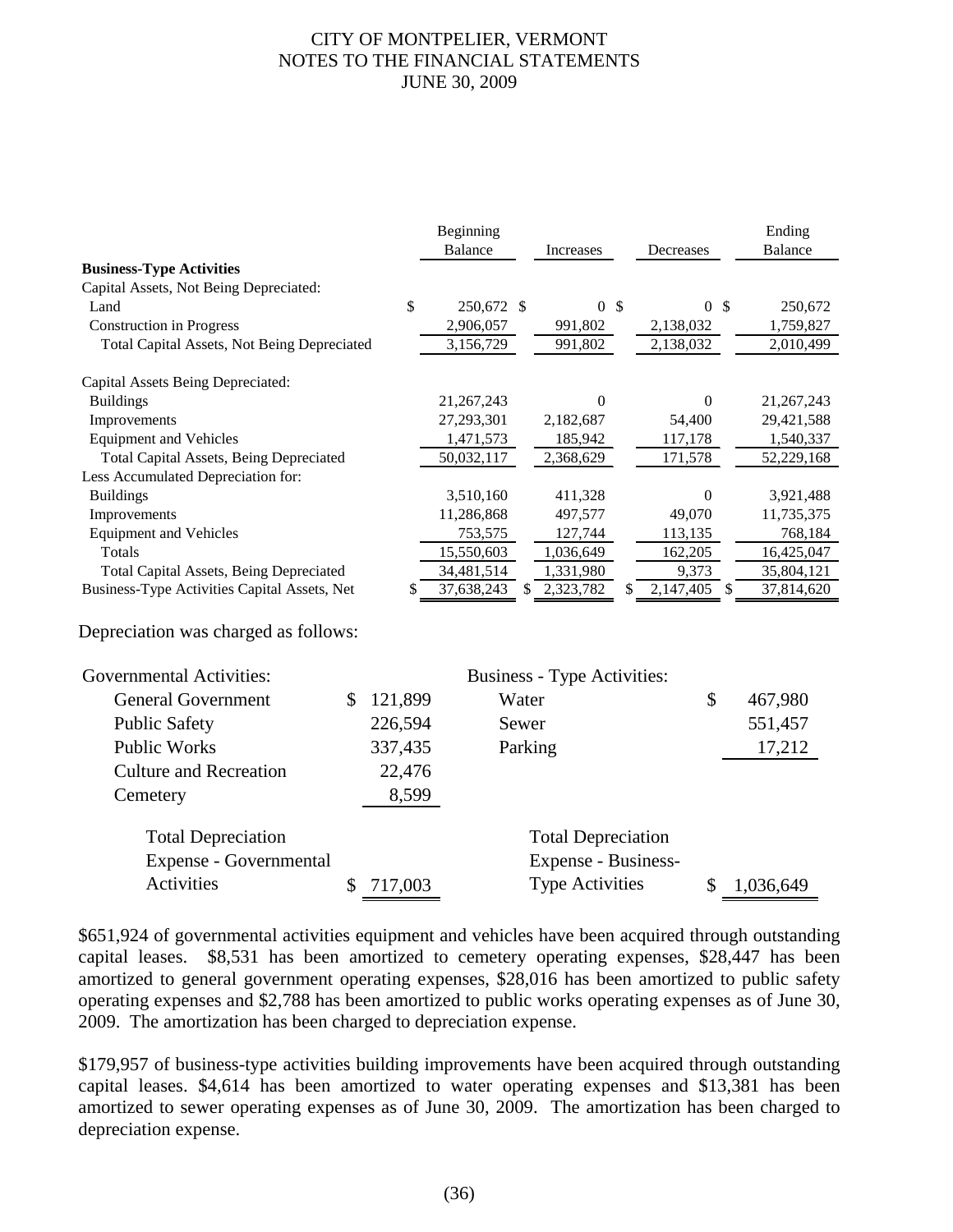| | Beginning Balance | Increases | Decreases | Ending Balance |
|---|---|---|---|---|
| **Business-Type Activities** | | | | |
| Capital Assets, Not Being Depreciated: | | | | |
| Land | $ 250,672 | $ 0 | $ 0 | $ 250,672 |
| Construction in Progress | 2,906,057 | 991,802 | 2,138,032 | 1,759,827 |
| Total Capital Assets, Not Being Depreciated | 3,156,729 | 991,802 | 2,138,032 | 2,010,499 |
| Capital Assets Being Depreciated: | | | | |
| Buildings | 21,267,243 | 0 | 0 | 21,267,243 |
| Improvements | 27,293,301 | 2,182,687 | 54,400 | 29,421,588 |
| Equipment and Vehicles | 1,471,573 | 185,942 | 117,178 | 1,540,337 |
| Total Capital Assets, Being Depreciated | 50,032,117 | 2,368,629 | 171,578 | 52,229,168 |
| Less Accumulated Depreciation for: | | | | |
| Buildings | 3,510,160 | 411,328 | 0 | 3,921,488 |
| Improvements | 11,286,868 | 497,577 | 49,070 | 11,735,375 |
| Equipment and Vehicles | 753,575 | 127,744 | 113,135 | 768,184 |
| Totals | 15,550,603 | 1,036,649 | 162,205 | 16,425,047 |
| Total Capital Assets, Being Depreciated | 34,481,514 | 1,331,980 | 9,373 | 35,804,121 |
| Business-Type Activities Capital Assets, Net | $ 37,638,243 | $ 2,323,782 | $ 2,147,405 | $ 37,814,620 |

Depreciation was charged as follows:

| Governmental Activities: | | Business - Type Activities: | |
|---|---|---|---|
| General Government | $ 121,899 | Water | $ 467,980 |
| Public Safety | 226,594 | Sewer | 551,457 |
| Public Works | 337,435 | Parking | 17,212 |
| Culture and Recreation | 22,476 | | |
| Cemetery | 8,599 | | |
| Total Depreciation Expense - Governmental Activities | $ 717,003 | Total Depreciation Expense - Business-Type Activities | $ 1,036,649 |

$651,924 of governmental activities equipment and vehicles have been acquired through outstanding capital leases. $8,531 has been amortized to cemetery operating expenses, $28,447 has been amortized to general government operating expenses, $28,016 has been amortized to public safety operating expenses and $2,788 has been amortized to public works operating expenses as of June 30, 2009. The amortization has been charged to depreciation expense.

$179,957 of business-type activities building improvements have been acquired through outstanding capital leases. $4,614 has been amortized to water operating expenses and $13,381 has been amortized to sewer operating expenses as of June 30, 2009. The amortization has been charged to depreciation expense.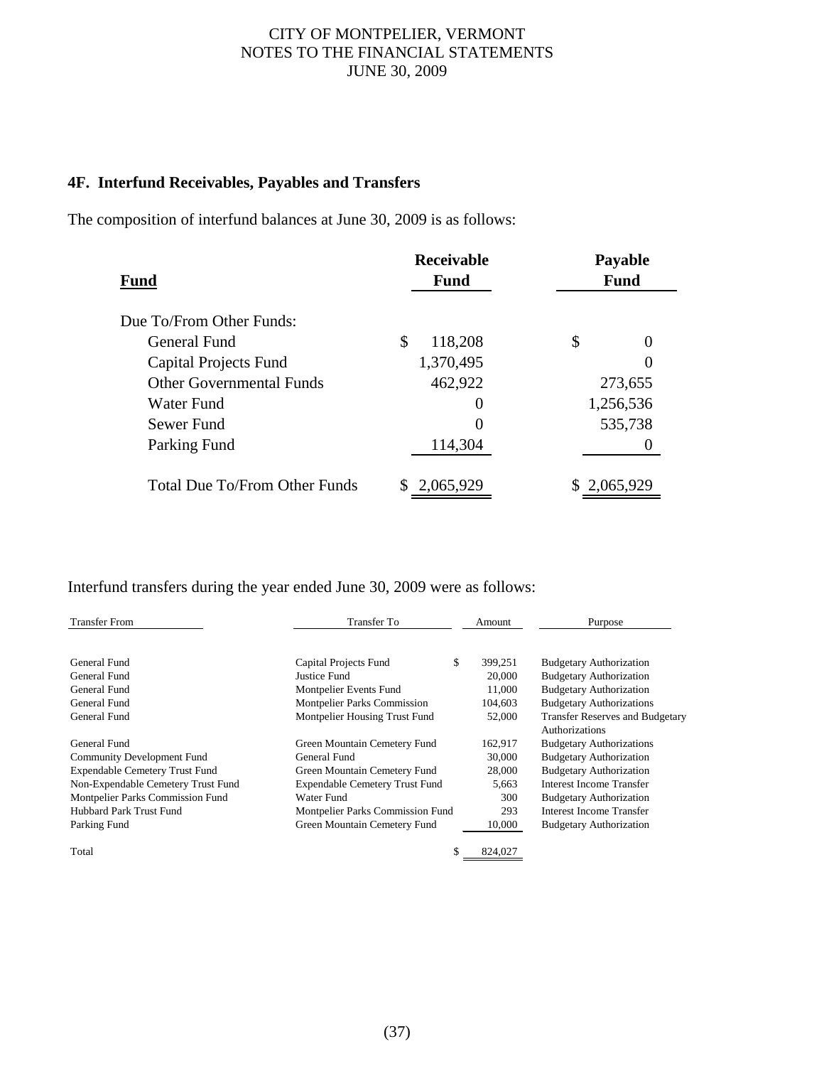## 4F. Interfund Receivables, Payables and Transfers

The composition of interfund balances at June 30, 2009 is as follows:

| Fund | Receivable Fund | Payable Fund |
|---|---|---|
| Due To/From Other Funds: | | |
| General Fund | $ 118,208 | $ 0 |
| Capital Projects Fund | 1,370,495 | 0 |
| Other Governmental Funds | 462,922 | 273,655 |
| Water Fund | 0 | 1,256,536 |
| Sewer Fund | 0 | 535,738 |
| Parking Fund | 114,304 | 0 |
| Total Due To/From Other Funds | $ 2,065,929 | $ 2,065,929 |

Interfund transfers during the year ended June 30, 2009 were as follows:

| Transfer From | Transfer To | Amount | Purpose |
|---|---|---|---|
| General Fund | Capital Projects Fund | $ 399,251 | Budgetary Authorization |
| General Fund | Justice Fund | 20,000 | Budgetary Authorization |
| General Fund | Montpelier Events Fund | 11,000 | Budgetary Authorization |
| General Fund | Montpelier Parks Commission | 104,603 | Budgetary Authorizations |
| General Fund | Montpelier Housing Trust Fund | 52,000 | Transfer Reserves and Budgetary Authorizations |
| General Fund | Green Mountain Cemetery Fund | 162,917 | Budgetary Authorizations |
| Community Development Fund | General Fund | 30,000 | Budgetary Authorization |
| Expendable Cemetery Trust Fund | Green Mountain Cemetery Fund | 28,000 | Budgetary Authorization |
| Non-Expendable Cemetery Trust Fund | Expendable Cemetery Trust Fund | 5,663 | Interest Income Transfer |
| Montpelier Parks Commission Fund | Water Fund | 300 | Budgetary Authorization |
| Hubbard Park Trust Fund | Montpelier Parks Commission Fund | 293 | Interest Income Transfer |
| Parking Fund | Green Mountain Cemetery Fund | 10,000 | Budgetary Authorization |
| Total | | $ 824,027 | |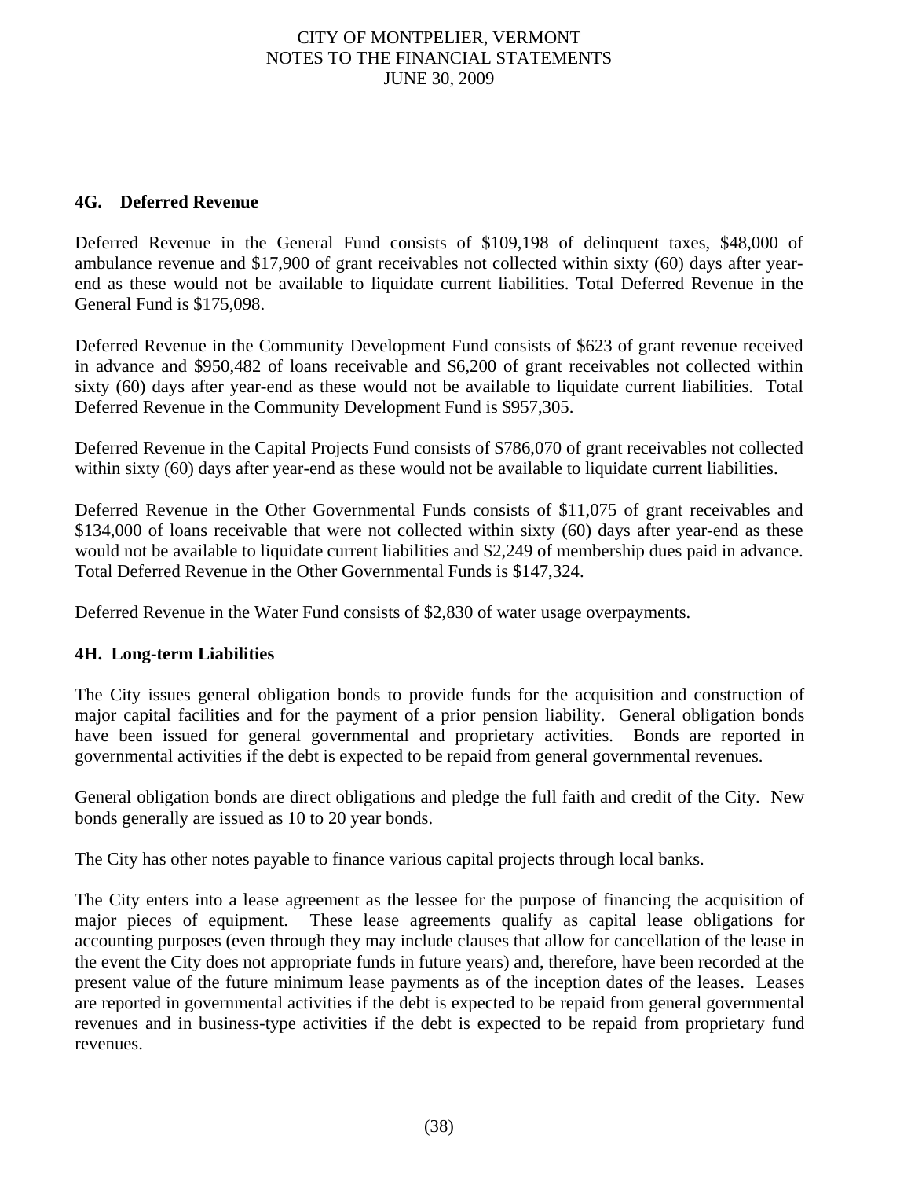### 4G. Deferred Revenue

Deferred Revenue in the General Fund consists of $109,198 of delinquent taxes, $48,000 of ambulance revenue and $17,900 of grant receivables not collected within sixty (60) days after year-end as these would not be available to liquidate current liabilities. Total Deferred Revenue in the General Fund is $175,098.

Deferred Revenue in the Community Development Fund consists of $623 of grant revenue received in advance and $950,482 of loans receivable and $6,200 of grant receivables not collected within sixty (60) days after year-end as these would not be available to liquidate current liabilities. Total Deferred Revenue in the Community Development Fund is $957,305.

Deferred Revenue in the Capital Projects Fund consists of $786,070 of grant receivables not collected within sixty (60) days after year-end as these would not be available to liquidate current liabilities.

Deferred Revenue in the Other Governmental Funds consists of $11,075 of grant receivables and $134,000 of loans receivable that were not collected within sixty (60) days after year-end as these would not be available to liquidate current liabilities and $2,249 of membership dues paid in advance. Total Deferred Revenue in the Other Governmental Funds is $147,324.

Deferred Revenue in the Water Fund consists of $2,830 of water usage overpayments.

### 4H. Long-term Liabilities

The City issues general obligation bonds to provide funds for the acquisition and construction of major capital facilities and for the payment of a prior pension liability. General obligation bonds have been issued for general governmental and proprietary activities. Bonds are reported in governmental activities if the debt is expected to be repaid from general governmental revenues.

General obligation bonds are direct obligations and pledge the full faith and credit of the City. New bonds generally are issued as 10 to 20 year bonds.

The City has other notes payable to finance various capital projects through local banks.

The City enters into a lease agreement as the lessee for the purpose of financing the acquisition of major pieces of equipment. These lease agreements qualify as capital lease obligations for accounting purposes (even through they may include clauses that allow for cancellation of the lease in the event the City does not appropriate funds in future years) and, therefore, have been recorded at the present value of the future minimum lease payments as of the inception dates of the leases. Leases are reported in governmental activities if the debt is expected to be repaid from general governmental revenues and in business-type activities if the debt is expected to be repaid from proprietary fund revenues.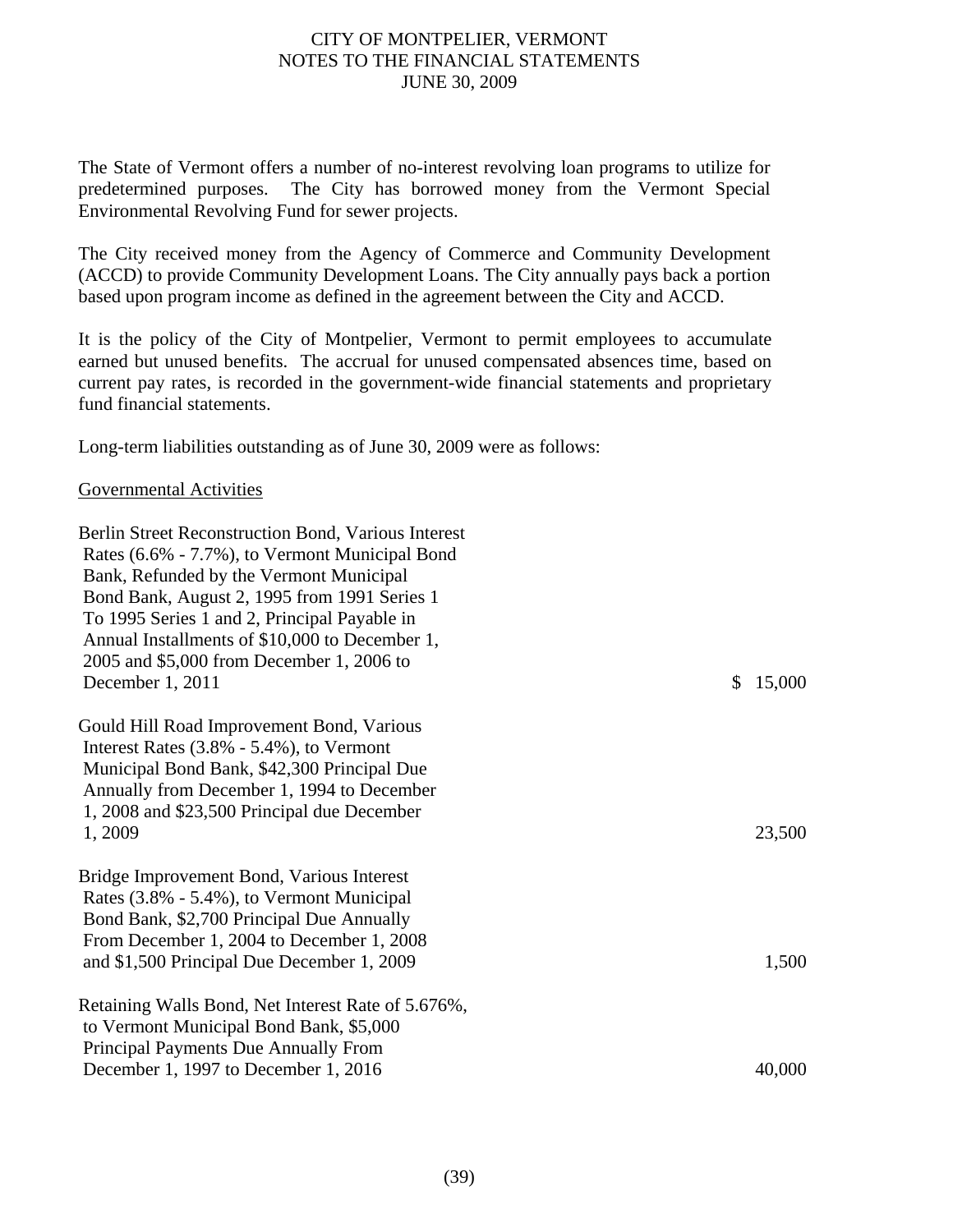The State of Vermont offers a number of no-interest revolving loan programs to utilize for predetermined purposes. The City has borrowed money from the Vermont Special Environmental Revolving Fund for sewer projects.

The City received money from the Agency of Commerce and Community Development (ACCD) to provide Community Development Loans. The City annually pays back a portion based upon program income as defined in the agreement between the City and ACCD.

It is the policy of the City of Montpelier, Vermont to permit employees to accumulate earned but unused benefits. The accrual for unused compensated absences time, based on current pay rates, is recorded in the government-wide financial statements and proprietary fund financial statements.

Long-term liabilities outstanding as of June 30, 2009 were as follows:

<u>Governmental Activities</u>

| | |
|---|---|
| Berlin Street Reconstruction Bond, Various Interest Rates (6.6% - 7.7%), to Vermont Municipal Bond Bank, Refunded by the Vermont Municipal Bond Bank, August 2, 1995 from 1991 Series 1 To 1995 Series 1 and 2, Principal Payable in Annual Installments of $10,000 to December 1, 2005 and $5,000 from December 1, 2006 to December 1, 2011 | $ 15,000 |
| Gould Hill Road Improvement Bond, Various Interest Rates (3.8% - 5.4%), to Vermont Municipal Bond Bank, $42,300 Principal Due Annually from December 1, 1994 to December 1, 2008 and $23,500 Principal due December 1, 2009 | 23,500 |
| Bridge Improvement Bond, Various Interest Rates (3.8% - 5.4%), to Vermont Municipal Bond Bank, $2,700 Principal Due Annually From December 1, 2004 to December 1, 2008 and $1,500 Principal Due December 1, 2009 | 1,500 |
| Retaining Walls Bond, Net Interest Rate of 5.676%, to Vermont Municipal Bond Bank, $5,000 Principal Payments Due Annually From December 1, 1997 to December 1, 2016 | 40,000 |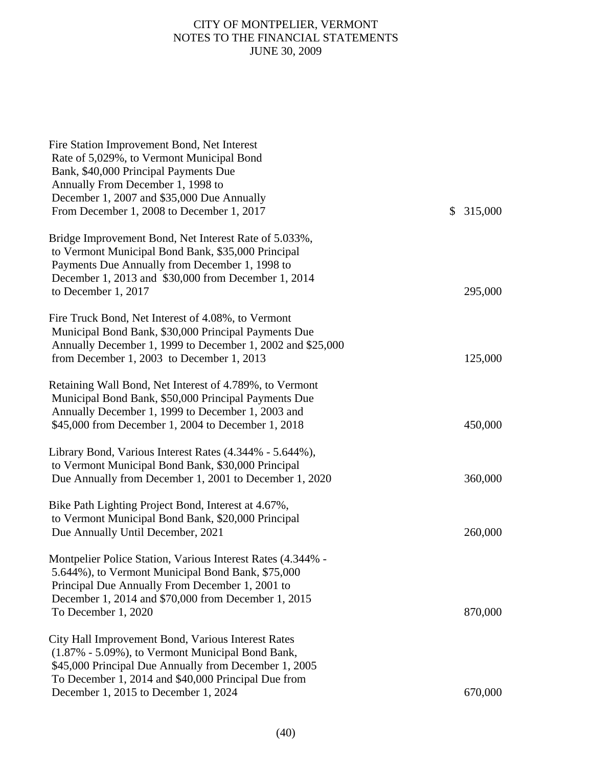| | |
|---|---|
| Fire Station Improvement Bond, Net Interest Rate of 5,029%, to Vermont Municipal Bond Bank, $40,000 Principal Payments Due Annually From December 1, 1998 to December 1, 2007 and $35,000 Due Annually From December 1, 2008 to December 1, 2017 | $ 315,000 |
| Bridge Improvement Bond, Net Interest Rate of 5.033%, to Vermont Municipal Bond Bank, $35,000 Principal Payments Due Annually from December 1, 1998 to December 1, 2013 and $30,000 from December 1, 2014 to December 1, 2017 | 295,000 |
| Fire Truck Bond, Net Interest of 4.08%, to Vermont Municipal Bond Bank, $30,000 Principal Payments Due Annually December 1, 1999 to December 1, 2002 and $25,000 from December 1, 2003 to December 1, 2013 | 125,000 |
| Retaining Wall Bond, Net Interest of 4.789%, to Vermont Municipal Bond Bank, $50,000 Principal Payments Due Annually December 1, 1999 to December 1, 2003 and $45,000 from December 1, 2004 to December 1, 2018 | 450,000 |
| Library Bond, Various Interest Rates (4.344% - 5.644%), to Vermont Municipal Bond Bank, $30,000 Principal Due Annually from December 1, 2001 to December 1, 2020 | 360,000 |
| Bike Path Lighting Project Bond, Interest at 4.67%, to Vermont Municipal Bond Bank, $20,000 Principal Due Annually Until December, 2021 | 260,000 |
| Montpelier Police Station, Various Interest Rates (4.344% - 5.644%), to Vermont Municipal Bond Bank, $75,000 Principal Due Annually From December 1, 2001 to December 1, 2014 and $70,000 from December 1, 2015 To December 1, 2020 | 870,000 |
| City Hall Improvement Bond, Various Interest Rates (1.87% - 5.09%), to Vermont Municipal Bond Bank, $45,000 Principal Due Annually from December 1, 2005 To December 1, 2014 and $40,000 Principal Due from December 1, 2015 to December 1, 2024 | 670,000 |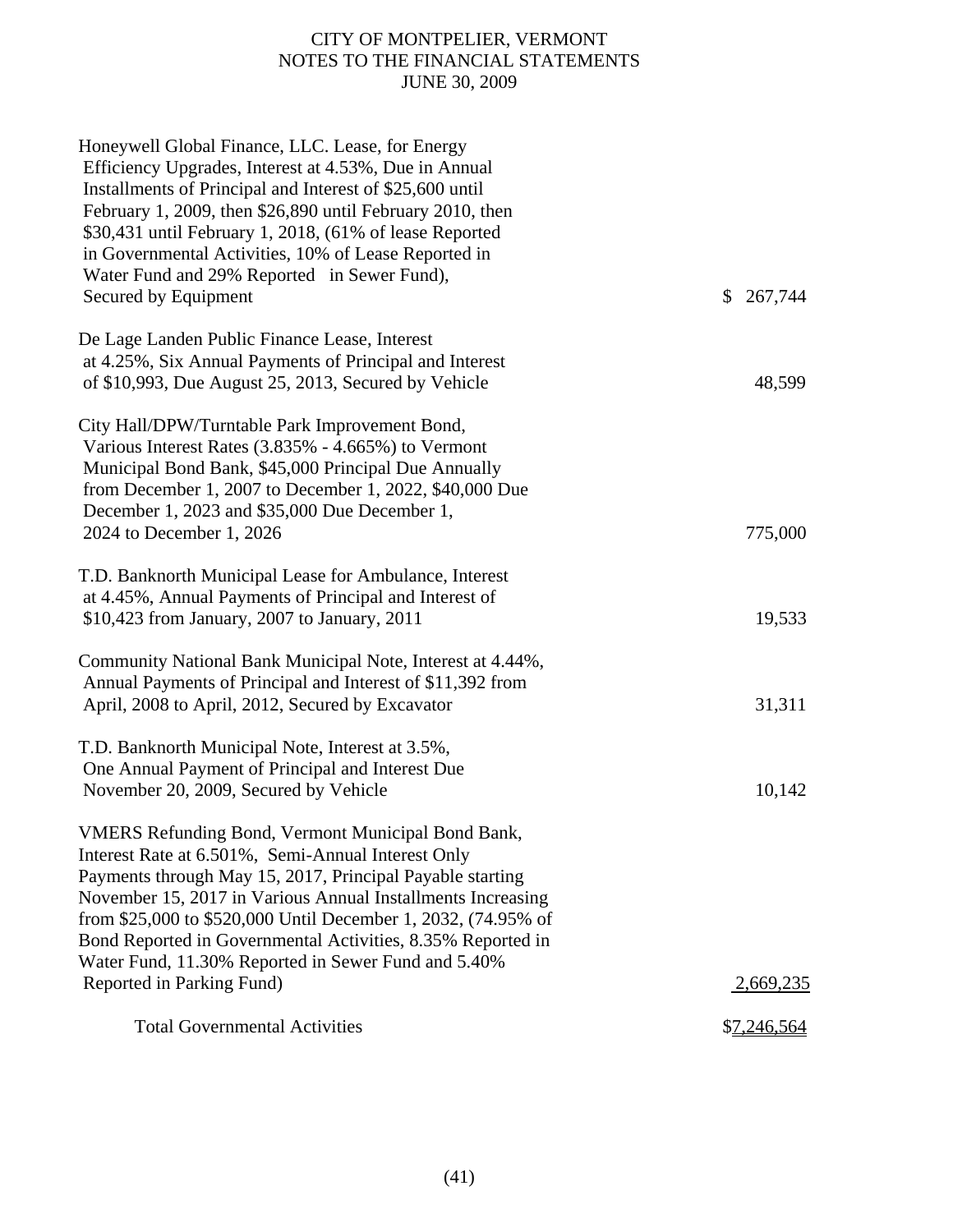CITY OF MONTPELIER, VERMONT
NOTES TO THE FINANCIAL STATEMENTS
JUNE 30, 2009

| Description | Amount |
|---|---|
| Honeywell Global Finance, LLC. Lease, for Energy Efficiency Upgrades, Interest at 4.53%, Due in Annual Installments of Principal and Interest of $25,600 until February 1, 2009, then $26,890 until February 2010, then $30,431 until February 1, 2018, (61% of lease Reported in Governmental Activities, 10% of Lease Reported in Water Fund and 29% Reported in Sewer Fund), Secured by Equipment | $ 267,744 |
| De Lage Landen Public Finance Lease, Interest at 4.25%, Six Annual Payments of Principal and Interest of $10,993, Due August 25, 2013, Secured by Vehicle | 48,599 |
| City Hall/DPW/Turntable Park Improvement Bond, Various Interest Rates (3.835% - 4.665%) to Vermont Municipal Bond Bank, $45,000 Principal Due Annually from December 1, 2007 to December 1, 2022, $40,000 Due December 1, 2023 and $35,000 Due December 1, 2024 to December 1, 2026 | 775,000 |
| T.D. Banknorth Municipal Lease for Ambulance, Interest at 4.45%, Annual Payments of Principal and Interest of $10,423 from January, 2007 to January, 2011 | 19,533 |
| Community National Bank Municipal Note, Interest at 4.44%, Annual Payments of Principal and Interest of $11,392 from April, 2008 to April, 2012, Secured by Excavator | 31,311 |
| T.D. Banknorth Municipal Note, Interest at 3.5%, One Annual Payment of Principal and Interest Due November 20, 2009, Secured by Vehicle | 10,142 |
| VMERS Refunding Bond, Vermont Municipal Bond Bank, Interest Rate at 6.501%, Semi-Annual Interest Only Payments through May 15, 2017, Principal Payable starting November 15, 2017 in Various Annual Installments Increasing from $25,000 to $520,000 Until December 1, 2032, (74.95% of Bond Reported in Governmental Activities, 8.35% Reported in Water Fund, 11.30% Reported in Sewer Fund and 5.40% Reported in Parking Fund) | 2,669,235 |
| Total Governmental Activities | $7,246,564 |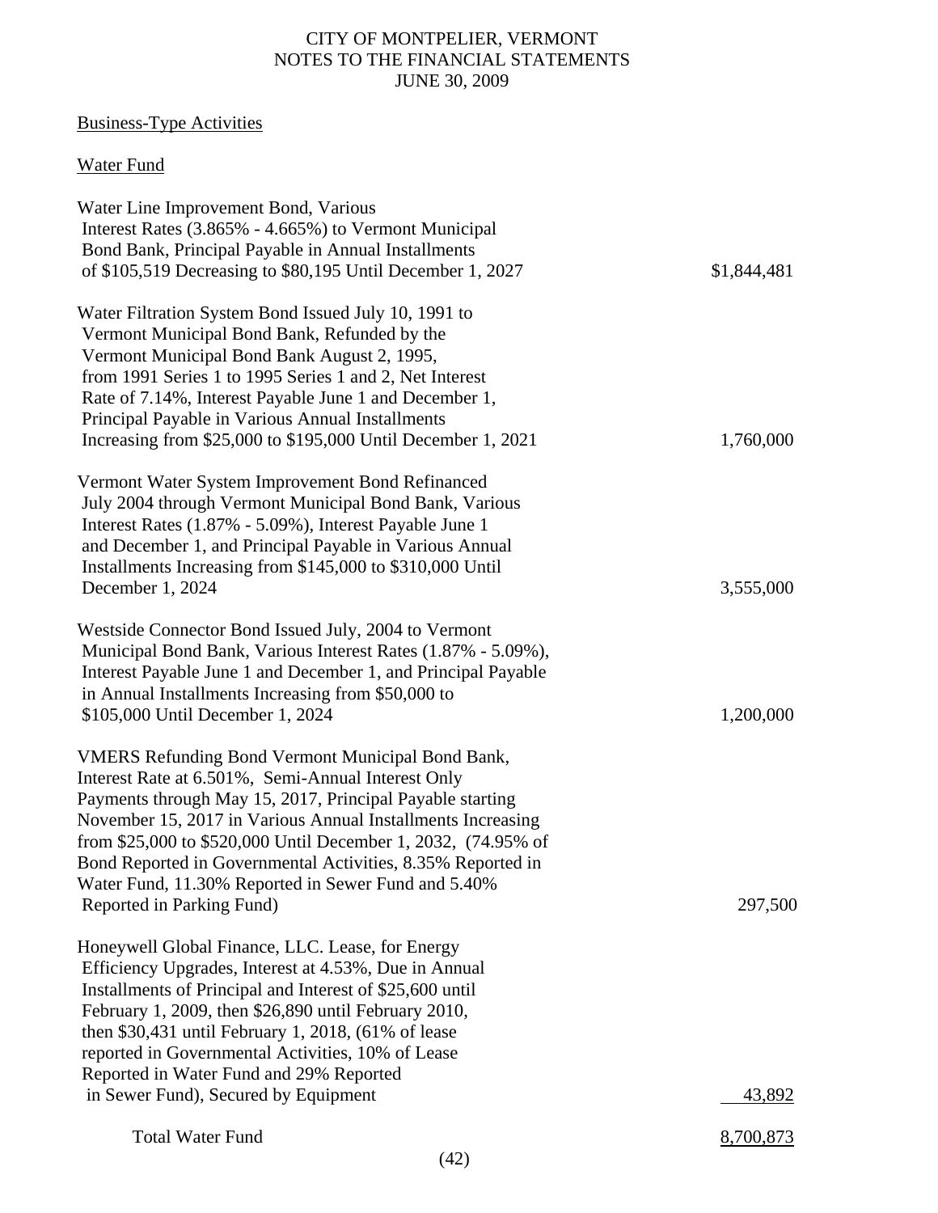CITY OF MONTPELIER, VERMONT
NOTES TO THE FINANCIAL STATEMENTS
JUNE 30, 2009

Business-Type Activities

Water Fund

| Description | Amount |
|---|---|
| Water Line Improvement Bond, Various Interest Rates (3.865% - 4.665%) to Vermont Municipal Bond Bank, Principal Payable in Annual Installments of $105,519 Decreasing to $80,195 Until December 1, 2027 | $1,844,481 |
| Water Filtration System Bond Issued July 10, 1991 to Vermont Municipal Bond Bank, Refunded by the Vermont Municipal Bond Bank August 2, 1995, from 1991 Series 1 to 1995 Series 1 and 2, Net Interest Rate of 7.14%, Interest Payable June 1 and December 1, Principal Payable in Various Annual Installments Increasing from $25,000 to $195,000 Until December 1, 2021 | 1,760,000 |
| Vermont Water System Improvement Bond Refinanced July 2004 through Vermont Municipal Bond Bank, Various Interest Rates (1.87% - 5.09%), Interest Payable June 1 and December 1, and Principal Payable in Various Annual Installments Increasing from $145,000 to $310,000 Until December 1, 2024 | 3,555,000 |
| Westside Connector Bond Issued July, 2004 to Vermont Municipal Bond Bank, Various Interest Rates (1.87% - 5.09%), Interest Payable June 1 and December 1, and Principal Payable in Annual Installments Increasing from $50,000 to $105,000 Until December 1, 2024 | 1,200,000 |
| VMERS Refunding Bond Vermont Municipal Bond Bank, Interest Rate at 6.501%, Semi-Annual Interest Only Payments through May 15, 2017, Principal Payable starting November 15, 2017 in Various Annual Installments Increasing from $25,000 to $520,000 Until December 1, 2032, (74.95% of Bond Reported in Governmental Activities, 8.35% Reported in Water Fund, 11.30% Reported in Sewer Fund and 5.40% Reported in Parking Fund) | 297,500 |
| Honeywell Global Finance, LLC. Lease, for Energy Efficiency Upgrades, Interest at 4.53%, Due in Annual Installments of Principal and Interest of $25,600 until February 1, 2009, then $26,890 until February 2010, then $30,431 until February 1, 2018, (61% of lease reported in Governmental Activities, 10% of Lease Reported in Water Fund and 29% Reported in Sewer Fund), Secured by Equipment | 43,892 |
| Total Water Fund | 8,700,873 |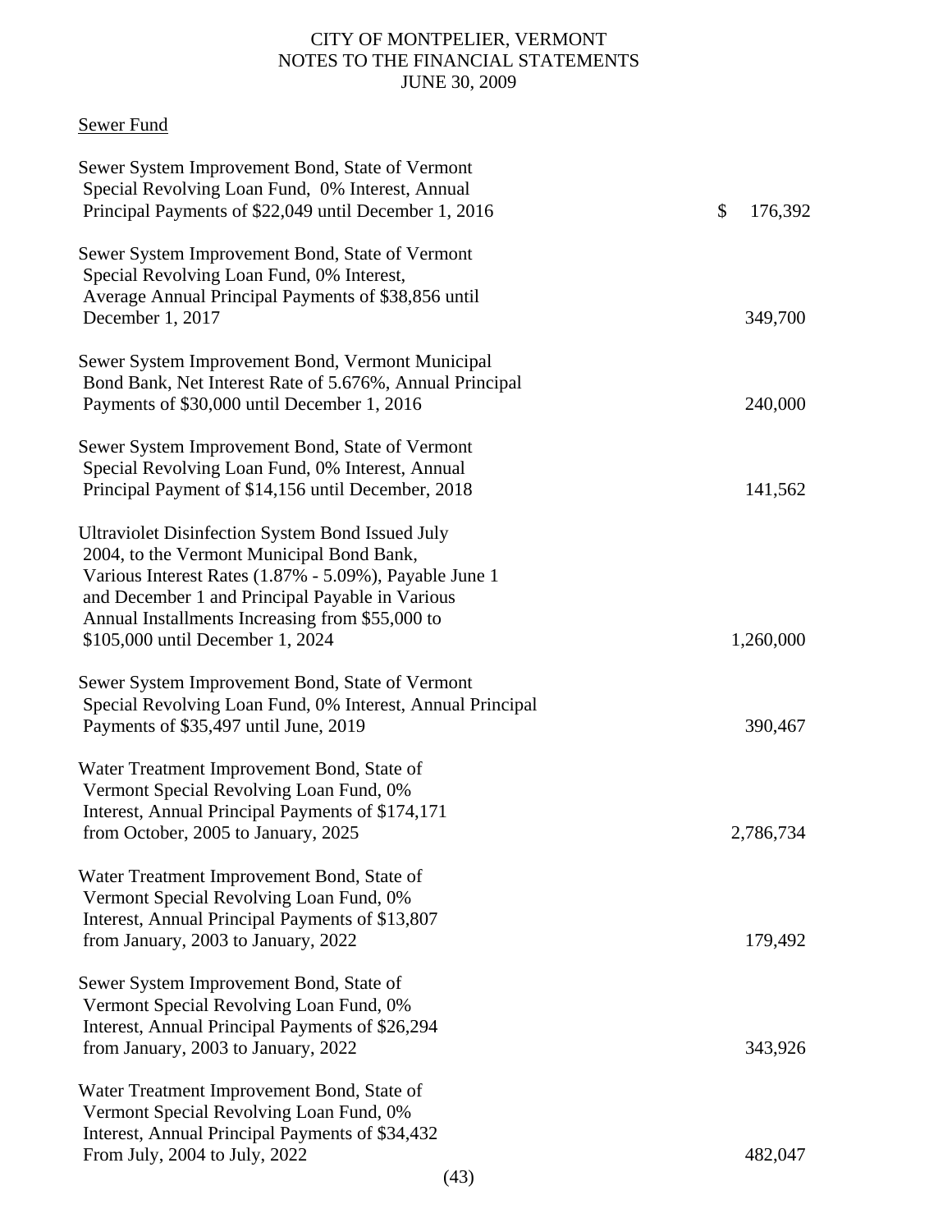Sewer Fund

| | |
|---|---|
| Sewer System Improvement Bond, State of Vermont Special Revolving Loan Fund, 0% Interest, Annual Principal Payments of $22,049 until December 1, 2016 | $ 176,392 |
| Sewer System Improvement Bond, State of Vermont Special Revolving Loan Fund, 0% Interest, Average Annual Principal Payments of $38,856 until December 1, 2017 | 349,700 |
| Sewer System Improvement Bond, Vermont Municipal Bond Bank, Net Interest Rate of 5.676%, Annual Principal Payments of $30,000 until December 1, 2016 | 240,000 |
| Sewer System Improvement Bond, State of Vermont Special Revolving Loan Fund, 0% Interest, Annual Principal Payment of $14,156 until December, 2018 | 141,562 |
| Ultraviolet Disinfection System Bond Issued July 2004, to the Vermont Municipal Bond Bank, Various Interest Rates (1.87% - 5.09%), Payable June 1 and December 1 and Principal Payable in Various Annual Installments Increasing from $55,000 to $105,000 until December 1, 2024 | 1,260,000 |
| Sewer System Improvement Bond, State of Vermont Special Revolving Loan Fund, 0% Interest, Annual Principal Payments of $35,497 until June, 2019 | 390,467 |
| Water Treatment Improvement Bond, State of Vermont Special Revolving Loan Fund, 0% Interest, Annual Principal Payments of $174,171 from October, 2005 to January, 2025 | 2,786,734 |
| Water Treatment Improvement Bond, State of Vermont Special Revolving Loan Fund, 0% Interest, Annual Principal Payments of $13,807 from January, 2003 to January, 2022 | 179,492 |
| Sewer System Improvement Bond, State of Vermont Special Revolving Loan Fund, 0% Interest, Annual Principal Payments of $26,294 from January, 2003 to January, 2022 | 343,926 |
| Water Treatment Improvement Bond, State of Vermont Special Revolving Loan Fund, 0% Interest, Annual Principal Payments of $34,432 From July, 2004 to July, 2022 | 482,047 |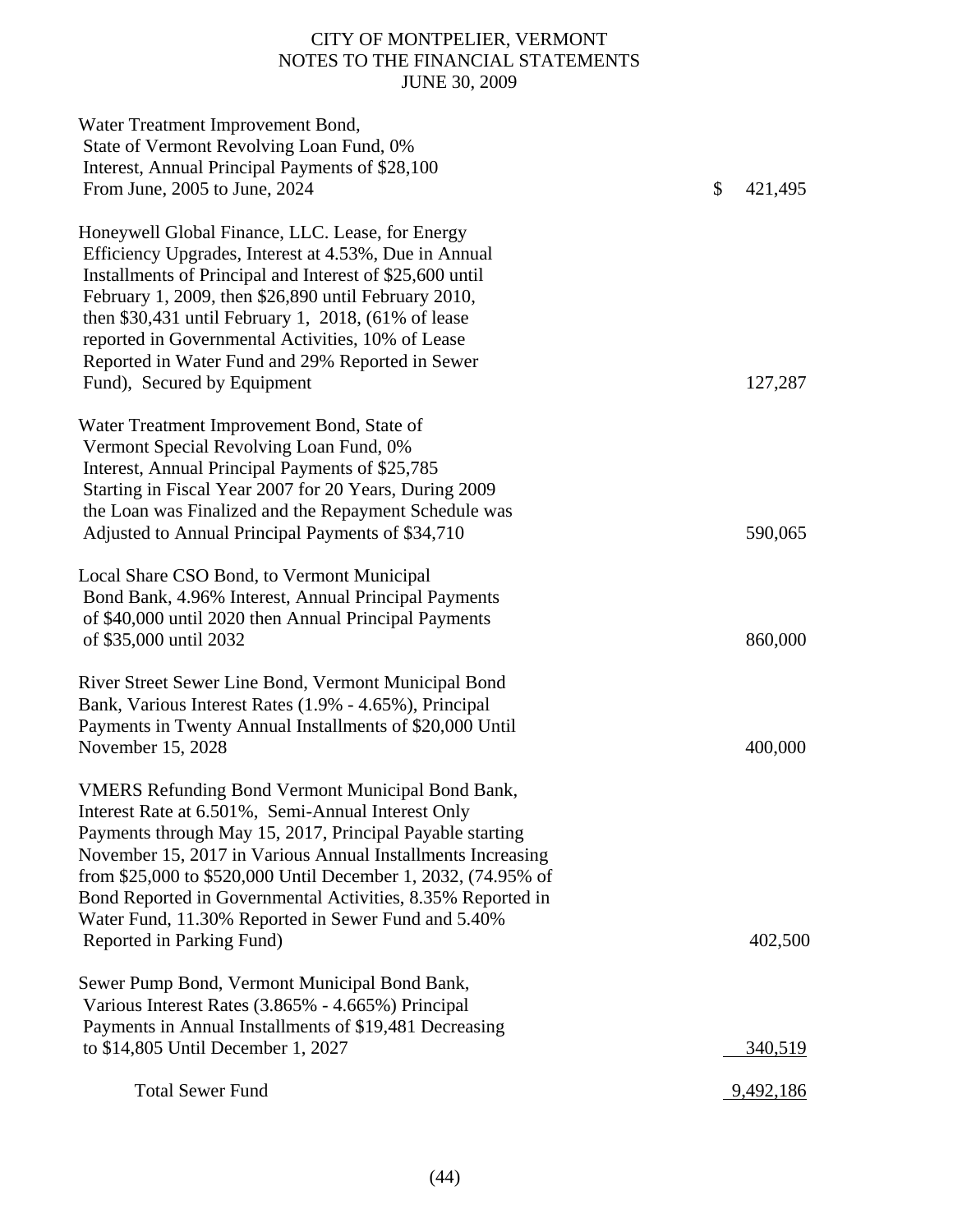| | |
|---|---|
| Water Treatment Improvement Bond, State of Vermont Revolving Loan Fund, 0% Interest, Annual Principal Payments of $28,100 From June, 2005 to June, 2024 | $ 421,495 |
| Honeywell Global Finance, LLC. Lease, for Energy Efficiency Upgrades, Interest at 4.53%, Due in Annual Installments of Principal and Interest of $25,600 until February 1, 2009, then $26,890 until February 2010, then $30,431 until February 1, 2018, (61% of lease reported in Governmental Activities, 10% of Lease Reported in Water Fund and 29% Reported in Sewer Fund), Secured by Equipment | 127,287 |
| Water Treatment Improvement Bond, State of Vermont Special Revolving Loan Fund, 0% Interest, Annual Principal Payments of $25,785 Starting in Fiscal Year 2007 for 20 Years, During 2009 the Loan was Finalized and the Repayment Schedule was Adjusted to Annual Principal Payments of $34,710 | 590,065 |
| Local Share CSO Bond, to Vermont Municipal Bond Bank, 4.96% Interest, Annual Principal Payments of $40,000 until 2020 then Annual Principal Payments of $35,000 until 2032 | 860,000 |
| River Street Sewer Line Bond, Vermont Municipal Bond Bank, Various Interest Rates (1.9% - 4.65%), Principal Payments in Twenty Annual Installments of $20,000 Until November 15, 2028 | 400,000 |
| VMERS Refunding Bond Vermont Municipal Bond Bank, Interest Rate at 6.501%, Semi-Annual Interest Only Payments through May 15, 2017, Principal Payable starting November 15, 2017 in Various Annual Installments Increasing from $25,000 to $520,000 Until December 1, 2032, (74.95% of Bond Reported in Governmental Activities, 8.35% Reported in Water Fund, 11.30% Reported in Sewer Fund and 5.40% Reported in Parking Fund) | 402,500 |
| Sewer Pump Bond, Vermont Municipal Bond Bank, Various Interest Rates (3.865% - 4.665%) Principal Payments in Annual Installments of $19,481 Decreasing to $14,805 Until December 1, 2027 | 340,519 |
| Total Sewer Fund | 9,492,186 |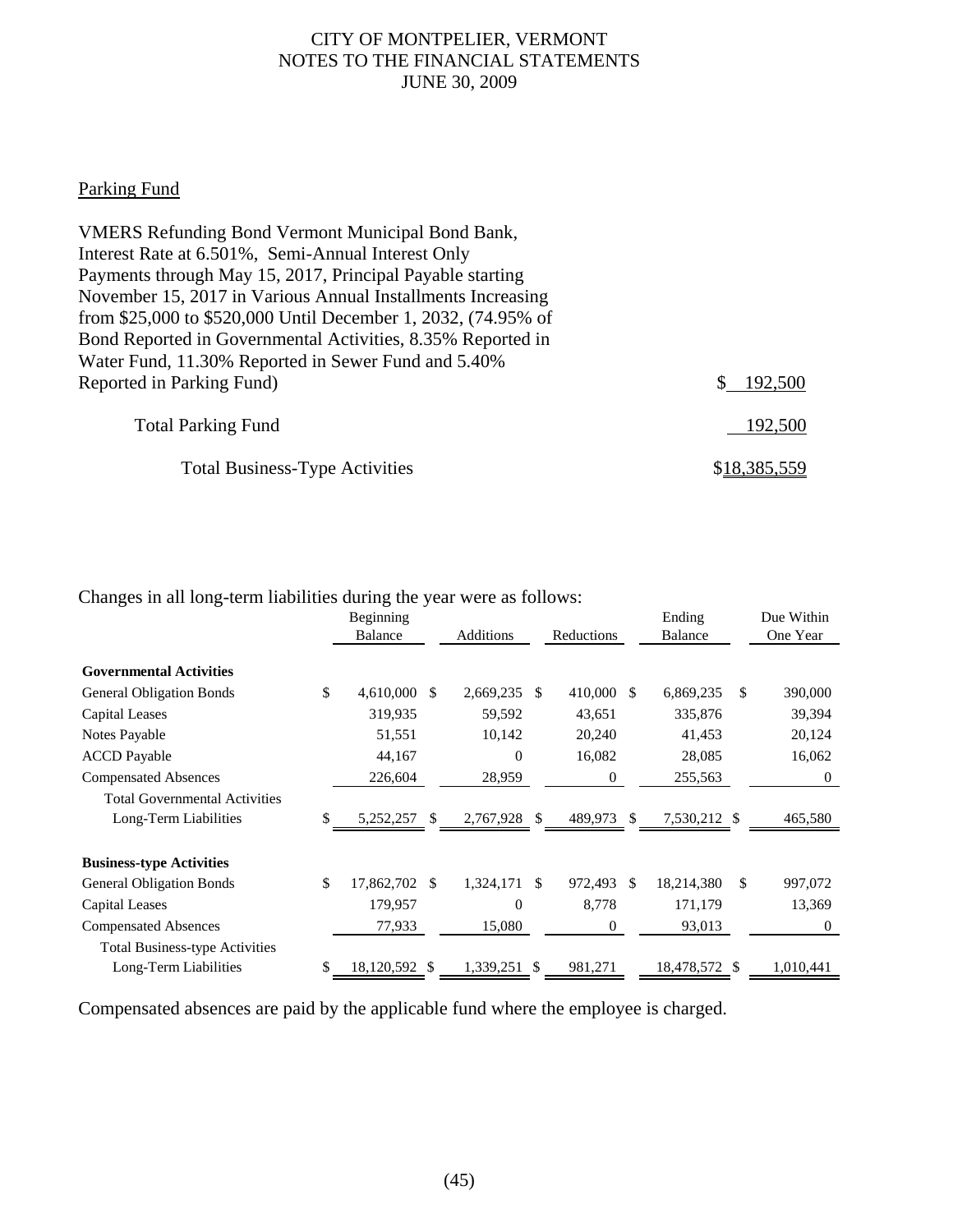Parking Fund

| | |
|---|---|
| VMERS Refunding Bond Vermont Municipal Bond Bank, Interest Rate at 6.501%, Semi-Annual Interest Only Payments through May 15, 2017, Principal Payable starting November 15, 2017 in Various Annual Installments Increasing from \$25,000 to \$520,000 Until December 1, 2032, (74.95% of Bond Reported in Governmental Activities, 8.35% Reported in Water Fund, 11.30% Reported in Sewer Fund and 5.40% Reported in Parking Fund) | \$ 192,500 |
| Total Parking Fund | 192,500 |
| Total Business-Type Activities | \$18,385,559 |

Changes in all long-term liabilities during the year were as follows:

| | Beginning Balance | Additions | Reductions | Ending Balance | Due Within One Year |
|---|---|---|---|---|---|
| **Governmental Activities** | | | | | |
| General Obligation Bonds | \$ 4,610,000 | \$ 2,669,235 | \$ 410,000 | \$ 6,869,235 | \$ 390,000 |
| Capital Leases | 319,935 | 59,592 | 43,651 | 335,876 | 39,394 |
| Notes Payable | 51,551 | 10,142 | 20,240 | 41,453 | 20,124 |
| ACCD Payable | 44,167 | 0 | 16,082 | 28,085 | 16,062 |
| Compensated Absences | 226,604 | 28,959 | 0 | 255,563 | 0 |
| Total Governmental Activities Long-Term Liabilities | \$ 5,252,257 | \$ 2,767,928 | \$ 489,973 | \$ 7,530,212 | \$ 465,580 |
| **Business-type Activities** | | | | | |
| General Obligation Bonds | \$ 17,862,702 | \$ 1,324,171 | \$ 972,493 | \$ 18,214,380 | \$ 997,072 |
| Capital Leases | 179,957 | 0 | 8,778 | 171,179 | 13,369 |
| Compensated Absences | 77,933 | 15,080 | 0 | 93,013 | 0 |
| Total Business-type Activities Long-Term Liabilities | \$ 18,120,592 | \$ 1,339,251 | \$ 981,271 | 18,478,572 | \$ 1,010,441 |

Compensated absences are paid by the applicable fund where the employee is charged.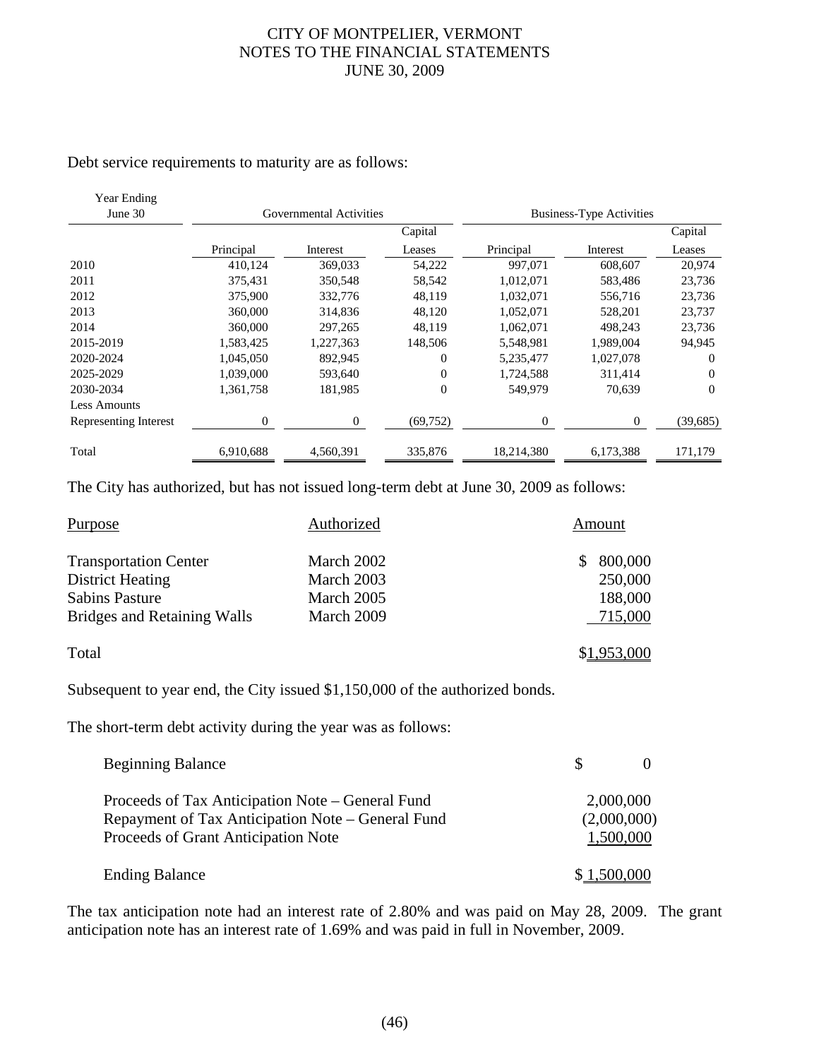Debt service requirements to maturity are as follows:

| Year Ending June 30 | Governmental Activities | | | Business-Type Activities | | |
|---|---|---|---|---|---|---|
| | Principal | Interest | Capital Leases | Principal | Interest | Capital Leases |
| 2010 | 410,124 | 369,033 | 54,222 | 997,071 | 608,607 | 20,974 |
| 2011 | 375,431 | 350,548 | 58,542 | 1,012,071 | 583,486 | 23,736 |
| 2012 | 375,900 | 332,776 | 48,119 | 1,032,071 | 556,716 | 23,736 |
| 2013 | 360,000 | 314,836 | 48,120 | 1,052,071 | 528,201 | 23,737 |
| 2014 | 360,000 | 297,265 | 48,119 | 1,062,071 | 498,243 | 23,736 |
| 2015-2019 | 1,583,425 | 1,227,363 | 148,506 | 5,548,981 | 1,989,004 | 94,945 |
| 2020-2024 | 1,045,050 | 892,945 | 0 | 5,235,477 | 1,027,078 | 0 |
| 2025-2029 | 1,039,000 | 593,640 | 0 | 1,724,588 | 311,414 | 0 |
| 2030-2034 | 1,361,758 | 181,985 | 0 | 549,979 | 70,639 | 0 |
| Less Amounts Representing Interest | 0 | 0 | (69,752) | 0 | 0 | (39,685) |
| Total | 6,910,688 | 4,560,391 | 335,876 | 18,214,380 | 6,173,388 | 171,179 |

The City has authorized, but has not issued long-term debt at June 30, 2009 as follows:

| Purpose | Authorized | Amount |
|---|---|---|
| Transportation Center | March 2002 | $ 800,000 |
| District Heating | March 2003 | 250,000 |
| Sabins Pasture | March 2005 | 188,000 |
| Bridges and Retaining Walls | March 2009 | 715,000 |
| Total | | $1,953,000 |

Subsequent to year end, the City issued $1,150,000 of the authorized bonds.

The short-term debt activity during the year was as follows:

| | |
|---|---|
| Beginning Balance | $ 0 |
| Proceeds of Tax Anticipation Note – General Fund | 2,000,000 |
| Repayment of Tax Anticipation Note – General Fund | (2,000,000) |
| Proceeds of Grant Anticipation Note | 1,500,000 |
| Ending Balance | $ 1,500,000 |

The tax anticipation note had an interest rate of 2.80% and was paid on May 28, 2009. The grant anticipation note has an interest rate of 1.69% and was paid in full in November, 2009.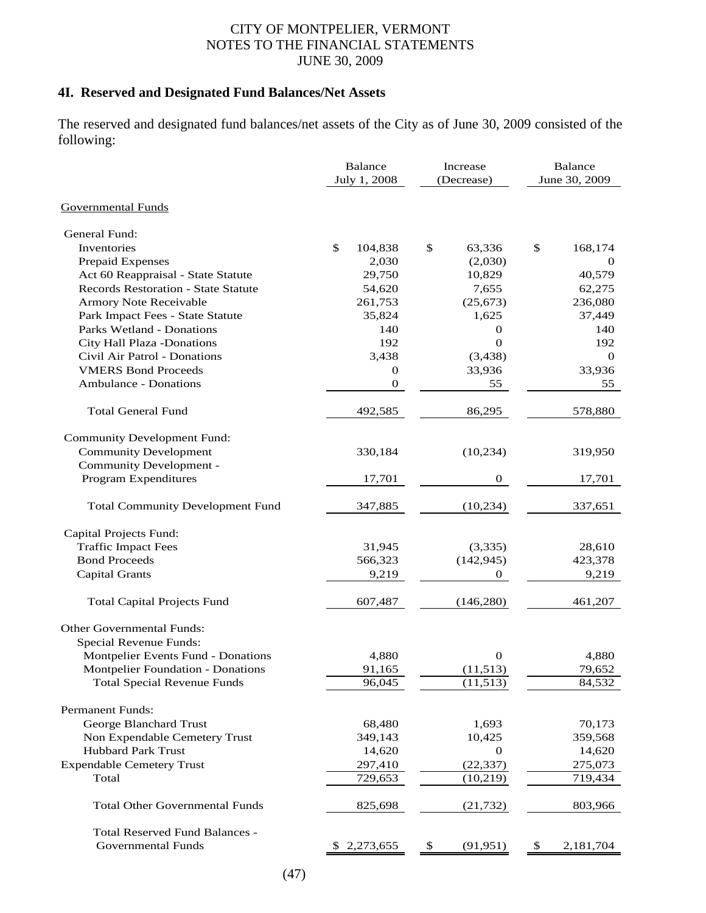CITY OF MONTPELIER, VERMONT
NOTES TO THE FINANCIAL STATEMENTS
JUNE 30, 2009

## 4I. Reserved and Designated Fund Balances/Net Assets

The reserved and designated fund balances/net assets of the City as of June 30, 2009 consisted of the following:

| | Balance July 1, 2008 | Increase (Decrease) | Balance June 30, 2009 |
|---|---|---|---|
| Governmental Funds | | | |
| General Fund: | | | |
| Inventories | $ 104,838 | $ 63,336 | $ 168,174 |
| Prepaid Expenses | 2,030 | (2,030) | 0 |
| Act 60 Reappraisal - State Statute | 29,750 | 10,829 | 40,579 |
| Records Restoration - State Statute | 54,620 | 7,655 | 62,275 |
| Armory Note Receivable | 261,753 | (25,673) | 236,080 |
| Park Impact Fees - State Statute | 35,824 | 1,625 | 37,449 |
| Parks Wetland - Donations | 140 | 0 | 140 |
| City Hall Plaza -Donations | 192 | 0 | 192 |
| Civil Air Patrol - Donations | 3,438 | (3,438) | 0 |
| VMERS Bond Proceeds | 0 | 33,936 | 33,936 |
| Ambulance - Donations | 0 | 55 | 55 |
| Total General Fund | 492,585 | 86,295 | 578,880 |
| Community Development Fund: | | | |
| Community Development | 330,184 | (10,234) | 319,950 |
| Community Development - Program Expenditures | 17,701 | 0 | 17,701 |
| Total Community Development Fund | 347,885 | (10,234) | 337,651 |
| Capital Projects Fund: | | | |
| Traffic Impact Fees | 31,945 | (3,335) | 28,610 |
| Bond Proceeds | 566,323 | (142,945) | 423,378 |
| Capital Grants | 9,219 | 0 | 9,219 |
| Total Capital Projects Fund | 607,487 | (146,280) | 461,207 |
| Other Governmental Funds: | | | |
| Special Revenue Funds: | | | |
| Montpelier Events Fund - Donations | 4,880 | 0 | 4,880 |
| Montpelier Foundation - Donations | 91,165 | (11,513) | 79,652 |
| Total Special Revenue Funds | 96,045 | (11,513) | 84,532 |
| Permanent Funds: | | | |
| George Blanchard Trust | 68,480 | 1,693 | 70,173 |
| Non Expendable Cemetery Trust | 349,143 | 10,425 | 359,568 |
| Hubbard Park Trust | 14,620 | 0 | 14,620 |
| Expendable Cemetery Trust | 297,410 | (22,337) | 275,073 |
| Total | 729,653 | (10,219) | 719,434 |
| Total Other Governmental Funds | 825,698 | (21,732) | 803,966 |
| Total Reserved Fund Balances - Governmental Funds | $ 2,273,655 | $ (91,951) | $ 2,181,704 |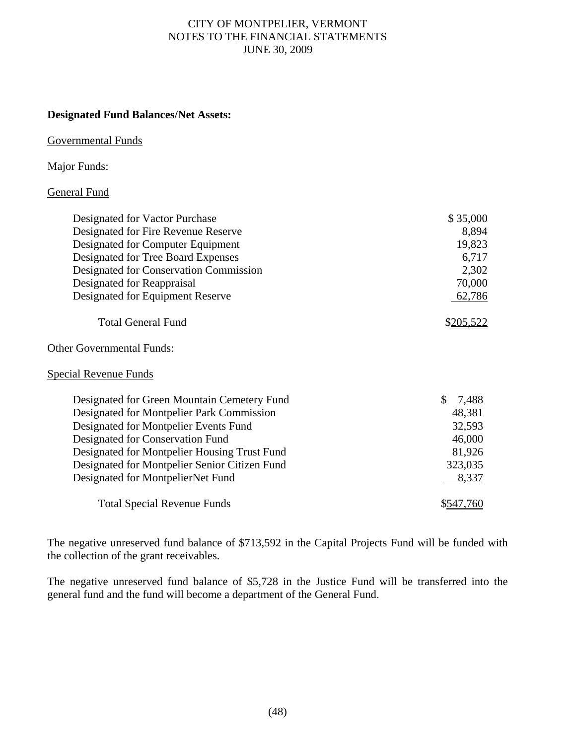**Designated Fund Balances/Net Assets:**

Governmental Funds

Major Funds:

General Fund

| | |
|---|---|
| Designated for Vactor Purchase | $ 35,000 |
| Designated for Fire Revenue Reserve | 8,894 |
| Designated for Computer Equipment | 19,823 |
| Designated for Tree Board Expenses | 6,717 |
| Designated for Conservation Commission | 2,302 |
| Designated for Reappraisal | 70,000 |
| Designated for Equipment Reserve | 62,786 |
| Total General Fund | $205,522 |

Other Governmental Funds:

Special Revenue Funds

| | |
|---|---|
| Designated for Green Mountain Cemetery Fund | $ 7,488 |
| Designated for Montpelier Park Commission | 48,381 |
| Designated for Montpelier Events Fund | 32,593 |
| Designated for Conservation Fund | 46,000 |
| Designated for Montpelier Housing Trust Fund | 81,926 |
| Designated for Montpelier Senior Citizen Fund | 323,035 |
| Designated for MontpelierNet Fund | 8,337 |
| Total Special Revenue Funds | $547,760 |

The negative unreserved fund balance of $713,592 in the Capital Projects Fund will be funded with the collection of the grant receivables.

The negative unreserved fund balance of $5,728 in the Justice Fund will be transferred into the general fund and the fund will become a department of the General Fund.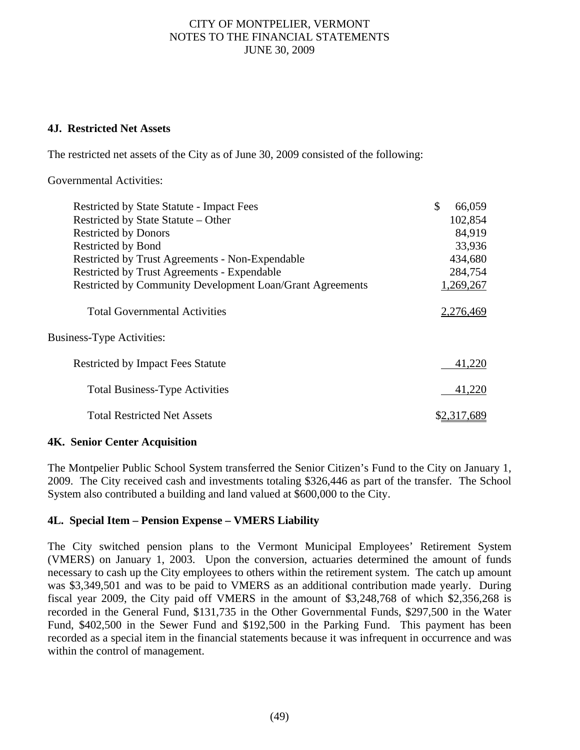### 4J. Restricted Net Assets

The restricted net assets of the City as of June 30, 2009 consisted of the following:

| | |
|---|---|
| Governmental Activities: | |
| Restricted by State Statute - Impact Fees | $ 66,059 |
| Restricted by State Statute – Other | 102,854 |
| Restricted by Donors | 84,919 |
| Restricted by Bond | 33,936 |
| Restricted by Trust Agreements - Non-Expendable | 434,680 |
| Restricted by Trust Agreements - Expendable | 284,754 |
| Restricted by Community Development Loan/Grant Agreements | 1,269,267 |
| Total Governmental Activities | 2,276,469 |
| Business-Type Activities: | |
| Restricted by Impact Fees Statute | 41,220 |
| Total Business-Type Activities | 41,220 |
| Total Restricted Net Assets | $2,317,689 |

### 4K. Senior Center Acquisition

The Montpelier Public School System transferred the Senior Citizen's Fund to the City on January 1, 2009. The City received cash and investments totaling $326,446 as part of the transfer. The School System also contributed a building and land valued at $600,000 to the City.

### 4L. Special Item – Pension Expense – VMERS Liability

The City switched pension plans to the Vermont Municipal Employees' Retirement System (VMERS) on January 1, 2003. Upon the conversion, actuaries determined the amount of funds necessary to cash up the City employees to others within the retirement system. The catch up amount was $3,349,501 and was to be paid to VMERS as an additional contribution made yearly. During fiscal year 2009, the City paid off VMERS in the amount of $3,248,768 of which $2,356,268 is recorded in the General Fund, $131,735 in the Other Governmental Funds, $297,500 in the Water Fund, $402,500 in the Sewer Fund and $192,500 in the Parking Fund. This payment has been recorded as a special item in the financial statements because it was infrequent in occurrence and was within the control of management.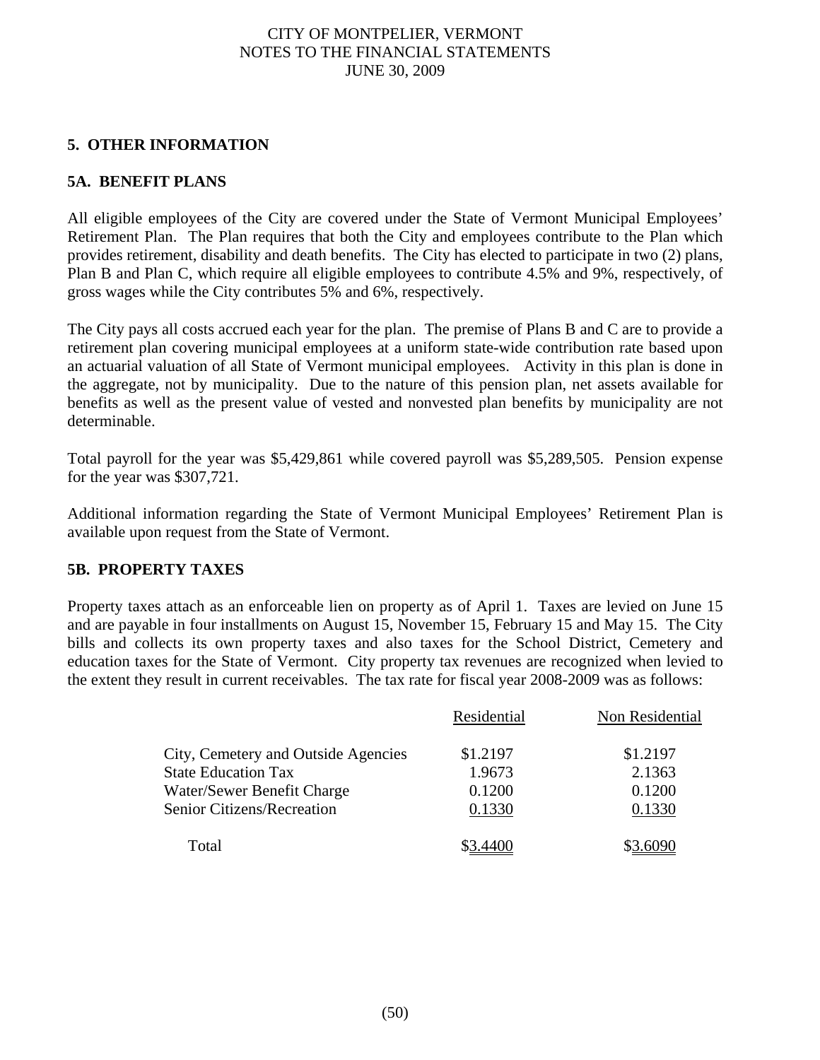CITY OF MONTPELIER, VERMONT
NOTES TO THE FINANCIAL STATEMENTS
JUNE 30, 2009

## 5. OTHER INFORMATION

### 5A. BENEFIT PLANS

All eligible employees of the City are covered under the State of Vermont Municipal Employees' Retirement Plan. The Plan requires that both the City and employees contribute to the Plan which provides retirement, disability and death benefits. The City has elected to participate in two (2) plans, Plan B and Plan C, which require all eligible employees to contribute 4.5% and 9%, respectively, of gross wages while the City contributes 5% and 6%, respectively.

The City pays all costs accrued each year for the plan. The premise of Plans B and C are to provide a retirement plan covering municipal employees at a uniform state-wide contribution rate based upon an actuarial valuation of all State of Vermont municipal employees. Activity in this plan is done in the aggregate, not by municipality. Due to the nature of this pension plan, net assets available for benefits as well as the present value of vested and nonvested plan benefits by municipality are not determinable.

Total payroll for the year was $5,429,861 while covered payroll was $5,289,505. Pension expense for the year was $307,721.

Additional information regarding the State of Vermont Municipal Employees' Retirement Plan is available upon request from the State of Vermont.

### 5B. PROPERTY TAXES

Property taxes attach as an enforceable lien on property as of April 1. Taxes are levied on June 15 and are payable in four installments on August 15, November 15, February 15 and May 15. The City bills and collects its own property taxes and also taxes for the School District, Cemetery and education taxes for the State of Vermont. City property tax revenues are recognized when levied to the extent they result in current receivables. The tax rate for fiscal year 2008-2009 was as follows:

| | Residential | Non Residential |
|---|---|---|
| City, Cemetery and Outside Agencies | $1.2197 | $1.2197 |
| State Education Tax | 1.9673 | 2.1363 |
| Water/Sewer Benefit Charge | 0.1200 | 0.1200 |
| Senior Citizens/Recreation | 0.1330 | 0.1330 |
| Total | $3.4400 | $3.6090 |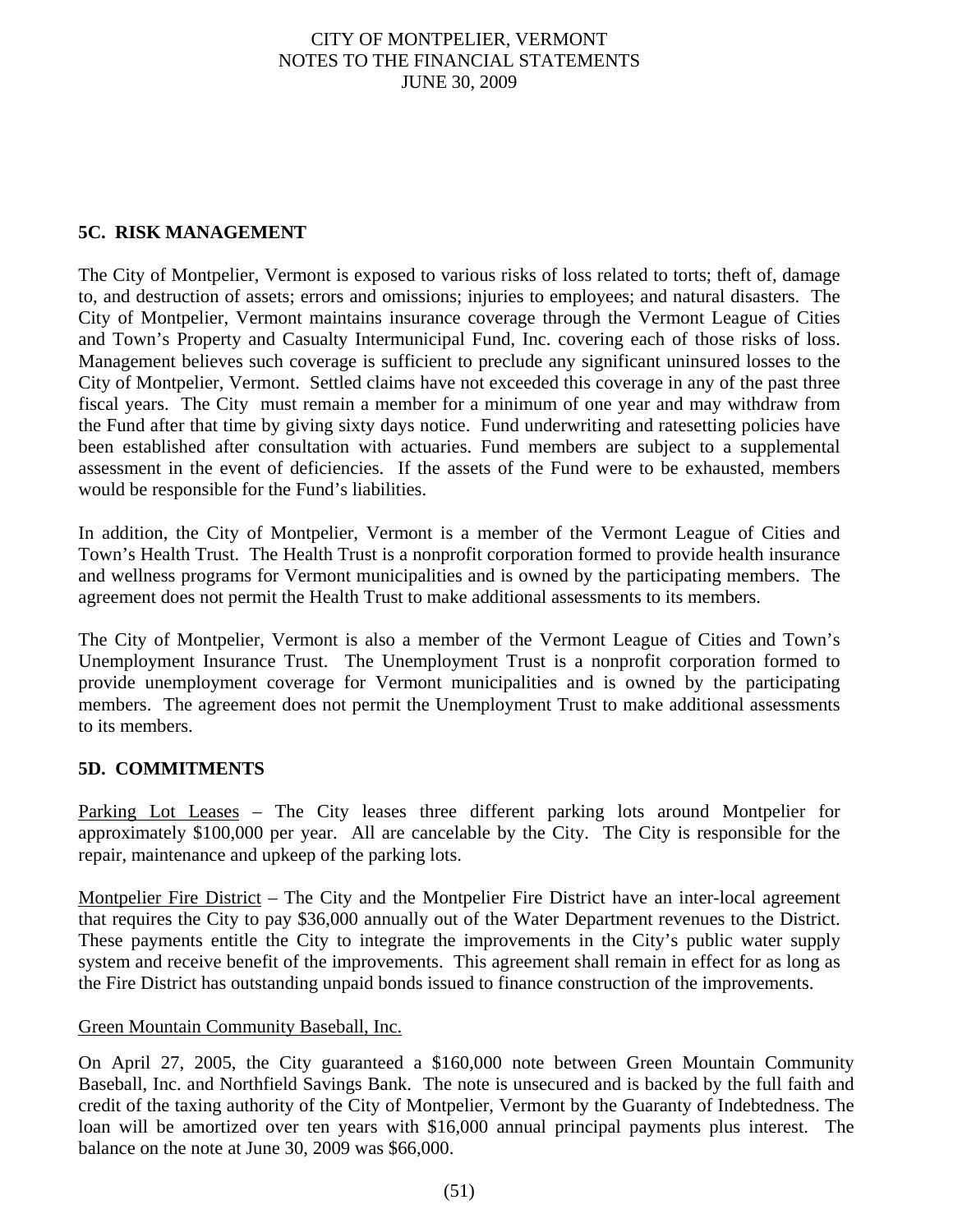## 5C. RISK MANAGEMENT

The City of Montpelier, Vermont is exposed to various risks of loss related to torts; theft of, damage to, and destruction of assets; errors and omissions; injuries to employees; and natural disasters. The City of Montpelier, Vermont maintains insurance coverage through the Vermont League of Cities and Town's Property and Casualty Intermunicipal Fund, Inc. covering each of those risks of loss. Management believes such coverage is sufficient to preclude any significant uninsured losses to the City of Montpelier, Vermont. Settled claims have not exceeded this coverage in any of the past three fiscal years. The City must remain a member for a minimum of one year and may withdraw from the Fund after that time by giving sixty days notice. Fund underwriting and ratesetting policies have been established after consultation with actuaries. Fund members are subject to a supplemental assessment in the event of deficiencies. If the assets of the Fund were to be exhausted, members would be responsible for the Fund's liabilities.

In addition, the City of Montpelier, Vermont is a member of the Vermont League of Cities and Town's Health Trust. The Health Trust is a nonprofit corporation formed to provide health insurance and wellness programs for Vermont municipalities and is owned by the participating members. The agreement does not permit the Health Trust to make additional assessments to its members.

The City of Montpelier, Vermont is also a member of the Vermont League of Cities and Town's Unemployment Insurance Trust. The Unemployment Trust is a nonprofit corporation formed to provide unemployment coverage for Vermont municipalities and is owned by the participating members. The agreement does not permit the Unemployment Trust to make additional assessments to its members.

## 5D. COMMITMENTS

Parking Lot Leases – The City leases three different parking lots around Montpelier for approximately $100,000 per year. All are cancelable by the City. The City is responsible for the repair, maintenance and upkeep of the parking lots.

Montpelier Fire District – The City and the Montpelier Fire District have an inter-local agreement that requires the City to pay $36,000 annually out of the Water Department revenues to the District. These payments entitle the City to integrate the improvements in the City's public water supply system and receive benefit of the improvements. This agreement shall remain in effect for as long as the Fire District has outstanding unpaid bonds issued to finance construction of the improvements.

Green Mountain Community Baseball, Inc.

On April 27, 2005, the City guaranteed a $160,000 note between Green Mountain Community Baseball, Inc. and Northfield Savings Bank. The note is unsecured and is backed by the full faith and credit of the taxing authority of the City of Montpelier, Vermont by the Guaranty of Indebtedness. The loan will be amortized over ten years with $16,000 annual principal payments plus interest. The balance on the note at June 30, 2009 was $66,000.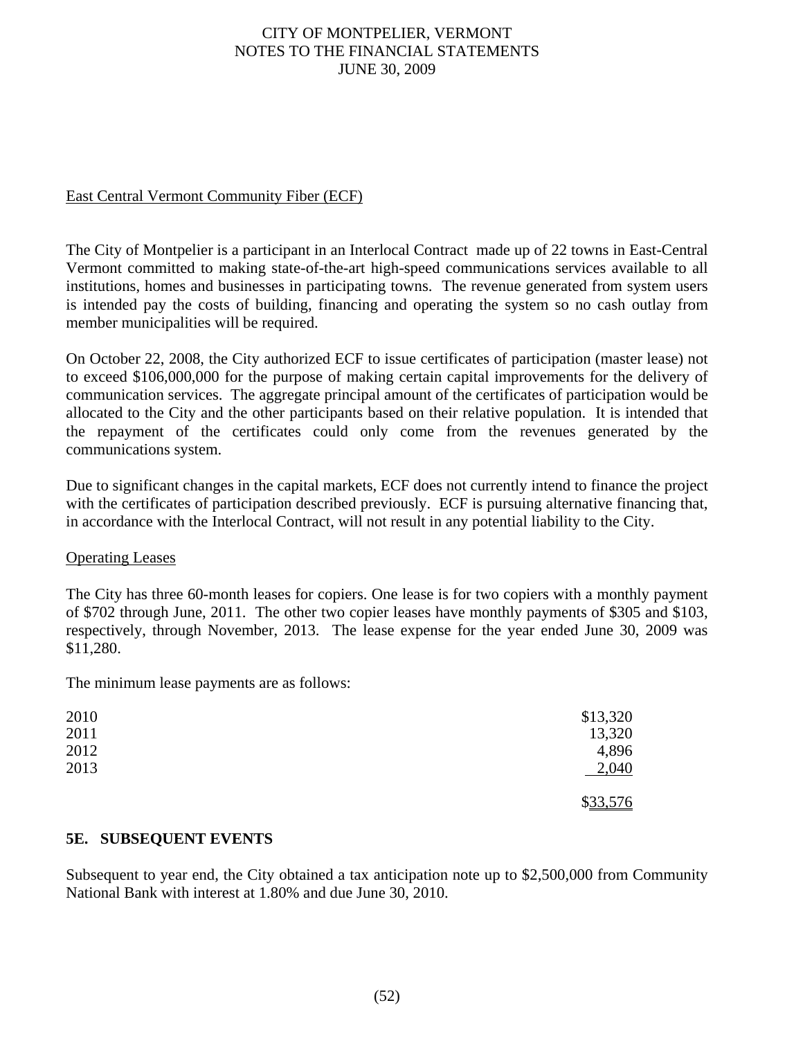East Central Vermont Community Fiber (ECF)

The City of Montpelier is a participant in an Interlocal Contract made up of 22 towns in East-Central Vermont committed to making state-of-the-art high-speed communications services available to all institutions, homes and businesses in participating towns. The revenue generated from system users is intended pay the costs of building, financing and operating the system so no cash outlay from member municipalities will be required.

On October 22, 2008, the City authorized ECF to issue certificates of participation (master lease) not to exceed $106,000,000 for the purpose of making certain capital improvements for the delivery of communication services. The aggregate principal amount of the certificates of participation would be allocated to the City and the other participants based on their relative population. It is intended that the repayment of the certificates could only come from the revenues generated by the communications system.

Due to significant changes in the capital markets, ECF does not currently intend to finance the project with the certificates of participation described previously. ECF is pursuing alternative financing that, in accordance with the Interlocal Contract, will not result in any potential liability to the City.

Operating Leases

The City has three 60-month leases for copiers. One lease is for two copiers with a monthly payment of $702 through June, 2011. The other two copier leases have monthly payments of $305 and $103, respectively, through November, 2013. The lease expense for the year ended June 30, 2009 was $11,280.

The minimum lease payments are as follows:

| | |
|---|---|
| 2010 | $13,320 |
| 2011 | 13,320 |
| 2012 | 4,896 |
| 2013 | 2,040 |
| | $33,576 |

## 5E. SUBSEQUENT EVENTS

Subsequent to year end, the City obtained a tax anticipation note up to $2,500,000 from Community National Bank with interest at 1.80% and due June 30, 2010.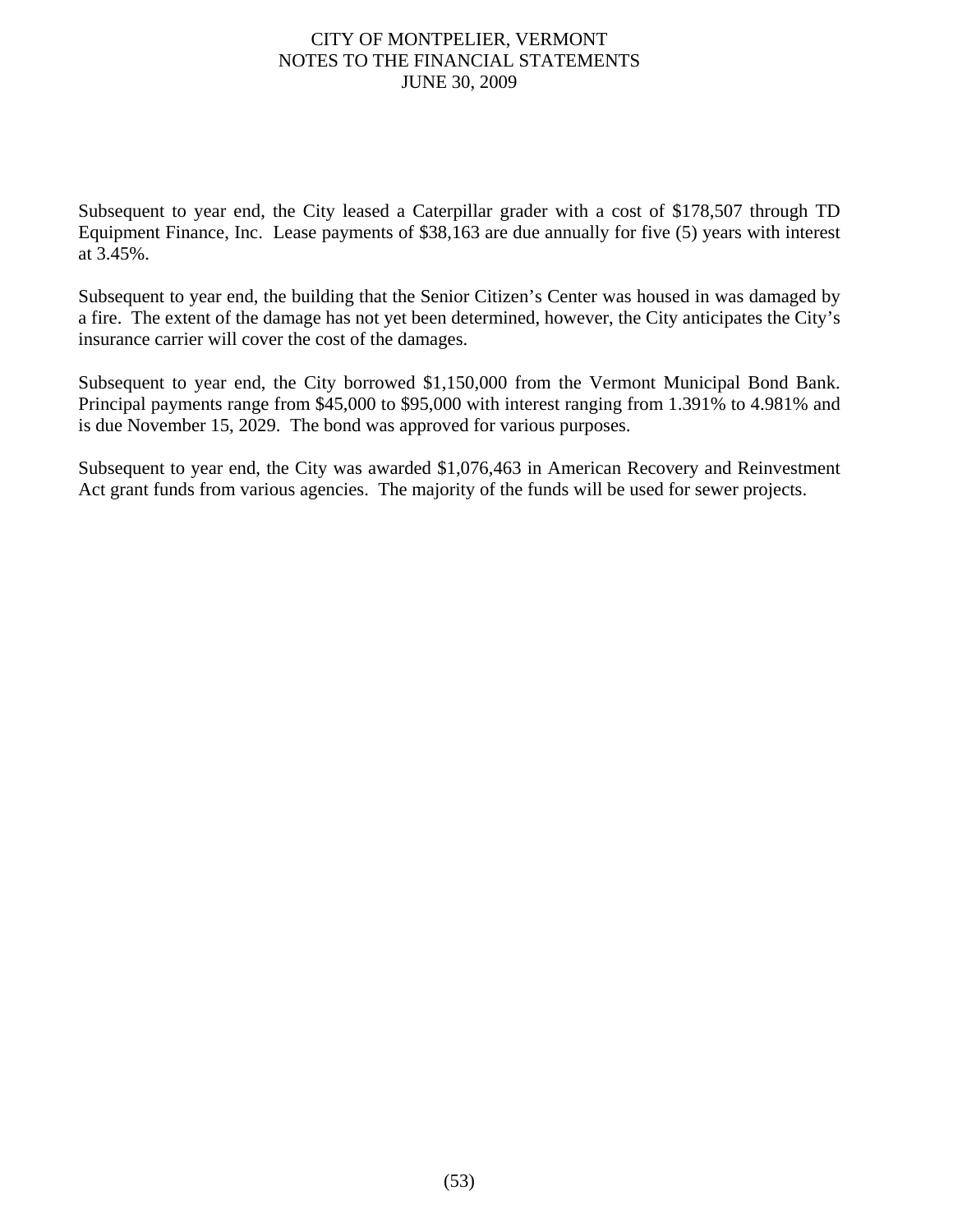Subsequent to year end, the City leased a Caterpillar grader with a cost of $178,507 through TD Equipment Finance, Inc. Lease payments of $38,163 are due annually for five (5) years with interest at 3.45%.

Subsequent to year end, the building that the Senior Citizen's Center was housed in was damaged by a fire. The extent of the damage has not yet been determined, however, the City anticipates the City's insurance carrier will cover the cost of the damages.

Subsequent to year end, the City borrowed $1,150,000 from the Vermont Municipal Bond Bank. Principal payments range from $45,000 to $95,000 with interest ranging from 1.391% to 4.981% and is due November 15, 2029. The bond was approved for various purposes.

Subsequent to year end, the City was awarded $1,076,463 in American Recovery and Reinvestment Act grant funds from various agencies. The majority of the funds will be used for sewer projects.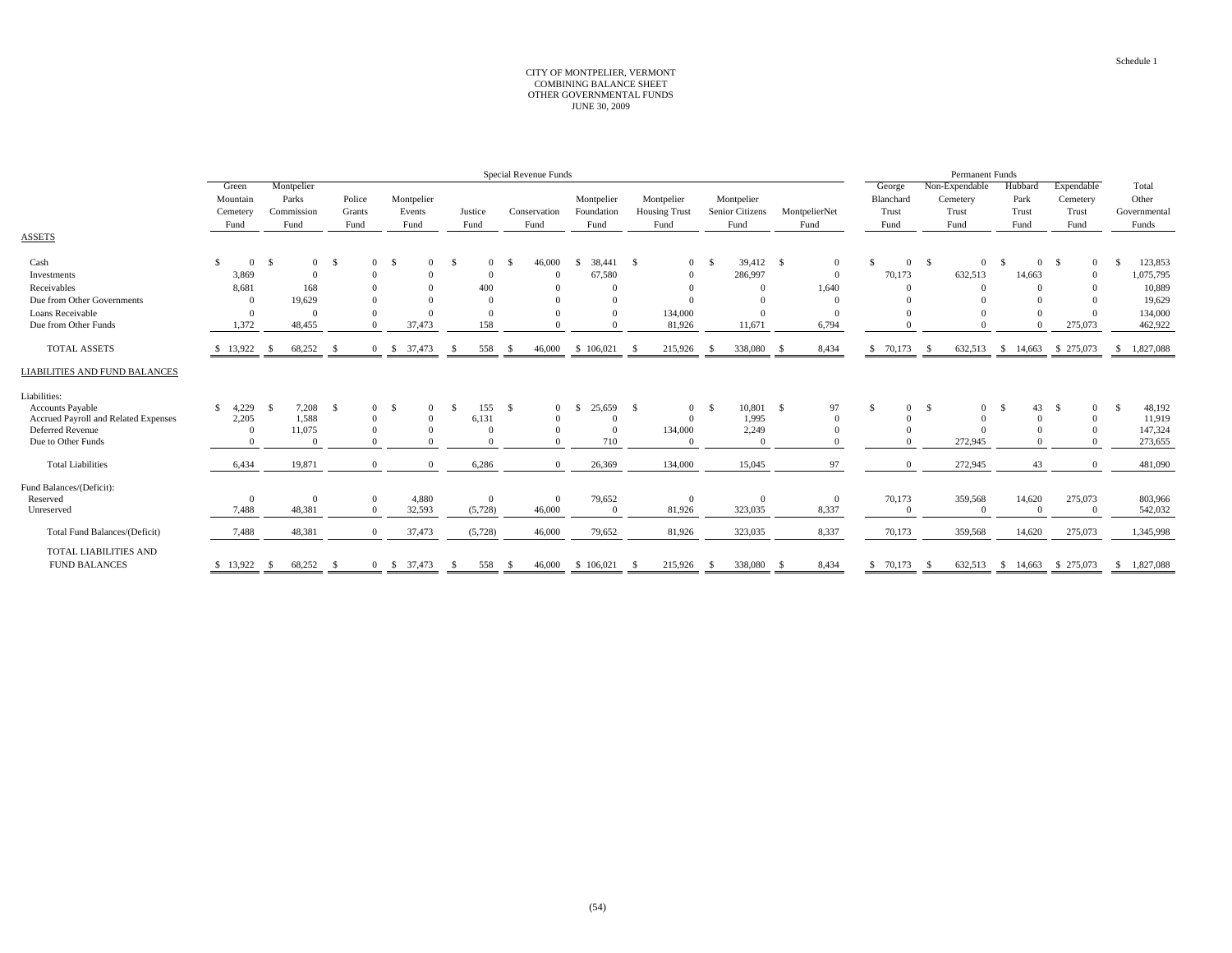Schedule 1

# CITY OF MONTPELIER, VERMONT
## COMBINING BALANCE SHEET
## OTHER GOVERNMENTAL FUNDS
## JUNE 30, 2009

| | Special Revenue Funds | | | | | | | | | | Permanent Funds | | | | |
|---|---|---|---|---|---|---|---|---|---|---|---|---|---|---|---|
| | Green Mountain Cemetery Fund | Montpelier Parks Commission Fund | Police Grants Fund | Montpelier Events Fund | Justice Fund | Conservation Fund | Montpelier Foundation Fund | Montpelier Housing Trust Fund | Montpelier Senior Citizens Fund | MontpelierNet Fund | George Blanchard Trust Fund | Non-Expendable Cemetery Trust Fund | Hubbard Park Trust Fund | Expendable Cemetery Trust Fund | Total Other Governmental Funds |
| ASSETS | | | | | | | | | | | | | | | |
| Cash | $ 0 | $ 0 | $ 0 | $ 0 | $ 0 | $ 46,000 | $ 38,441 | $ 0 | $ 39,412 | $ 0 | $ 0 | $ 0 | $ 0 | $ 0 | $ 123,853 |
| Investments | 3,869 | 0 | 0 | 0 | 0 | 0 | 67,580 | 0 | 286,997 | 0 | 70,173 | 632,513 | 14,663 | 0 | 1,075,795 |
| Receivables | 8,681 | 168 | 0 | 0 | 400 | 0 | 0 | 0 | 0 | 1,640 | 0 | 0 | 0 | 0 | 10,889 |
| Due from Other Governments | 0 | 19,629 | 0 | 0 | 0 | 0 | 0 | 0 | 0 | 0 | 0 | 0 | 0 | 0 | 19,629 |
| Loans Receivable | 0 | 0 | 0 | 0 | 0 | 0 | 0 | 134,000 | 0 | 0 | 0 | 0 | 0 | 0 | 134,000 |
| Due from Other Funds | 1,372 | 48,455 | 0 | 37,473 | 158 | 0 | 0 | 81,926 | 11,671 | 6,794 | 0 | 0 | 0 | 275,073 | 462,922 |
| TOTAL ASSETS | $ 13,922 | $ 68,252 | $ 0 | $ 37,473 | $ 558 | $ 46,000 | $ 106,021 | $ 215,926 | $ 338,080 | $ 8,434 | $ 70,173 | $ 632,513 | $ 14,663 | $ 275,073 | $ 1,827,088 |
| LIABILITIES AND FUND BALANCES | | | | | | | | | | | | | | | |
| Liabilities: | | | | | | | | | | | | | | | |
| Accounts Payable | $ 4,229 | $ 7,208 | $ 0 | $ 0 | $ 155 | $ 0 | $ 25,659 | $ 0 | $ 10,801 | $ 97 | $ 0 | $ 0 | $ 43 | $ 0 | $ 48,192 |
| Accrued Payroll and Related Expenses | 2,205 | 1,588 | 0 | 0 | 6,131 | 0 | 0 | 0 | 1,995 | 0 | 0 | 0 | 0 | 0 | 11,919 |
| Deferred Revenue | 0 | 11,075 | 0 | 0 | 0 | 0 | 0 | 134,000 | 2,249 | 0 | 0 | 0 | 0 | 0 | 147,324 |
| Due to Other Funds | 0 | 0 | 0 | 0 | 0 | 0 | 710 | 0 | 0 | 0 | 0 | 272,945 | 0 | 0 | 273,655 |
| Total Liabilities | 6,434 | 19,871 | 0 | 0 | 6,286 | 0 | 26,369 | 134,000 | 15,045 | 97 | 0 | 272,945 | 43 | 0 | 481,090 |
| Fund Balances/(Deficit): | | | | | | | | | | | | | | | |
| Reserved | 0 | 0 | 0 | 4,880 | 0 | 0 | 79,652 | 0 | 0 | 0 | 70,173 | 359,568 | 14,620 | 275,073 | 803,966 |
| Unreserved | 7,488 | 48,381 | 0 | 32,593 | (5,728) | 46,000 | 0 | 81,926 | 323,035 | 8,337 | 0 | 0 | 0 | 0 | 542,032 |
| Total Fund Balances/(Deficit) | 7,488 | 48,381 | 0 | 37,473 | (5,728) | 46,000 | 79,652 | 81,926 | 323,035 | 8,337 | 70,173 | 359,568 | 14,620 | 275,073 | 1,345,998 |
| TOTAL LIABILITIES AND FUND BALANCES | $ 13,922 | $ 68,252 | $ 0 | $ 37,473 | $ 558 | $ 46,000 | $ 106,021 | $ 215,926 | $ 338,080 | $ 8,434 | $ 70,173 | $ 632,513 | $ 14,663 | $ 275,073 | $ 1,827,088 |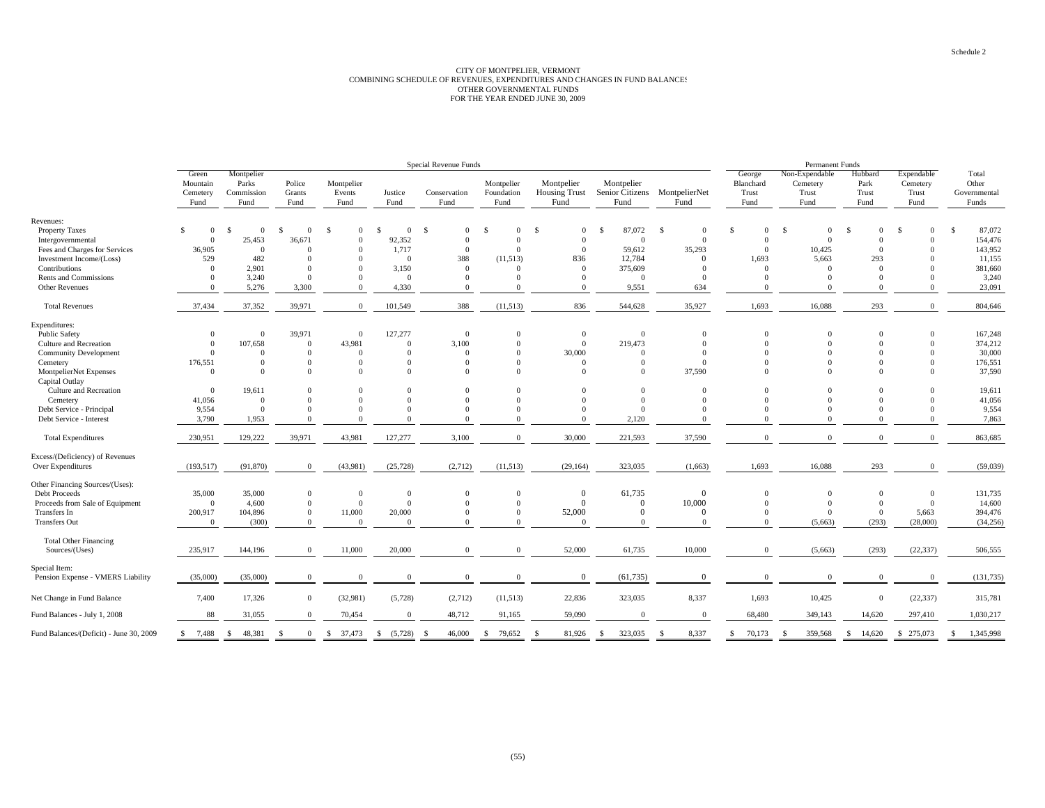Schedule 2

# CITY OF MONTPELIER, VERMONT
## COMBINING SCHEDULE OF REVENUES, EXPENDITURES AND CHANGES IN FUND BALANCES
## OTHER GOVERNMENTAL FUNDS
## FOR THE YEAR ENDED JUNE 30, 2009

| | Special Revenue Funds | | | | | | | | | | Permanent Funds | | | | |
|---|---|---|---|---|---|---|---|---|---|---|---|---|---|---|---|
| | Green Mountain Cemetery Fund | Montpelier Parks Commission Fund | Police Grants Fund | Montpelier Events Fund | Justice Fund | Conservation Fund | Montpelier Foundation Fund | Montpelier Housing Trust Fund | Montpelier Senior Citizens Fund | MontpelierNet Fund | George Blanchard Trust Fund | Non-Expendable Cemetery Trust Fund | Hubbard Park Trust Fund | Expendable Cemetery Trust Fund | Total Other Governmental Funds |
| **Revenues:** | | | | | | | | | | | | | | | |
| Property Taxes | $ 0 | $ 0 | $ 0 | $ 0 | $ 0 | $ 0 | $ 0 | $ 0 | $ 87,072 | $ 0 | $ 0 | $ 0 | $ 0 | $ 0 | $ 87,072 |
| Intergovernmental | 0 | 25,453 | 36,671 | 0 | 92,352 | 0 | 0 | 0 | 0 | 0 | 0 | 0 | 0 | 0 | 154,476 |
| Fees and Charges for Services | 36,905 | 0 | 0 | 0 | 1,717 | 0 | 0 | 0 | 59,612 | 35,293 | 0 | 10,425 | 0 | 0 | 143,952 |
| Investment Income/(Loss) | 529 | 482 | 0 | 0 | 0 | 388 | (11,513) | 836 | 12,784 | 0 | 1,693 | 5,663 | 293 | 0 | 11,155 |
| Contributions | 0 | 2,901 | 0 | 0 | 3,150 | 0 | 0 | 0 | 375,609 | 0 | 0 | 0 | 0 | 0 | 381,660 |
| Rents and Commissions | 0 | 3,240 | 0 | 0 | 0 | 0 | 0 | 0 | 0 | 0 | 0 | 0 | 0 | 0 | 3,240 |
| Other Revenues | 0 | 5,276 | 3,300 | 0 | 4,330 | 0 | 0 | 0 | 9,551 | 634 | 0 | 0 | 0 | 0 | 23,091 |
| Total Revenues | 37,434 | 37,352 | 39,971 | 0 | 101,549 | 388 | (11,513) | 836 | 544,628 | 35,927 | 1,693 | 16,088 | 293 | 0 | 804,646 |
| **Expenditures:** | | | | | | | | | | | | | | | |
| Public Safety | 0 | 0 | 39,971 | 0 | 127,277 | 0 | 0 | 0 | 0 | 0 | 0 | 0 | 0 | 0 | 167,248 |
| Culture and Recreation | 0 | 107,658 | 0 | 43,981 | 0 | 3,100 | 0 | 0 | 219,473 | 0 | 0 | 0 | 0 | 0 | 374,212 |
| Community Development | 0 | 0 | 0 | 0 | 0 | 0 | 0 | 30,000 | 0 | 0 | 0 | 0 | 0 | 0 | 30,000 |
| Cemetery | 176,551 | 0 | 0 | 0 | 0 | 0 | 0 | 0 | 0 | 0 | 0 | 0 | 0 | 0 | 176,551 |
| MontpelierNet Expenses | 0 | 0 | 0 | 0 | 0 | 0 | 0 | 0 | 0 | 37,590 | 0 | 0 | 0 | 0 | 37,590 |
| Capital Outlay | | | | | | | | | | | | | | | |
| Culture and Recreation | 0 | 19,611 | 0 | 0 | 0 | 0 | 0 | 0 | 0 | 0 | 0 | 0 | 0 | 0 | 19,611 |
| Cemetery | 41,056 | 0 | 0 | 0 | 0 | 0 | 0 | 0 | 0 | 0 | 0 | 0 | 0 | 0 | 41,056 |
| Debt Service - Principal | 9,554 | 0 | 0 | 0 | 0 | 0 | 0 | 0 | 0 | 0 | 0 | 0 | 0 | 0 | 9,554 |
| Debt Service - Interest | 3,790 | 1,953 | 0 | 0 | 0 | 0 | 0 | 0 | 2,120 | 0 | 0 | 0 | 0 | 0 | 7,863 |
| Total Expenditures | 230,951 | 129,222 | 39,971 | 43,981 | 127,277 | 3,100 | 0 | 30,000 | 221,593 | 37,590 | 0 | 0 | 0 | 0 | 863,685 |
| Excess/(Deficiency) of Revenues Over Expenditures | (193,517) | (91,870) | 0 | (43,981) | (25,728) | (2,712) | (11,513) | (29,164) | 323,035 | (1,663) | 1,693 | 16,088 | 293 | 0 | (59,039) |
| **Other Financing Sources/(Uses):** | | | | | | | | | | | | | | | |
| Debt Proceeds | 35,000 | 35,000 | 0 | 0 | 0 | 0 | 0 | 0 | 61,735 | 0 | 0 | 0 | 0 | 0 | 131,735 |
| Proceeds from Sale of Equipment | 0 | 4,600 | 0 | 0 | 0 | 0 | 0 | 0 | 0 | 10,000 | 0 | 0 | 0 | 0 | 14,600 |
| Transfers In | 200,917 | 104,896 | 0 | 11,000 | 20,000 | 0 | 0 | 52,000 | 0 | 0 | 0 | 0 | 0 | 5,663 | 394,476 |
| Transfers Out | 0 | (300) | 0 | 0 | 0 | 0 | 0 | 0 | 0 | 0 | 0 | (5,663) | (293) | (28,000) | (34,256) |
| Total Other Financing Sources/(Uses) | 235,917 | 144,196 | 0 | 11,000 | 20,000 | 0 | 0 | 52,000 | 61,735 | 10,000 | 0 | (5,663) | (293) | (22,337) | 506,555 |
| **Special Item:** | | | | | | | | | | | | | | | |
| Pension Expense - VMERS Liability | (35,000) | (35,000) | 0 | 0 | 0 | 0 | 0 | 0 | (61,735) | 0 | 0 | 0 | 0 | 0 | (131,735) |
| Net Change in Fund Balance | 7,400 | 17,326 | 0 | (32,981) | (5,728) | (2,712) | (11,513) | 22,836 | 323,035 | 8,337 | 1,693 | 10,425 | 0 | (22,337) | 315,781 |
| Fund Balances - July 1, 2008 | 88 | 31,055 | 0 | 70,454 | 0 | 48,712 | 91,165 | 59,090 | 0 | 0 | 68,480 | 349,143 | 14,620 | 297,410 | 1,030,217 |
| Fund Balances/(Deficit) - June 30, 2009 | $ 7,488 | $ 48,381 | $ 0 | $ 37,473 | $ (5,728) | $ 46,000 | $ 79,652 | $ 81,926 | $ 323,035 | $ 8,337 | $ 70,173 | $ 359,568 | $ 14,620 | $ 275,073 | $ 1,345,998 |